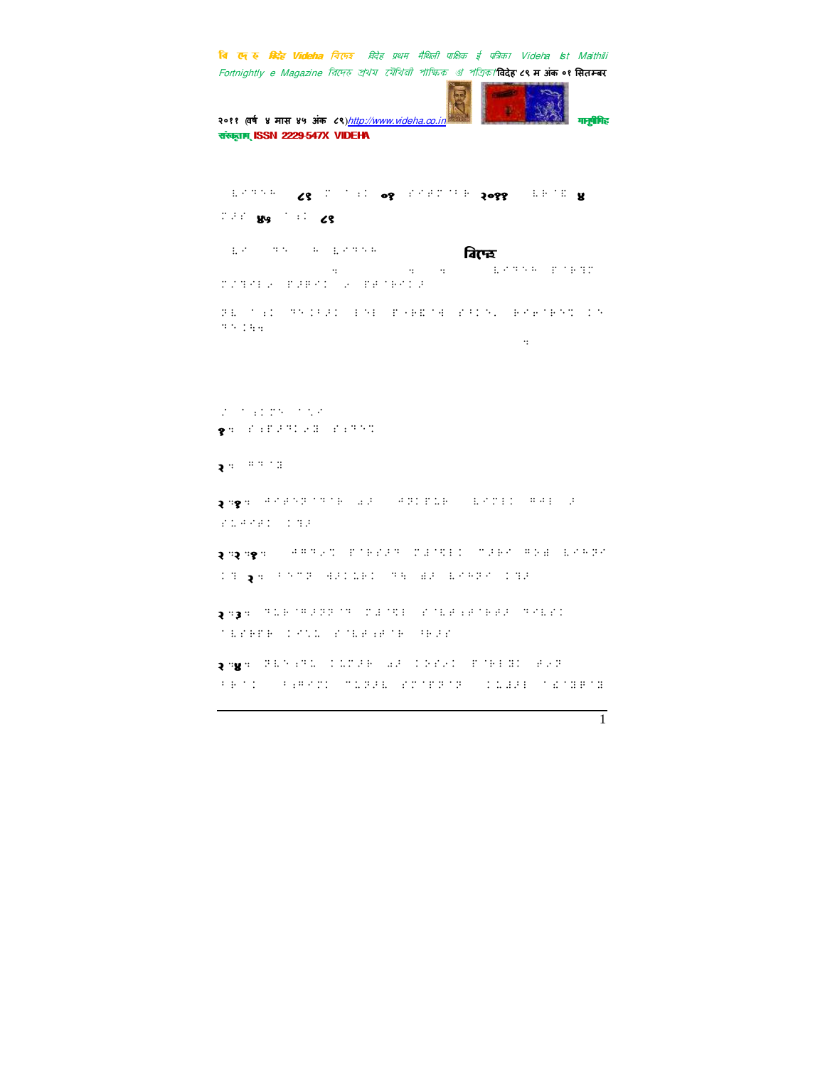विदेह' ८९ म अंक ०१ सितम्बर २०११ (वर्ष ४ मास ४५ अंक ८९)

विदेह

१.

२.

२.१.

२.२.१.

२.

२.३.

२.४.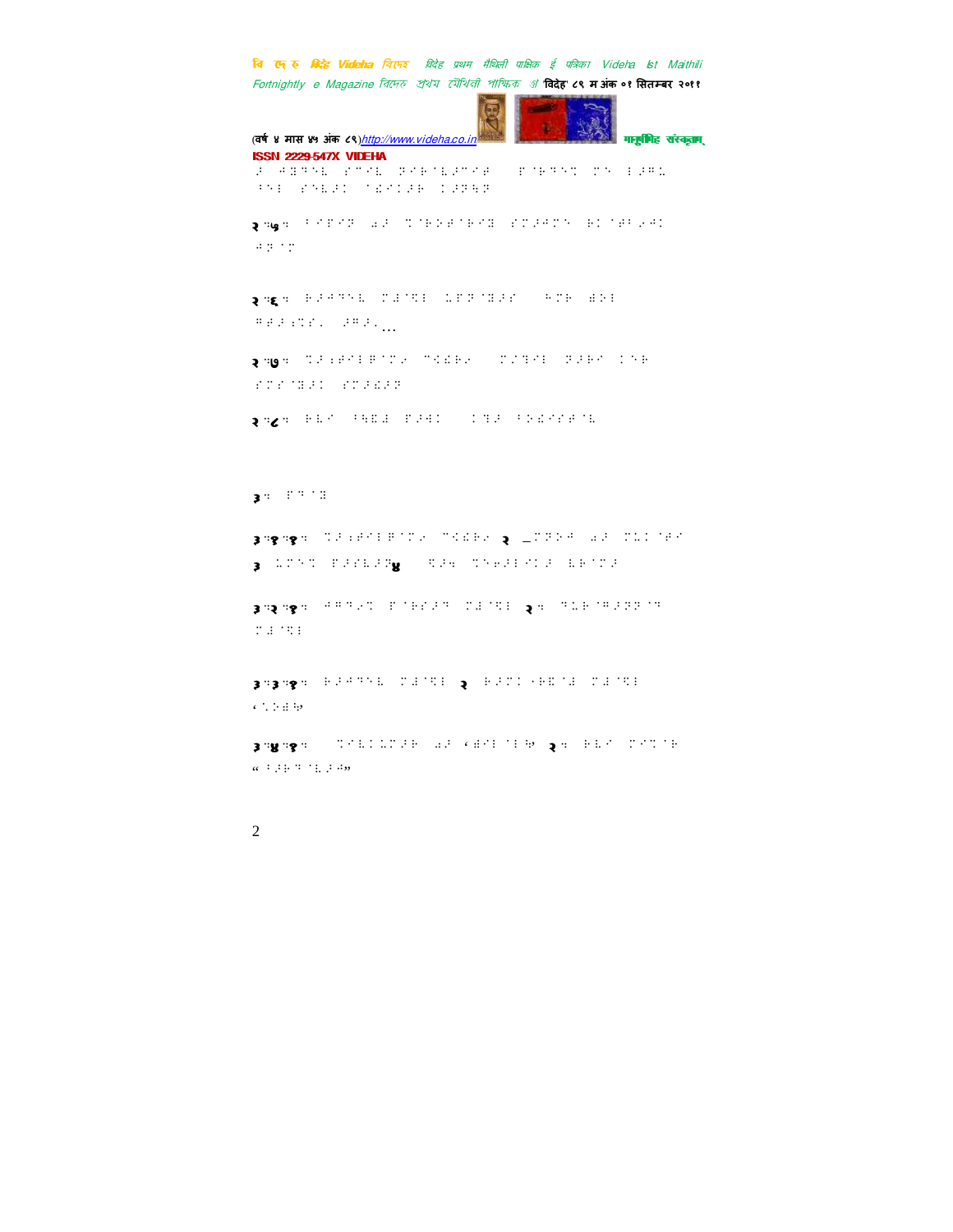२.५.

२.६.

२.७.

२.८.

३.

३.१.१. २ ३ ४

३.२.१. २.

३.३.१. २

३.४.१. २.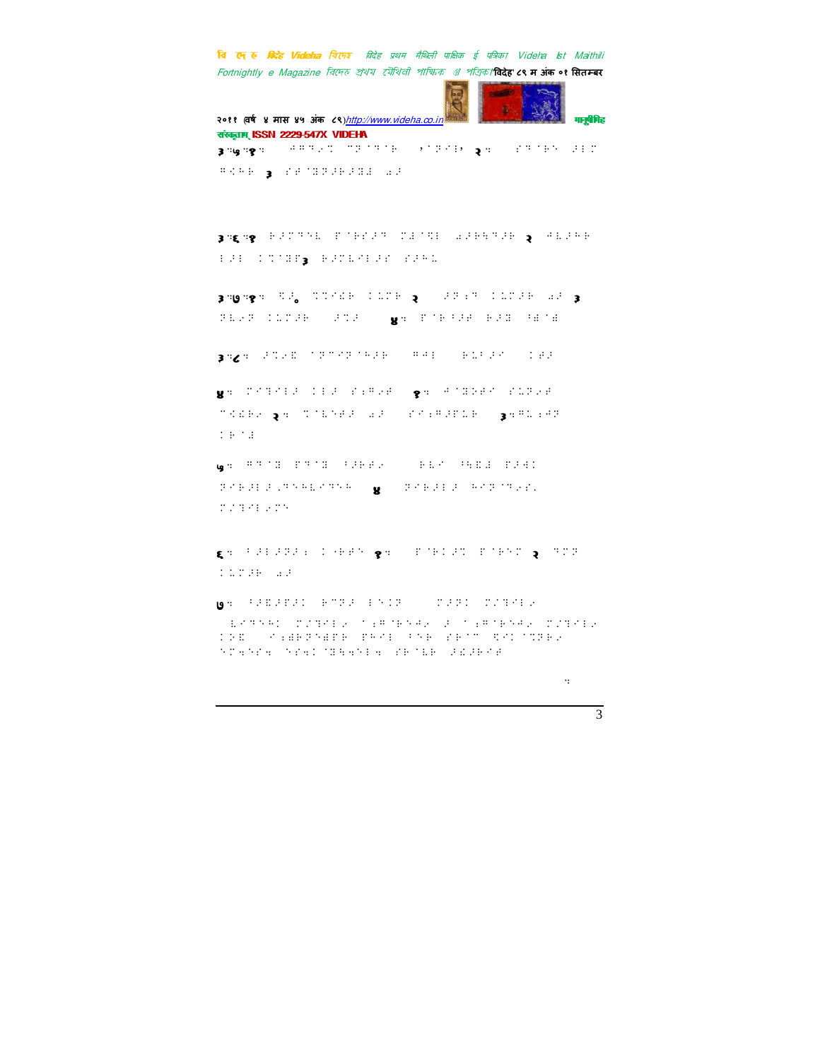३.५.१.

३.६.१.

३.७.१.

३.८.

४.

५.

६.

७.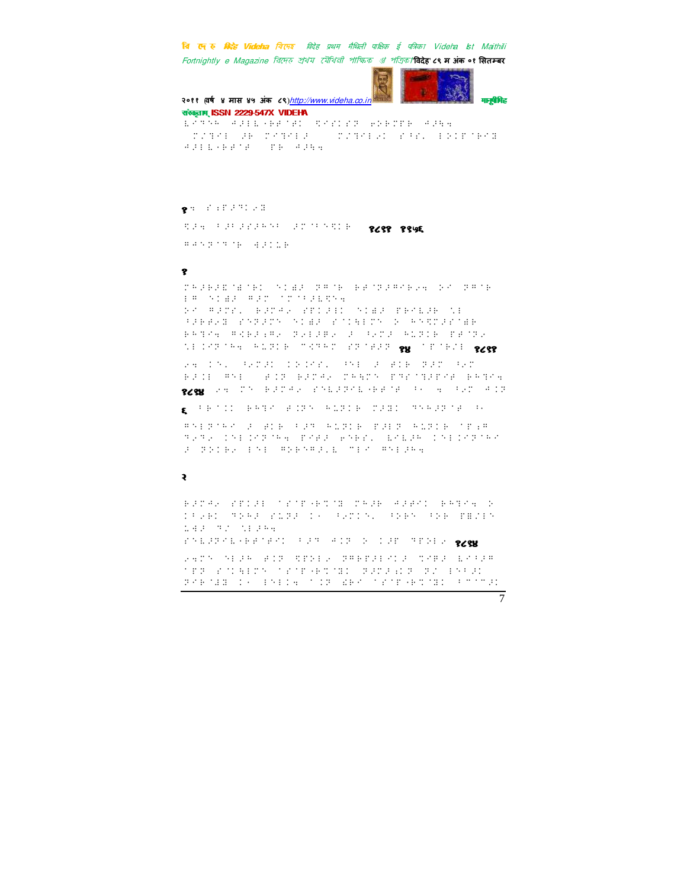१. 

१८११ ११५६

१

१४ १८११

१८१४

६

२

१८१४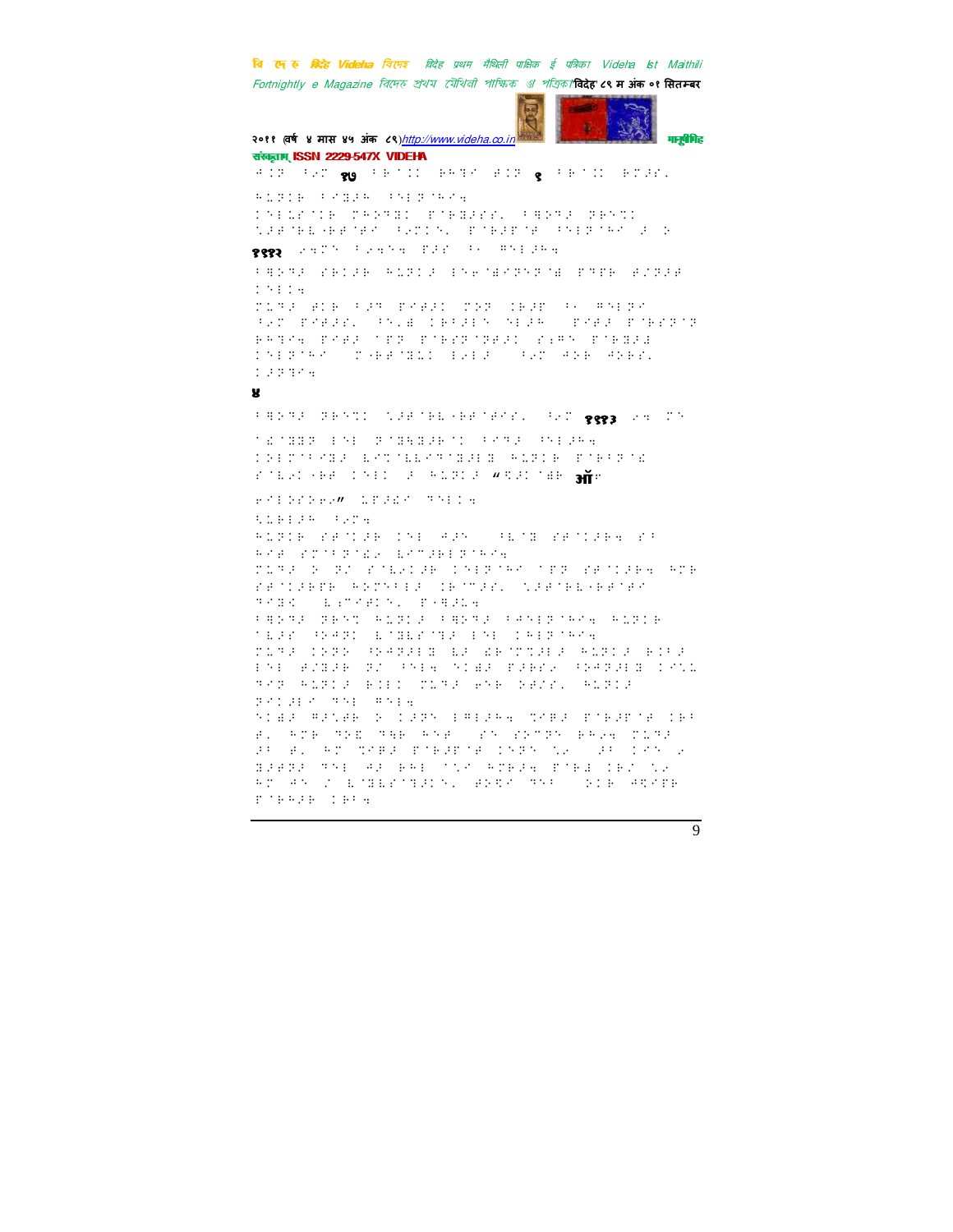४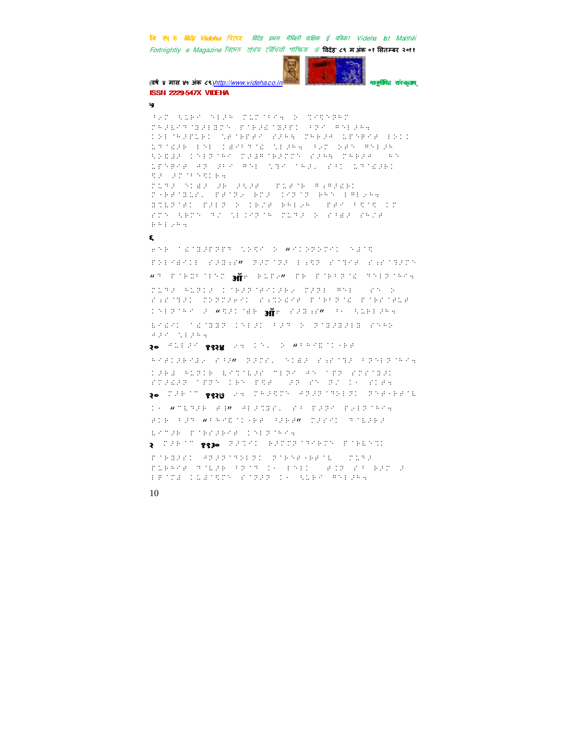५

६

२० १९२४

२० १९२७

२ १९३०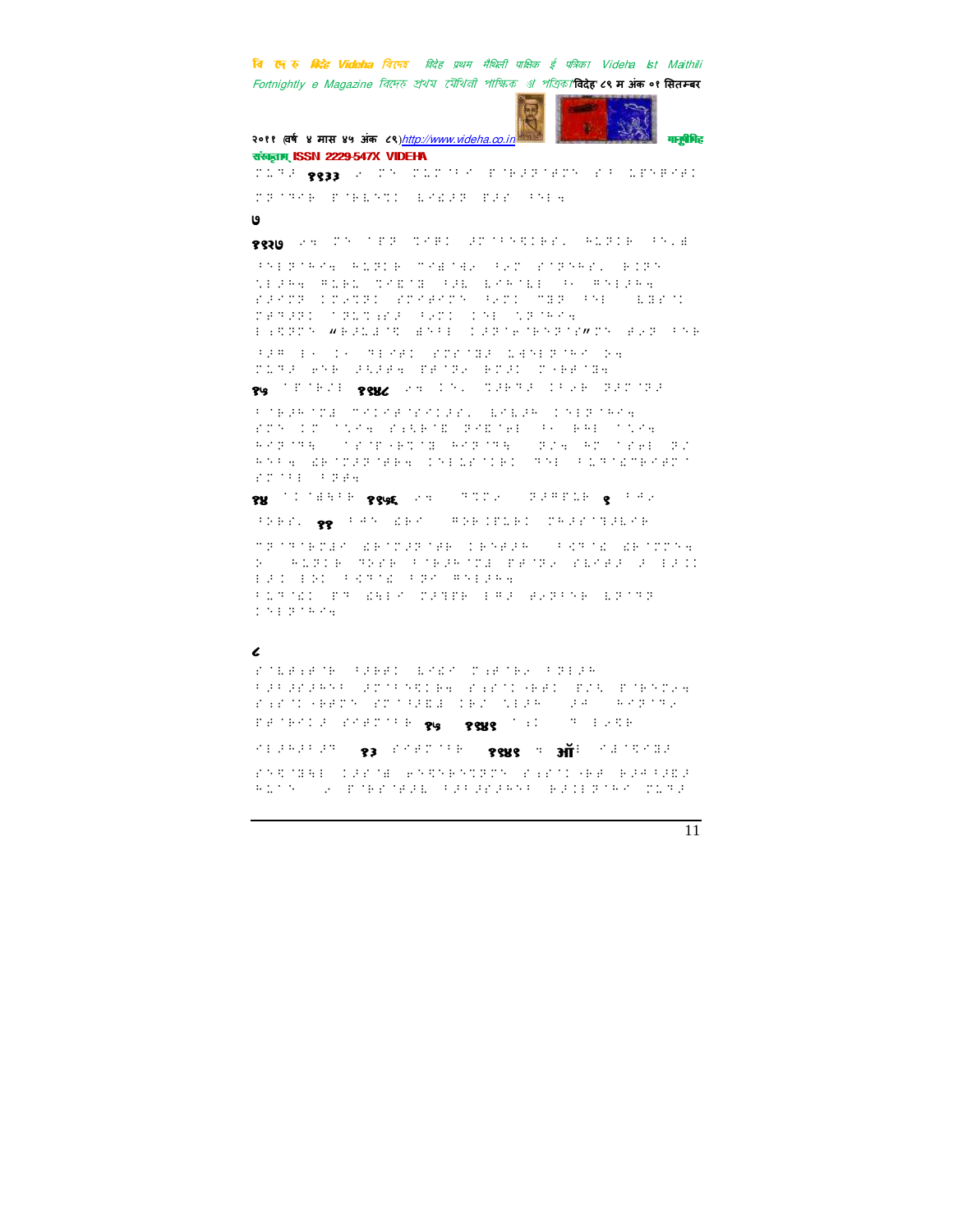७

८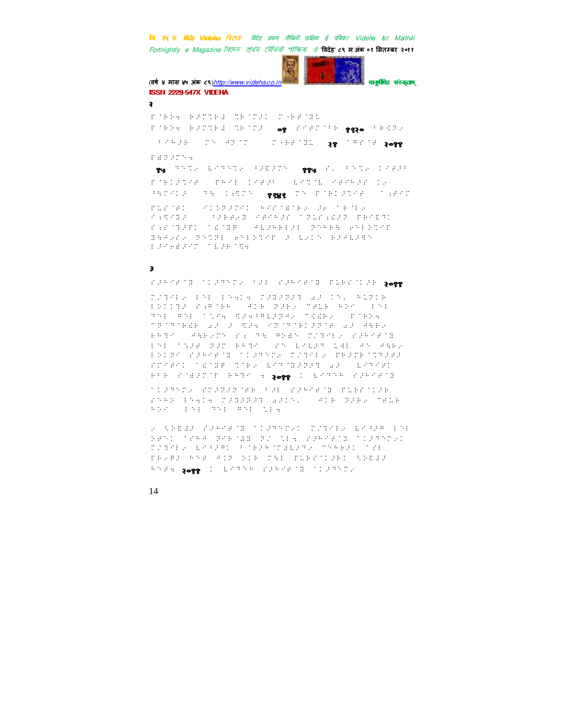२

३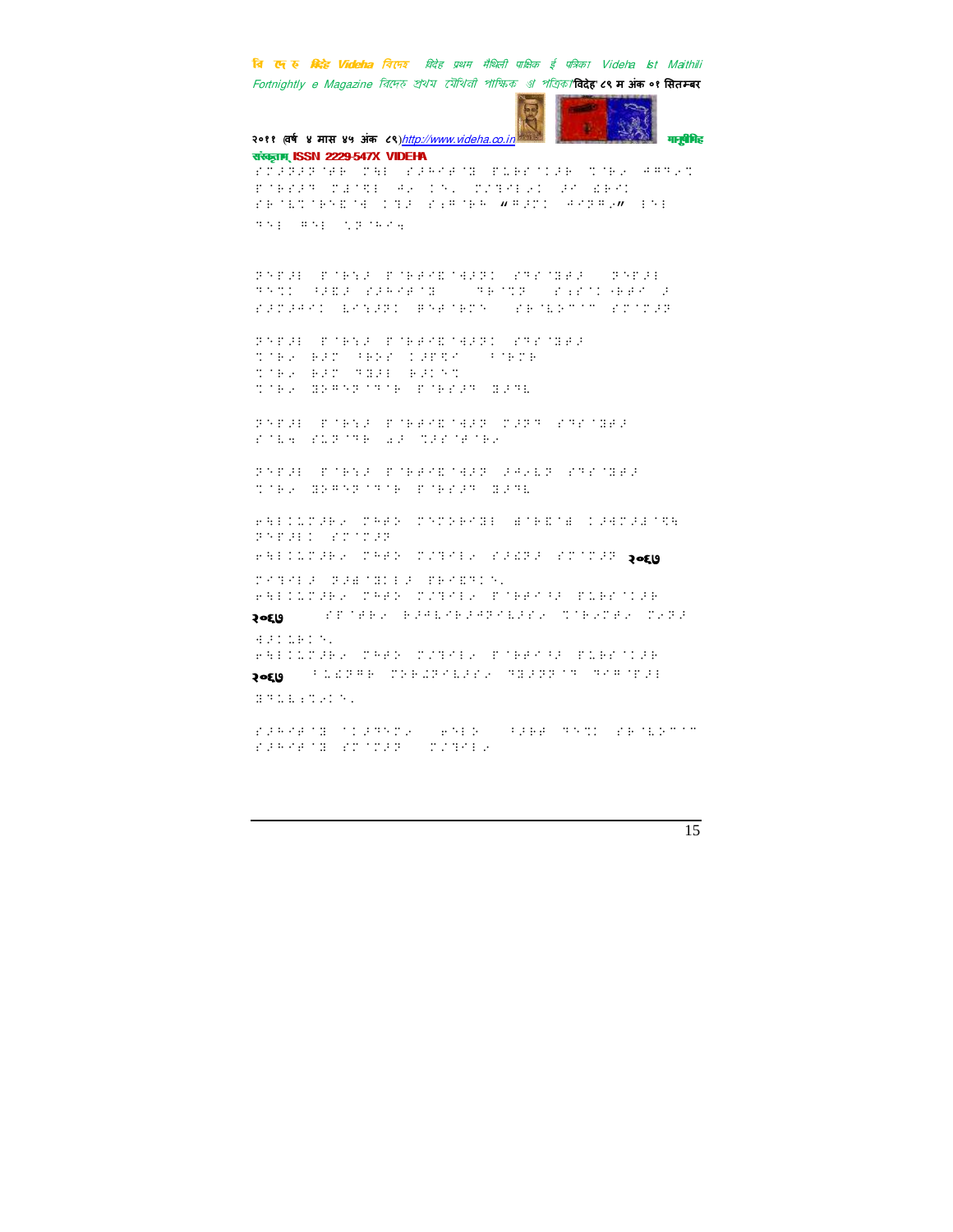२०६७

२०६७

२०६७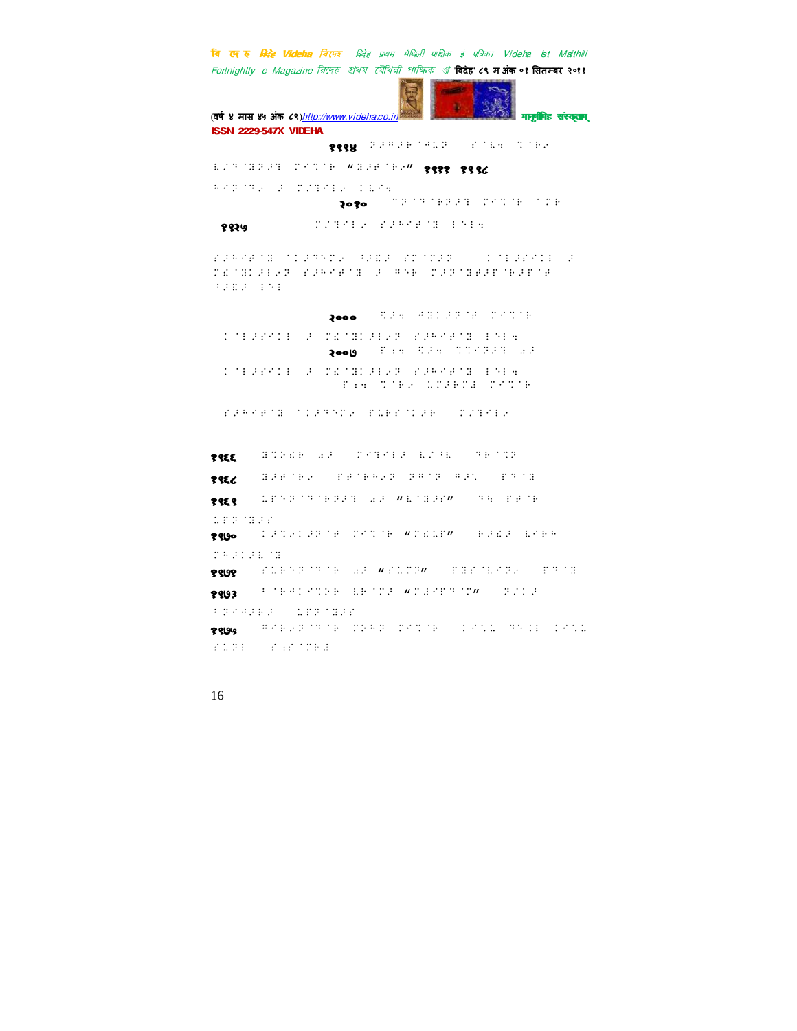१९९४

१९९१ १९९८

२०१०

१९२५

२०००

२००७

१९६६

१९६८

१९६९

१९७०

१९७१

१९७३

१९७५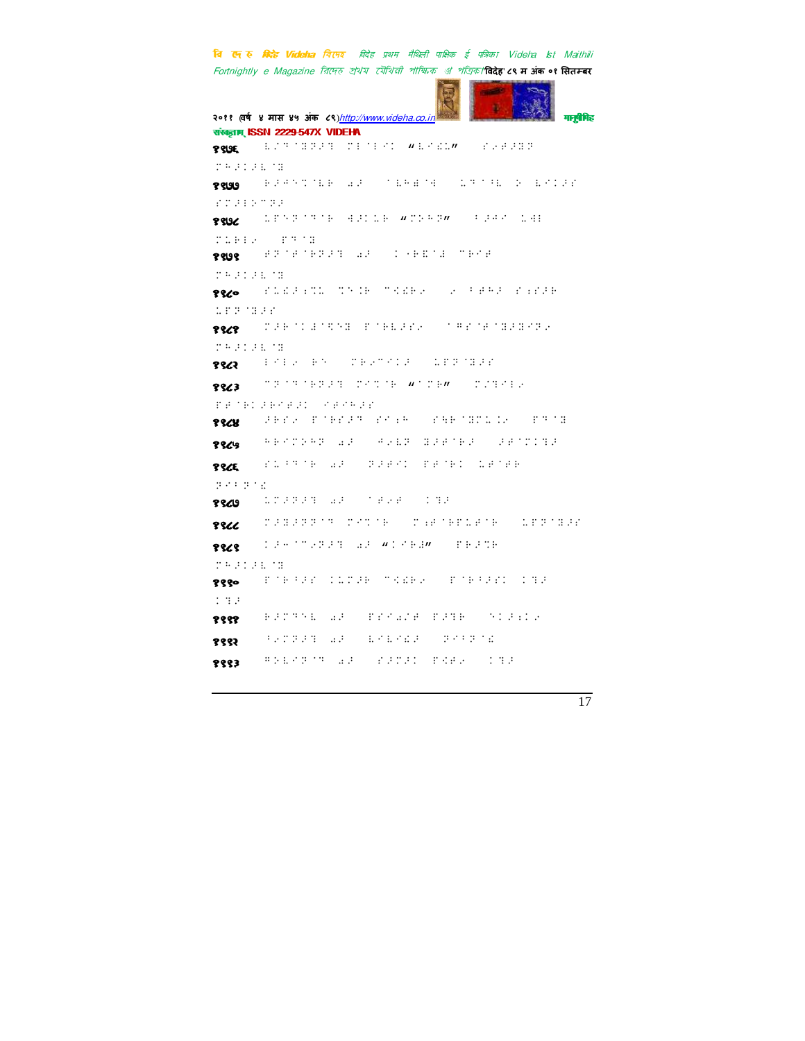१४७६

१४७७

१४७८

१४७९

१४८०

१४८१

१४८२

१४८३

१४८४

१४८५

१४८६

१४८७

१४८८

१४८९

१४९०

१४९१

१४९२

१४९३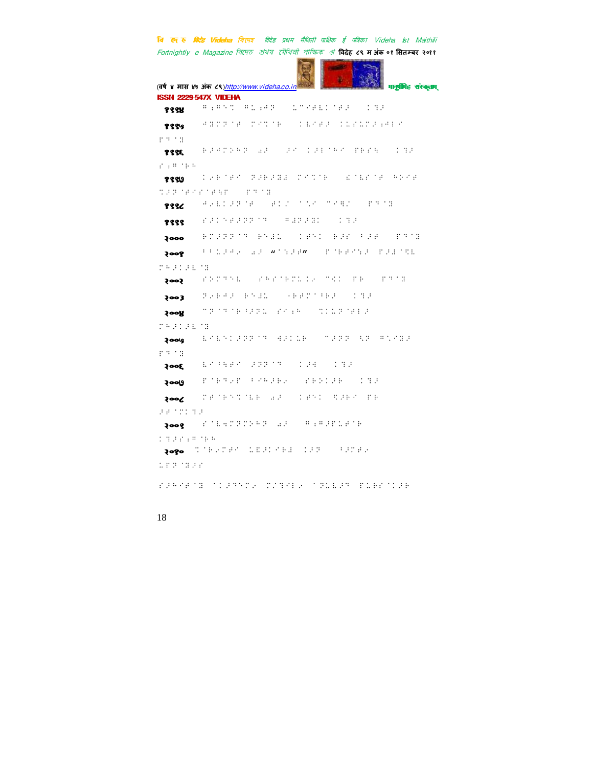१९९४

१९९५

१९९६

१९९७

१९९८

१९९९

२०००

२००१

२००२

२००३

२००४

२००५

२००६

२००७

२००८

२००९

२०१०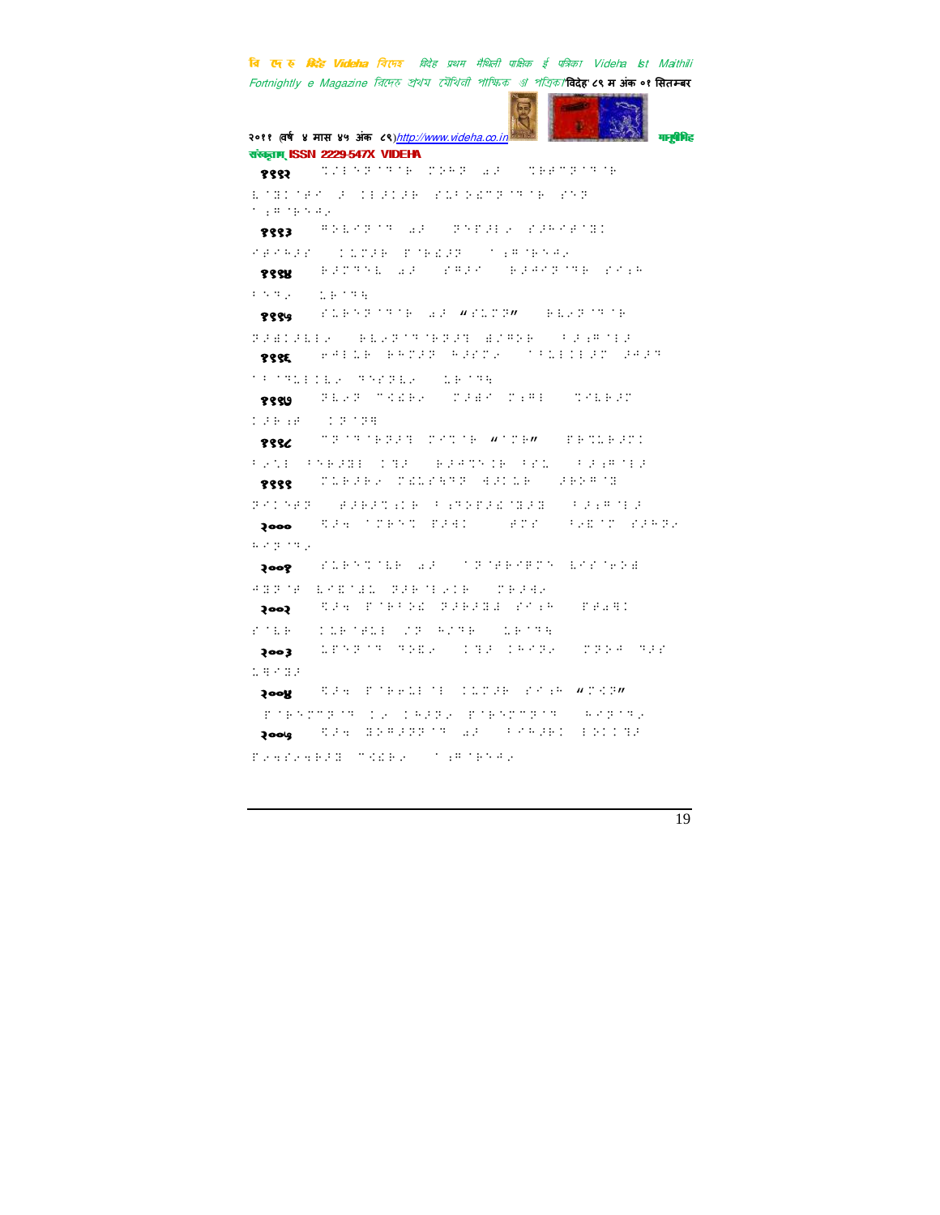१९९२ 

१९९३ 

१९९४ 

१९९५ "" 

१९९६ 

१९९७ 

१९९८ "" 

१९९९ 

२००० 

२००१ 

२००२ 

२००३ 

२००४ "" 

२००५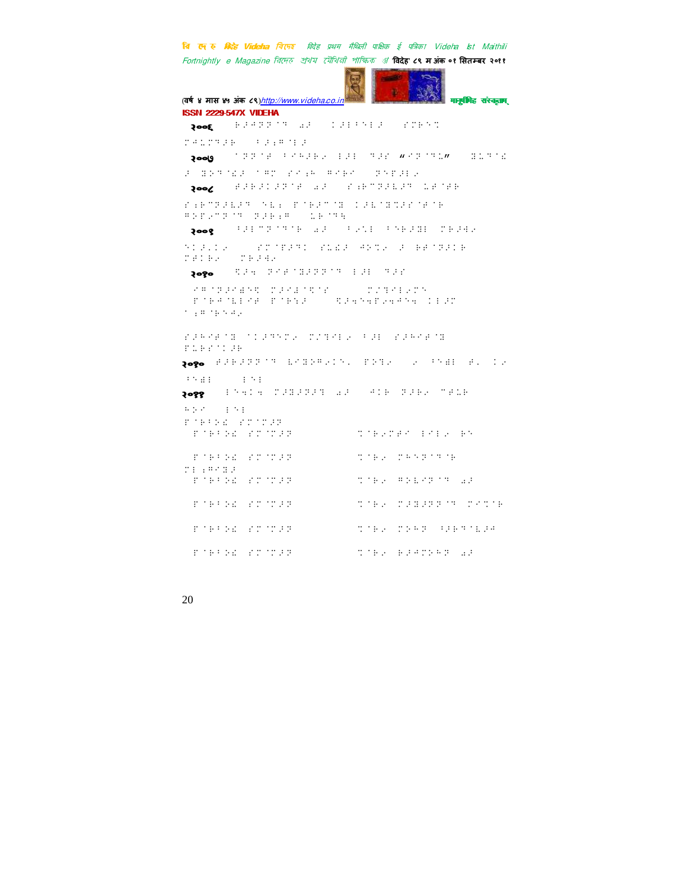ISSN 2229-547X VIDEHA

२००६

२००७

२००८

२००९

२०१०

२०१०

२०११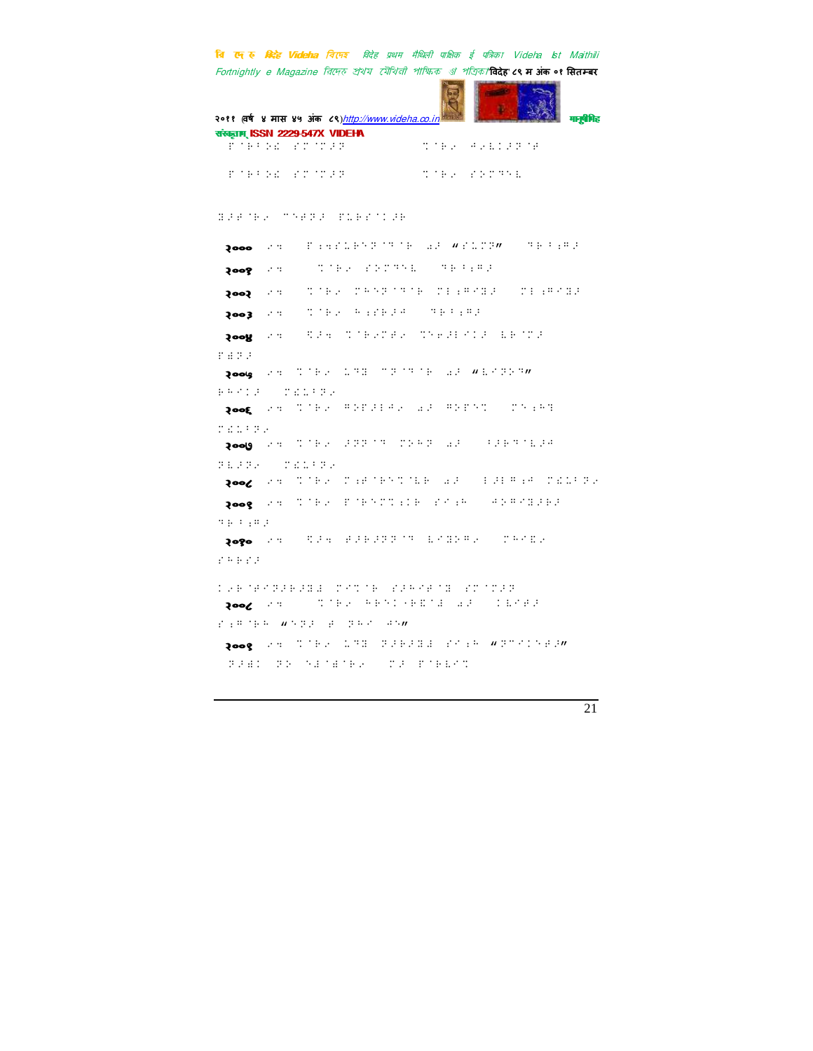२०००

२००१

२००२

२००३

२००४

२००५

२००६

२००७

२००८

२००९

२०१०

२००८

२००९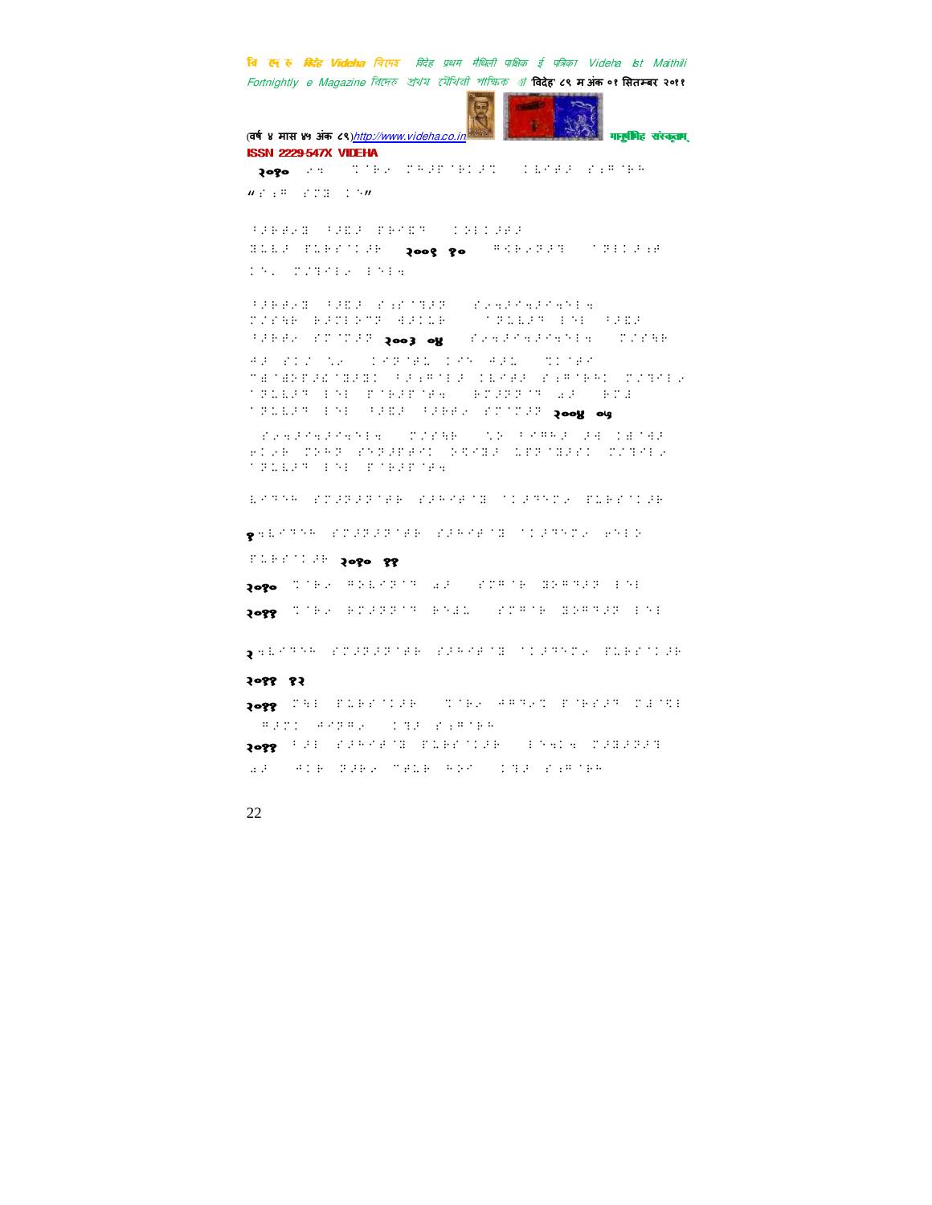२०१० ...

"..."

२००६ १०

२००३ ०४

२००४ ०७

१

२०१० ११

२०१०

२०११

२

२०११ १२

२०११

२०११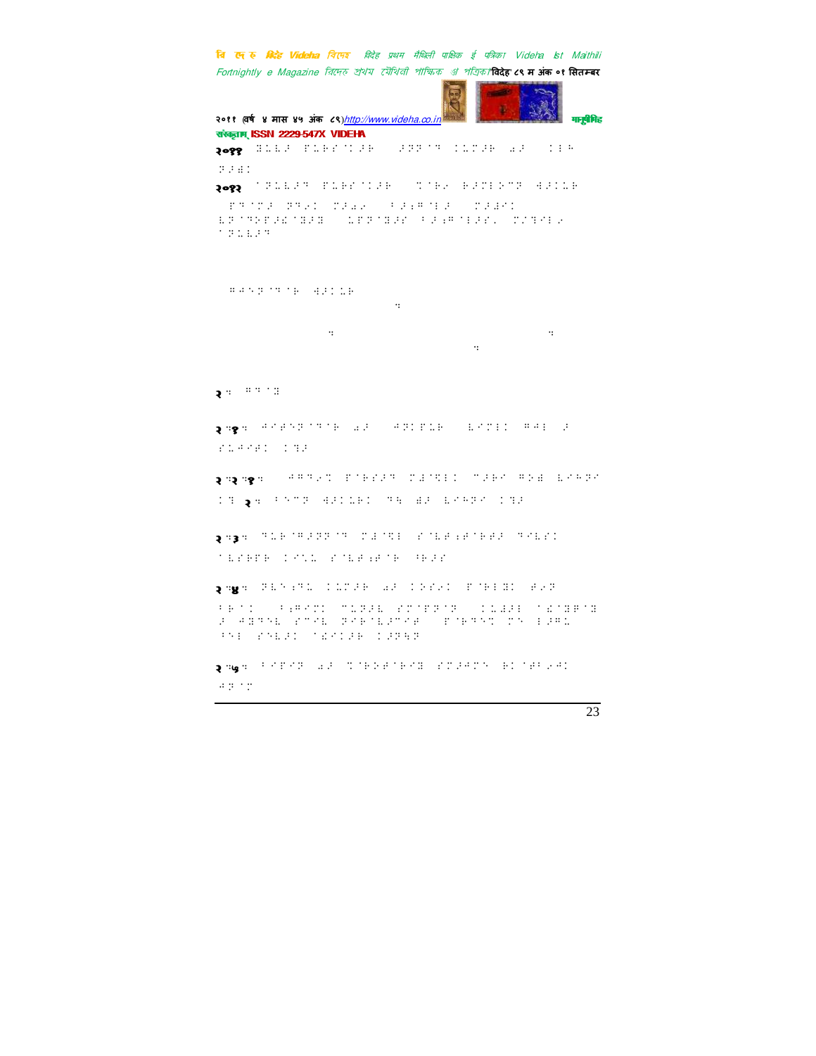२०११

२०१२

२.

२.१.

२.२.१.

२.३.

२.४.

२.५.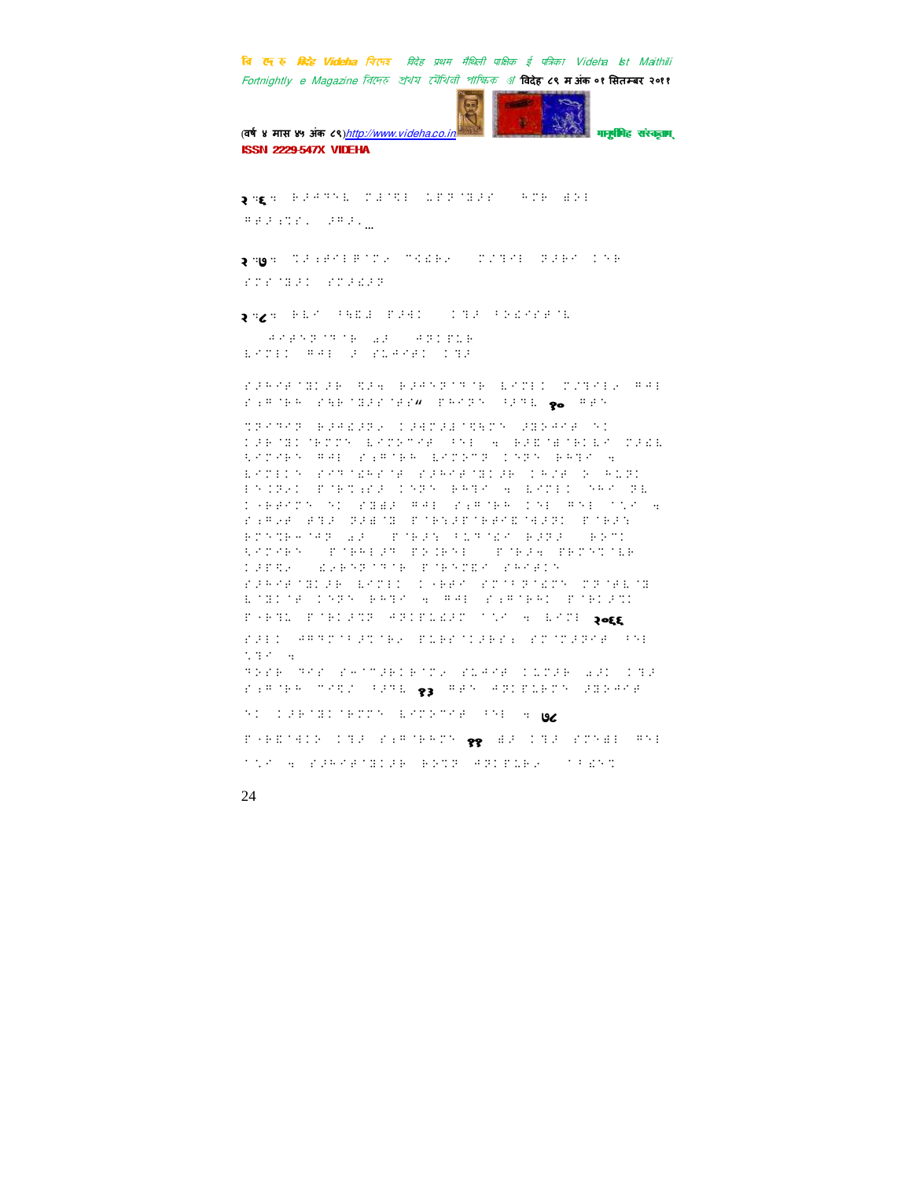२५६. ⠀⠀⠀⠀⠀⠀⠀⠀⠀⠀⠀⠀...

२५७. ⠀⠀⠀⠀⠀⠀⠀⠀⠀

२५८. ⠀⠀⠀⠀⠀⠀⠀⠀

⠀⠀⠀ १० ⠀⠀

⠀⠀⠀ २०६६

⠀⠀⠀ १३ ⠀⠀⠀

⠀⠀⠀ ७८

⠀⠀⠀ ११ ⠀⠀⠀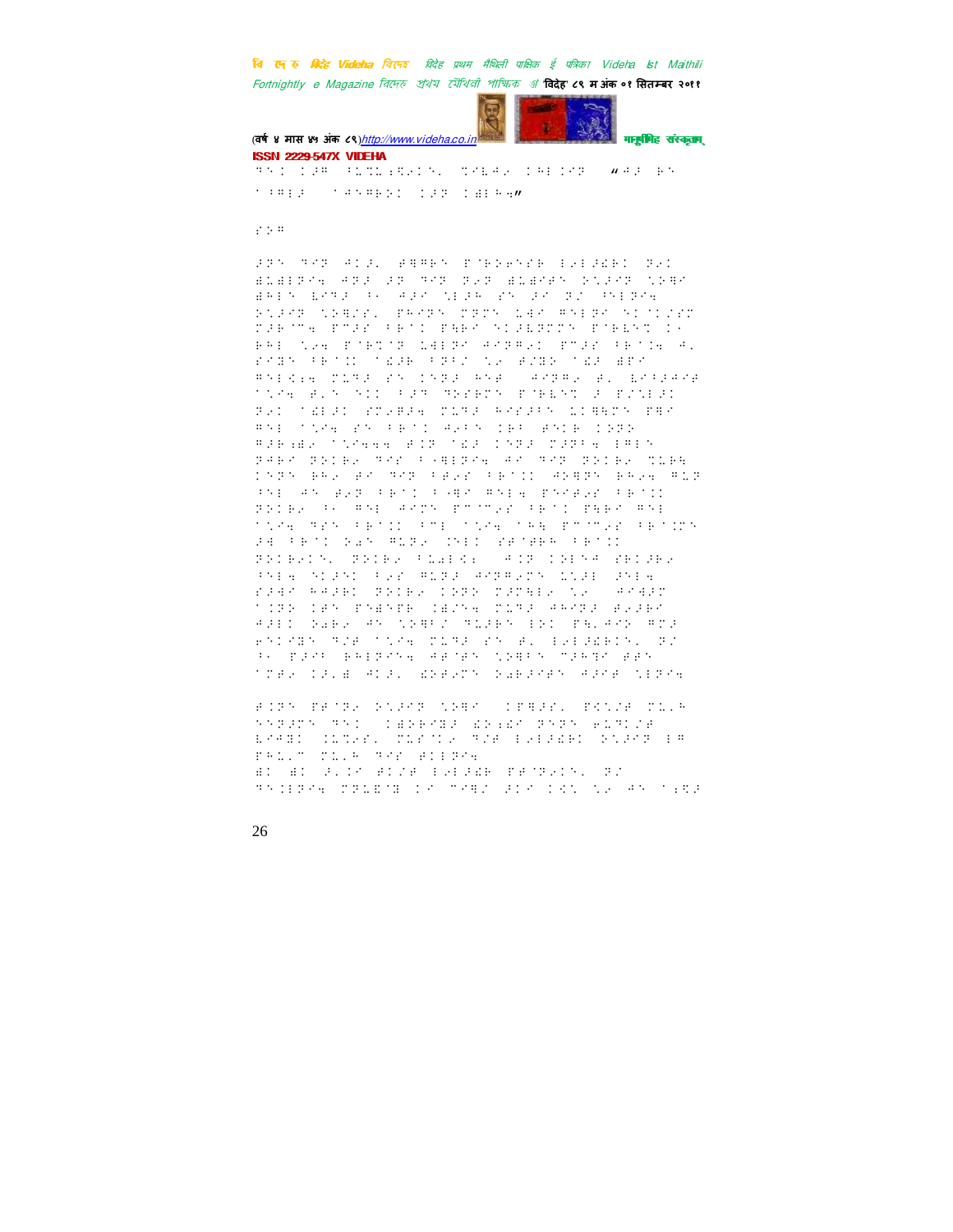(वर्ष ४ मास ४५ अंक ८९)http://www.videha.co.in मानुषीमिह संस्कृताम्

ISSN 2229-547X VIDEHA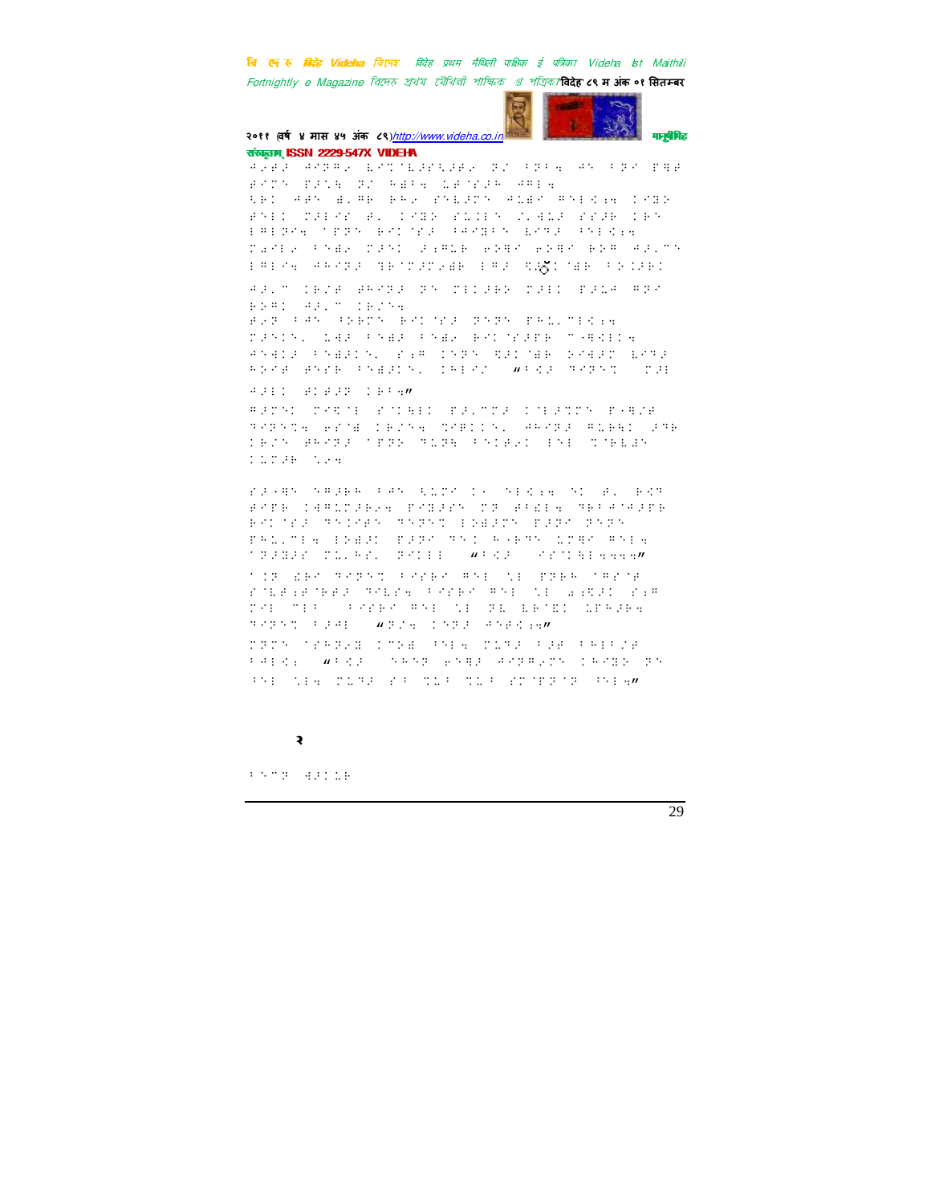२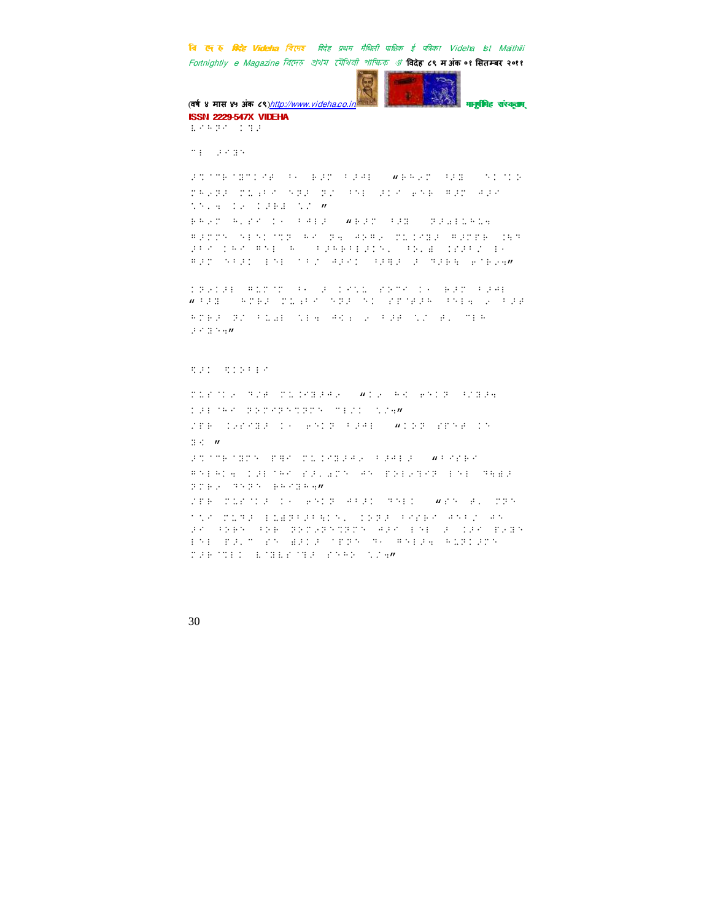ISSN 2229-547X VIDEHA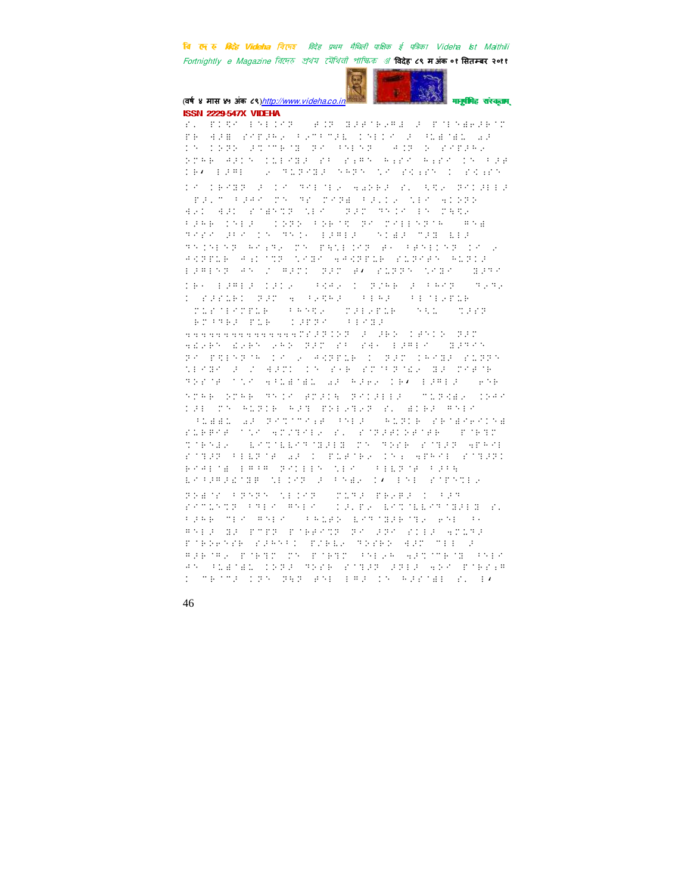(वर्ष ४ मास ४५ अंक ८९)http://www.videha.co.in मानुषीमिह संस्कृताम्

ISSN 2229-547X VIDEHA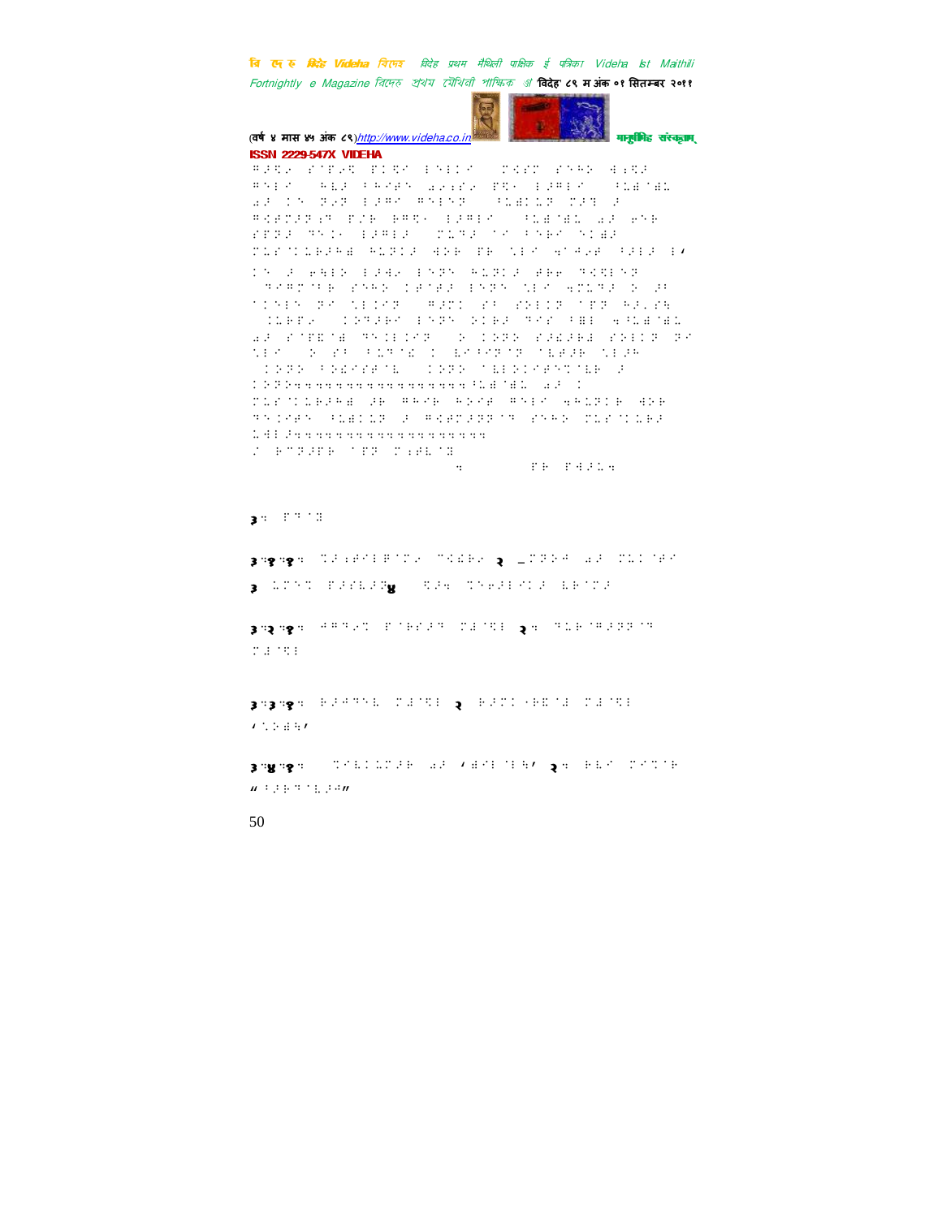ISSN 2229-547X VIDEHA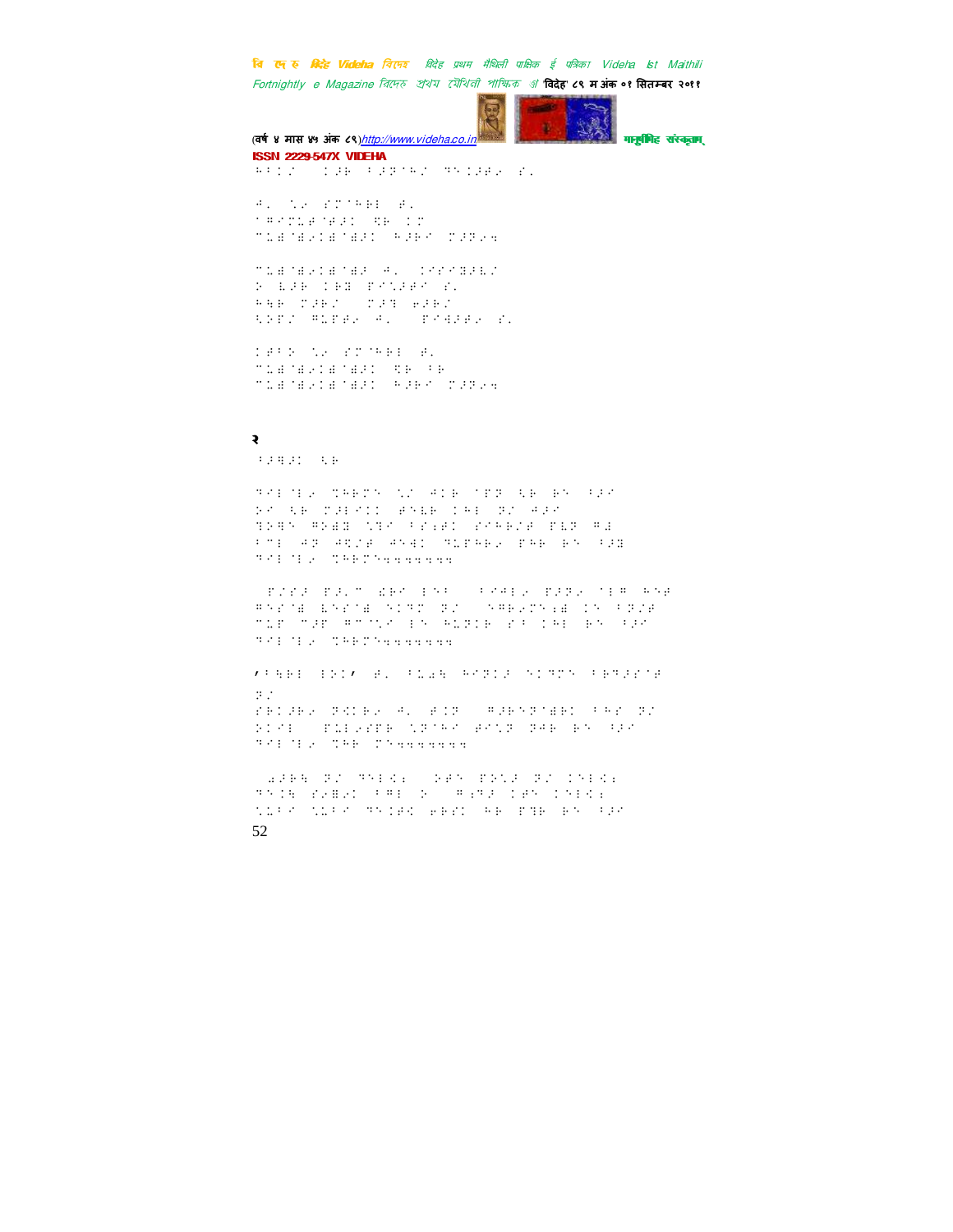२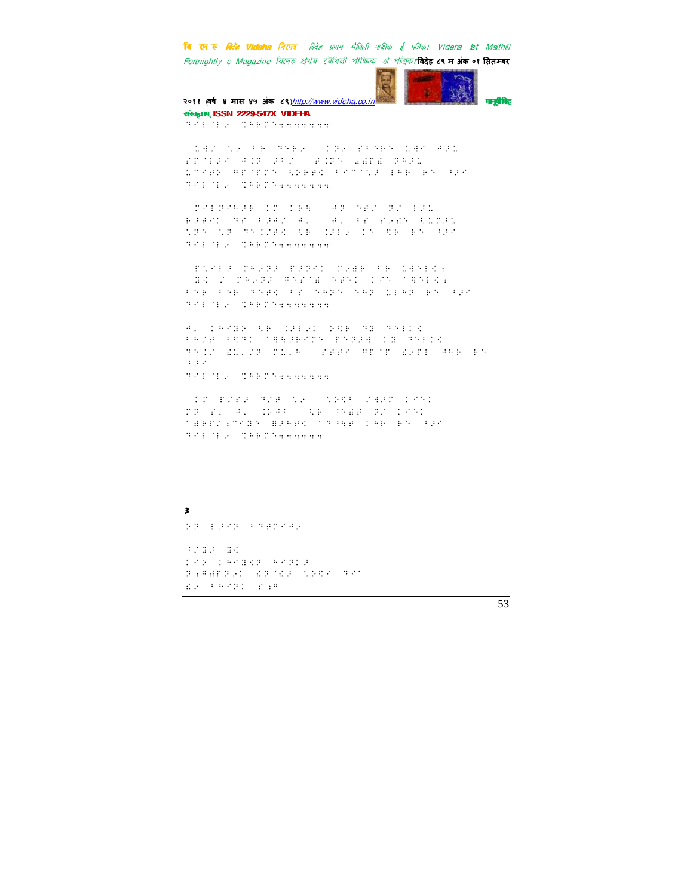३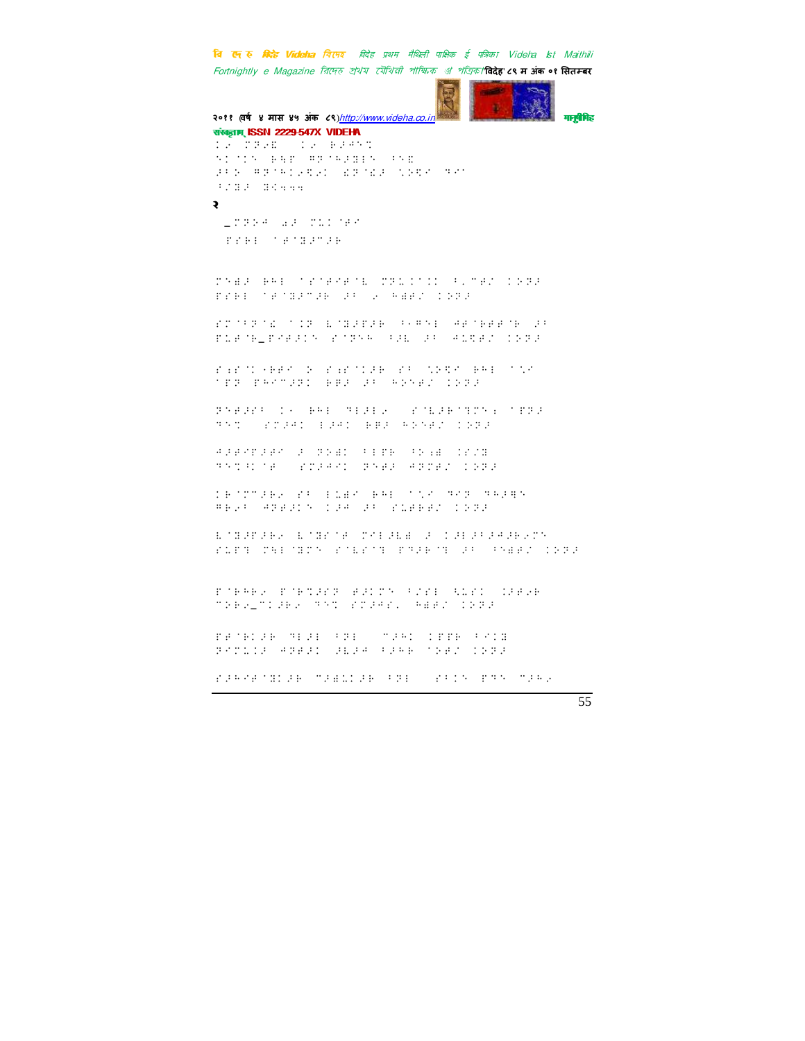संस्कृताम् ISSN 2229-547X VIDEHA

२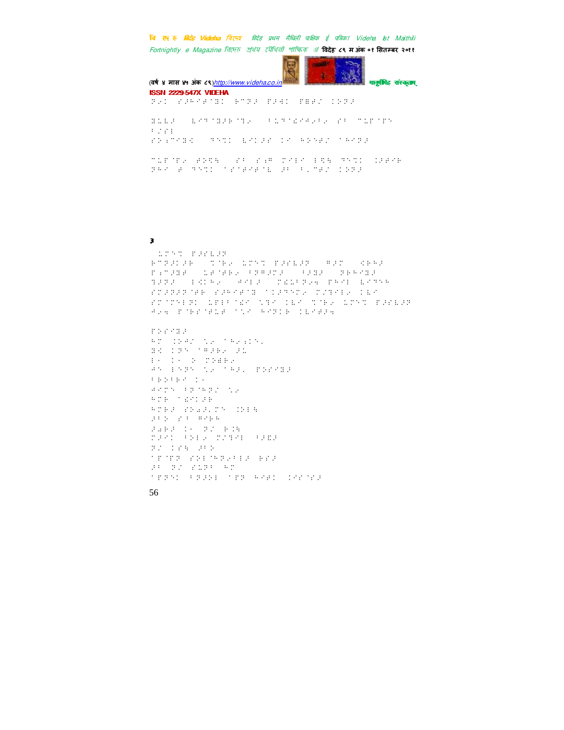3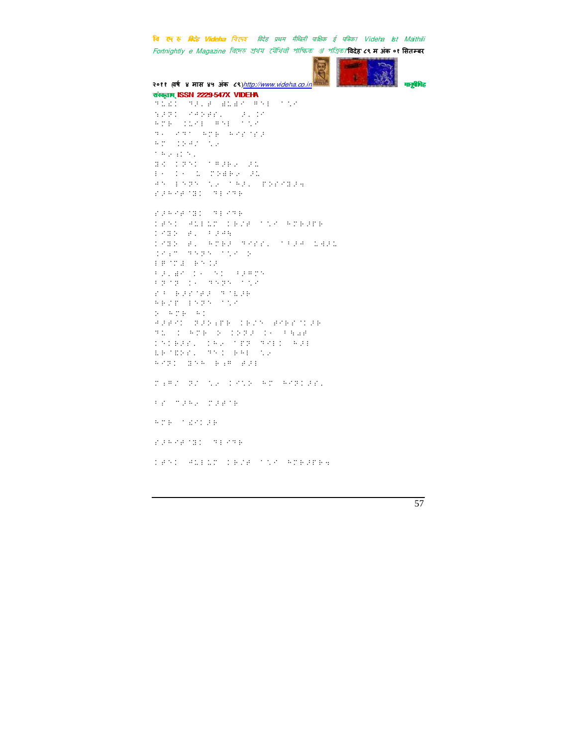संस्कृताम् ISSN 2229-547X VIDEHA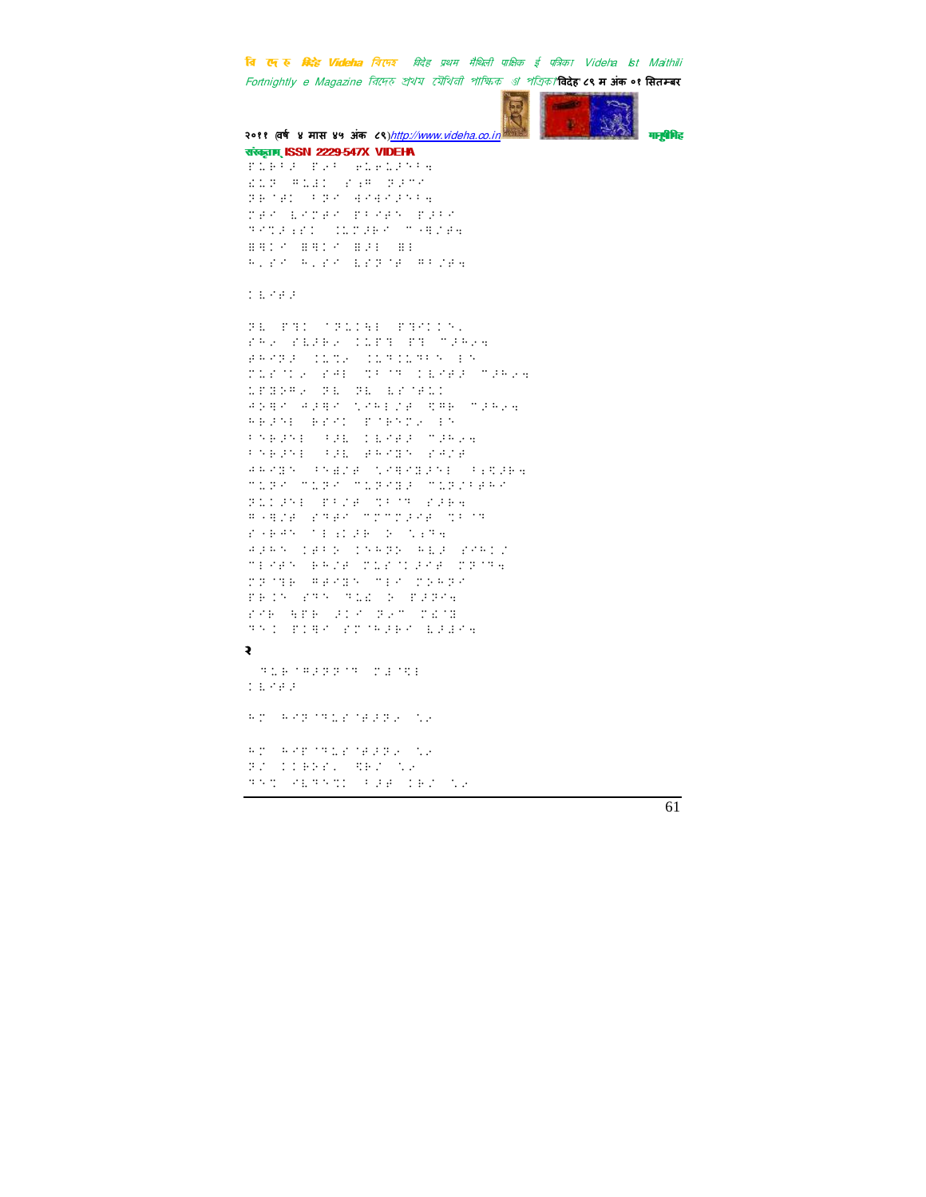२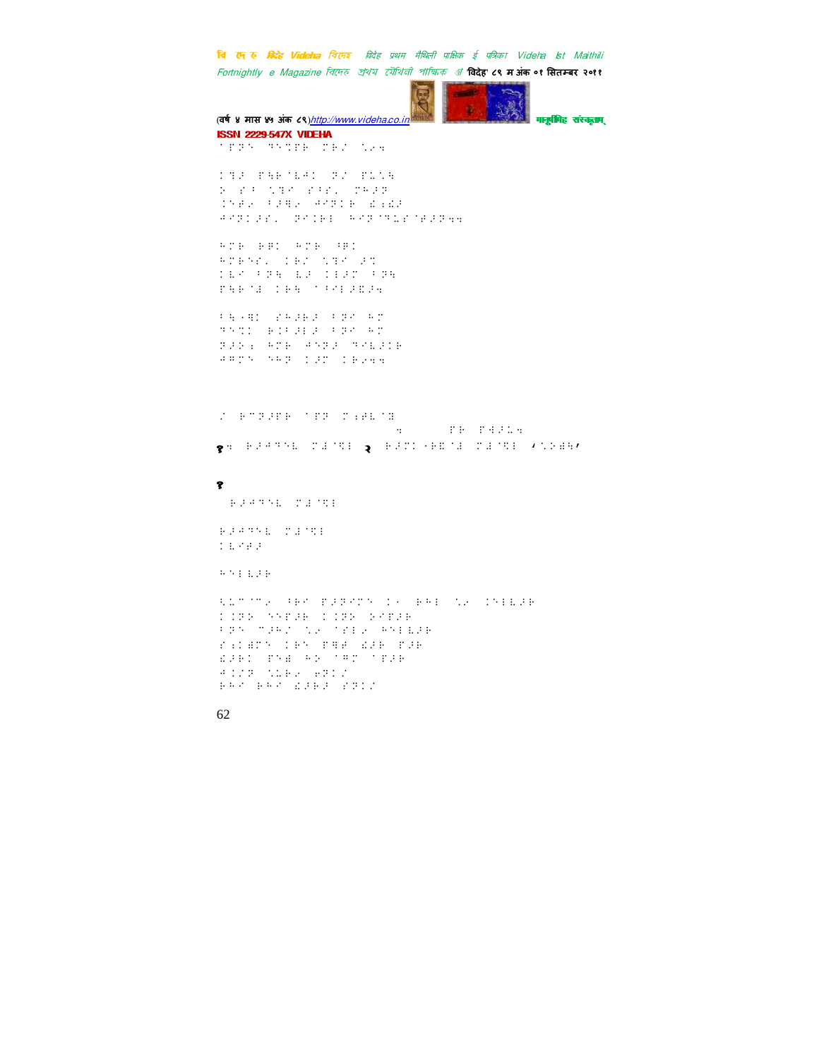ISSN 2229-547X VIDEHA

१ २

१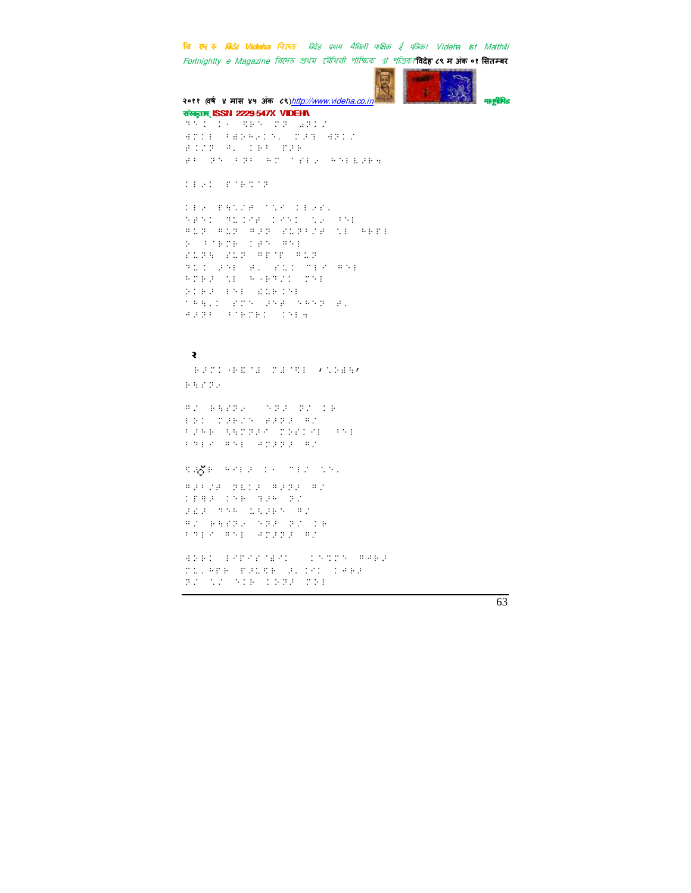२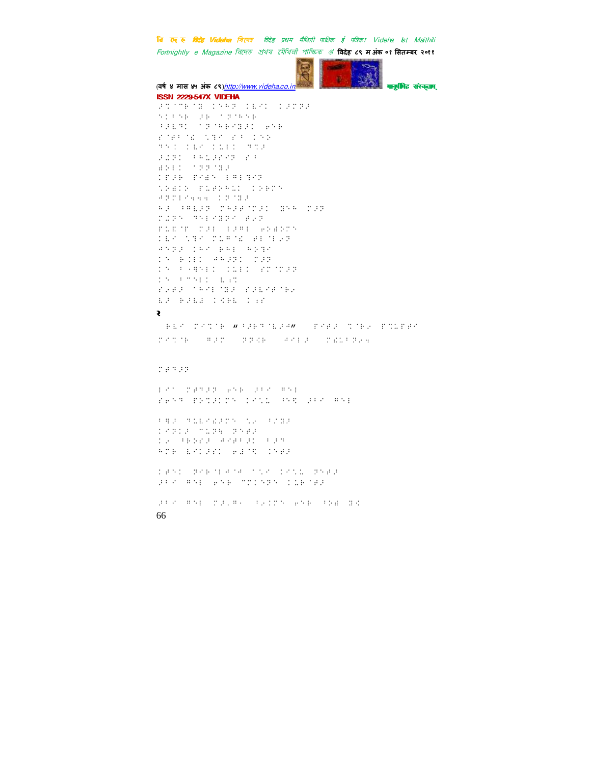२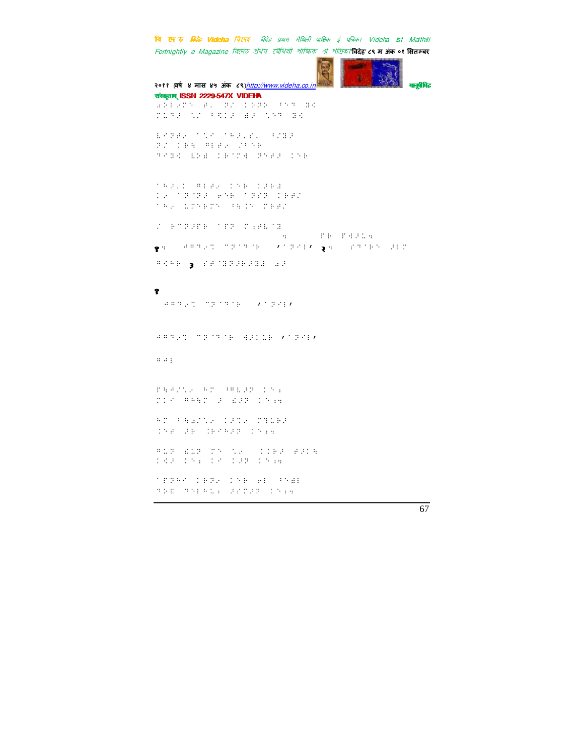१ २ ३

१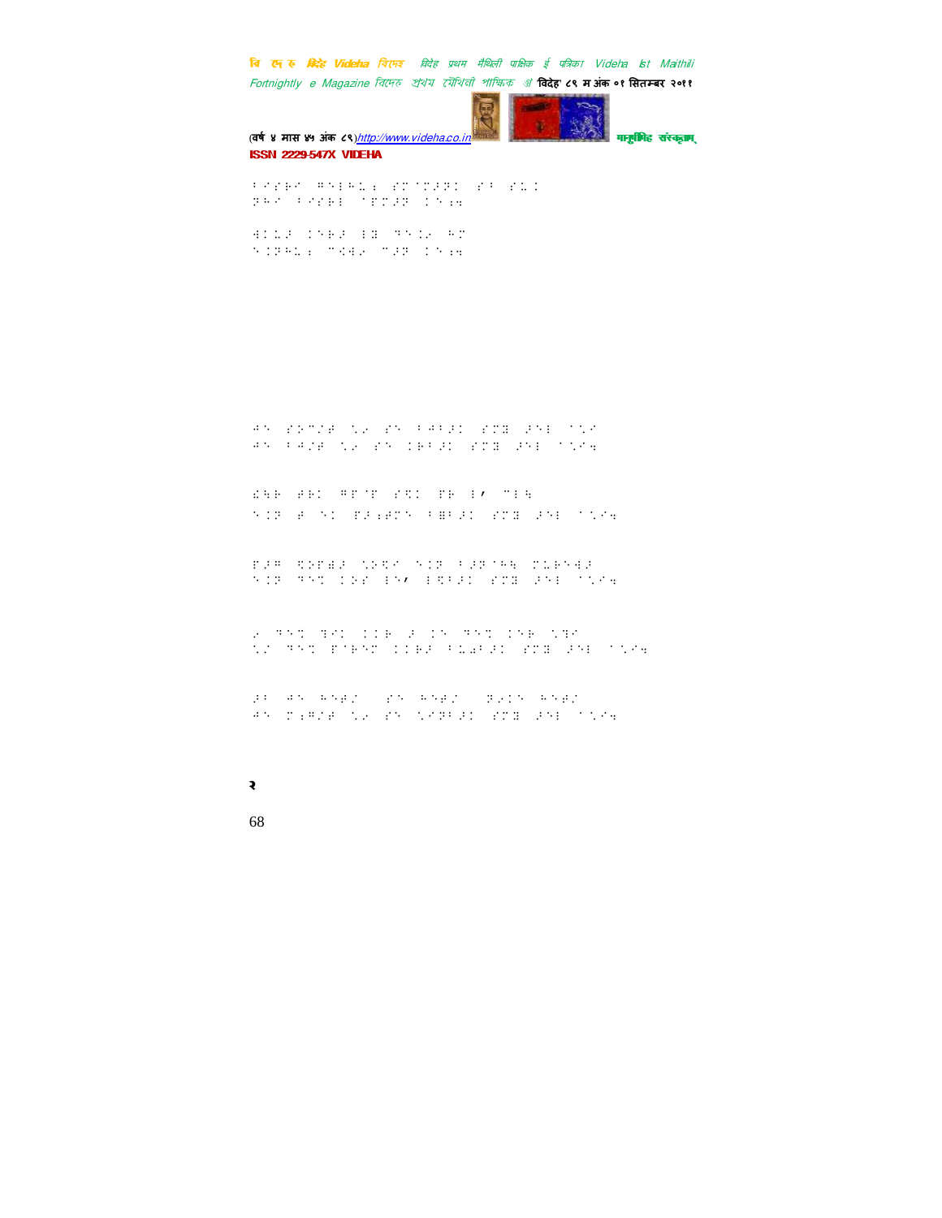२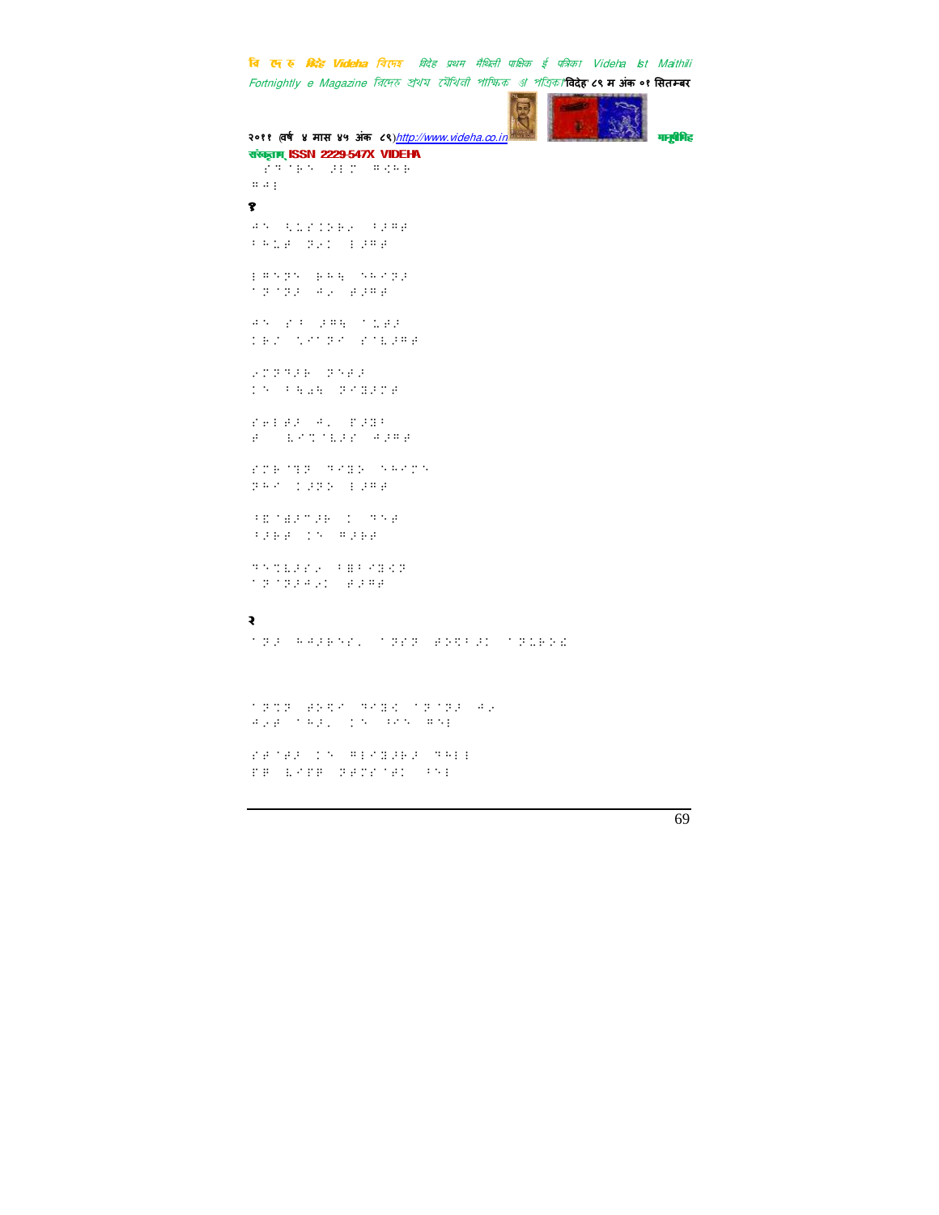**१**

**२**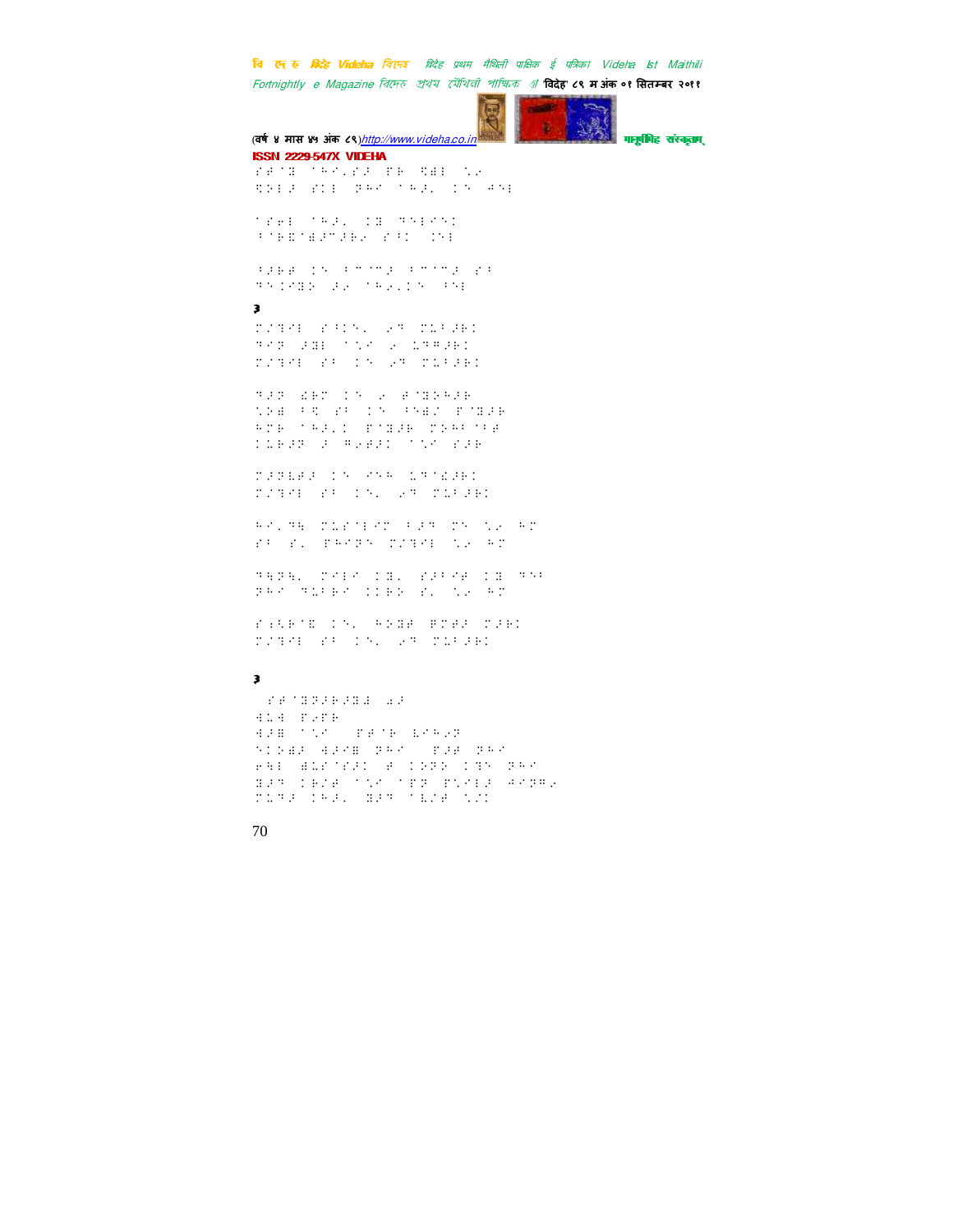३

३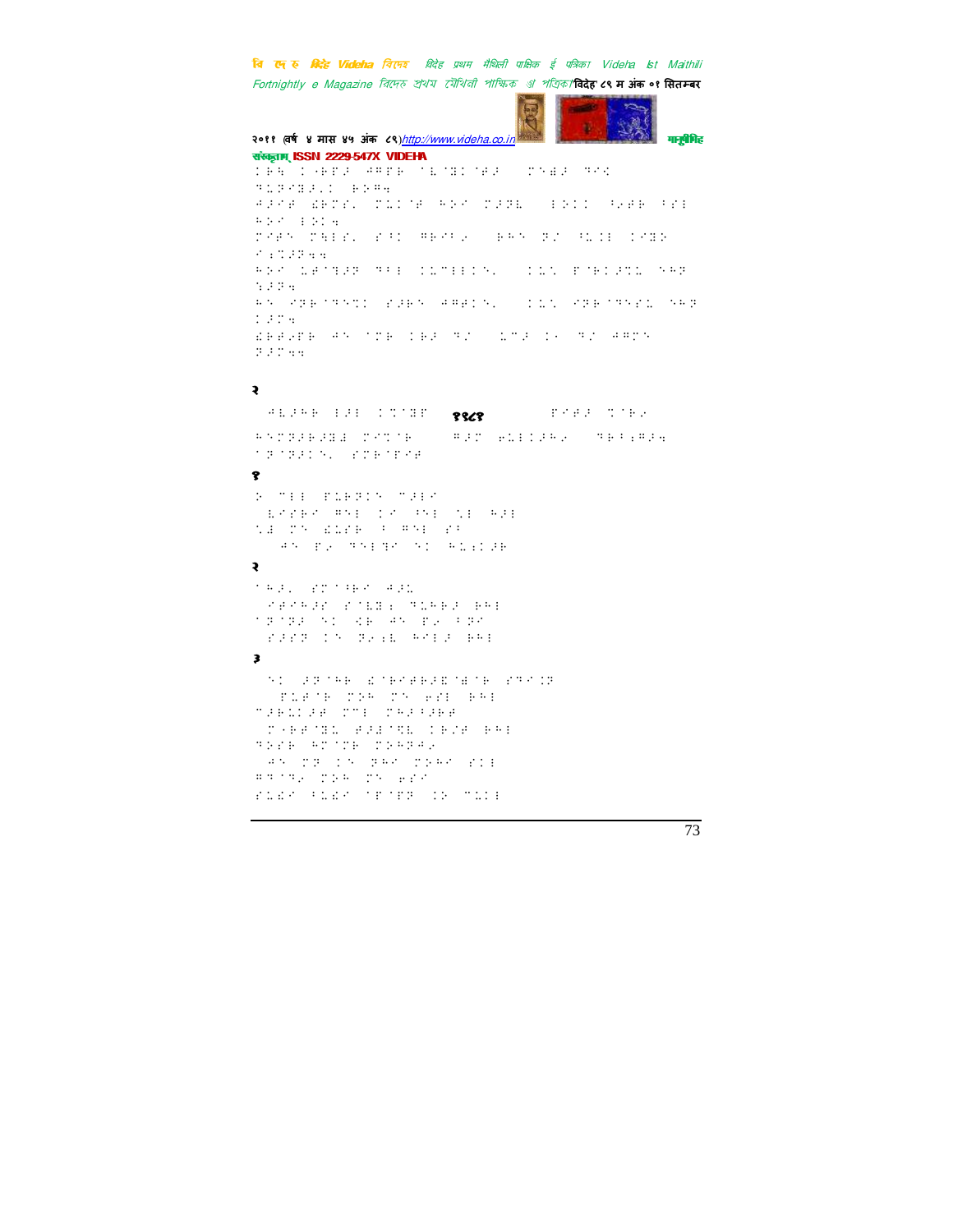२

१९८९

१

२

३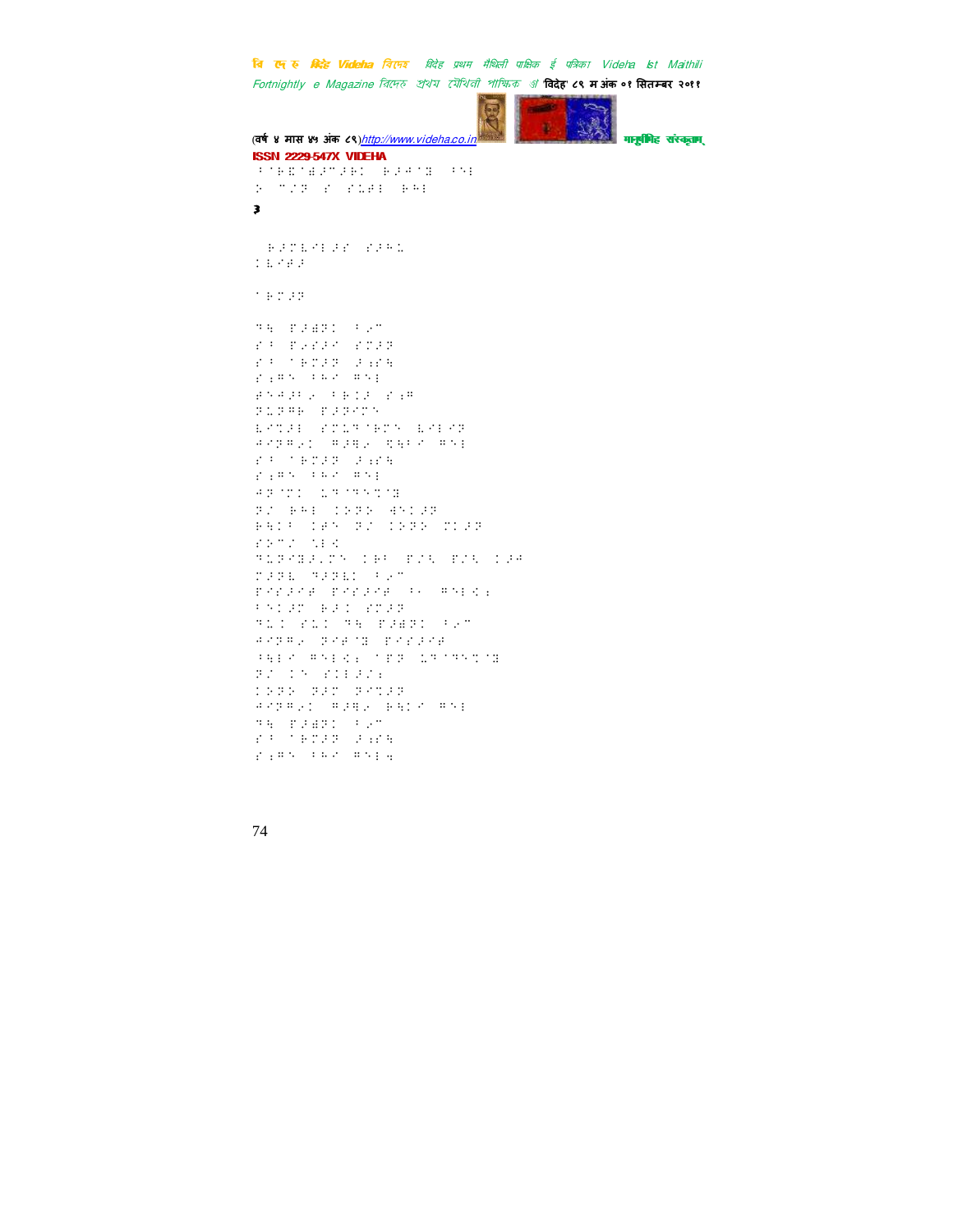३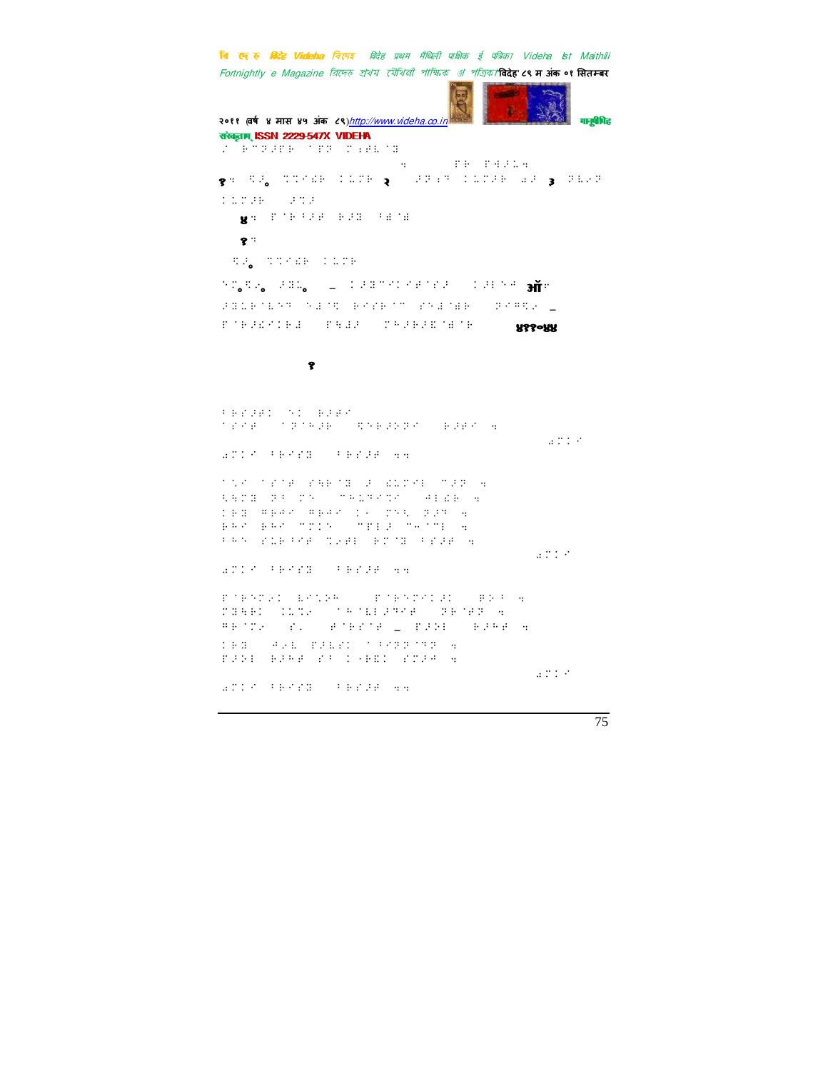१. ⁠ ⁠ २. ⁠ ⁠ ३. ⁠

४. ⁠ ⁠ ⁠

१.

ऑ

४११०४४

१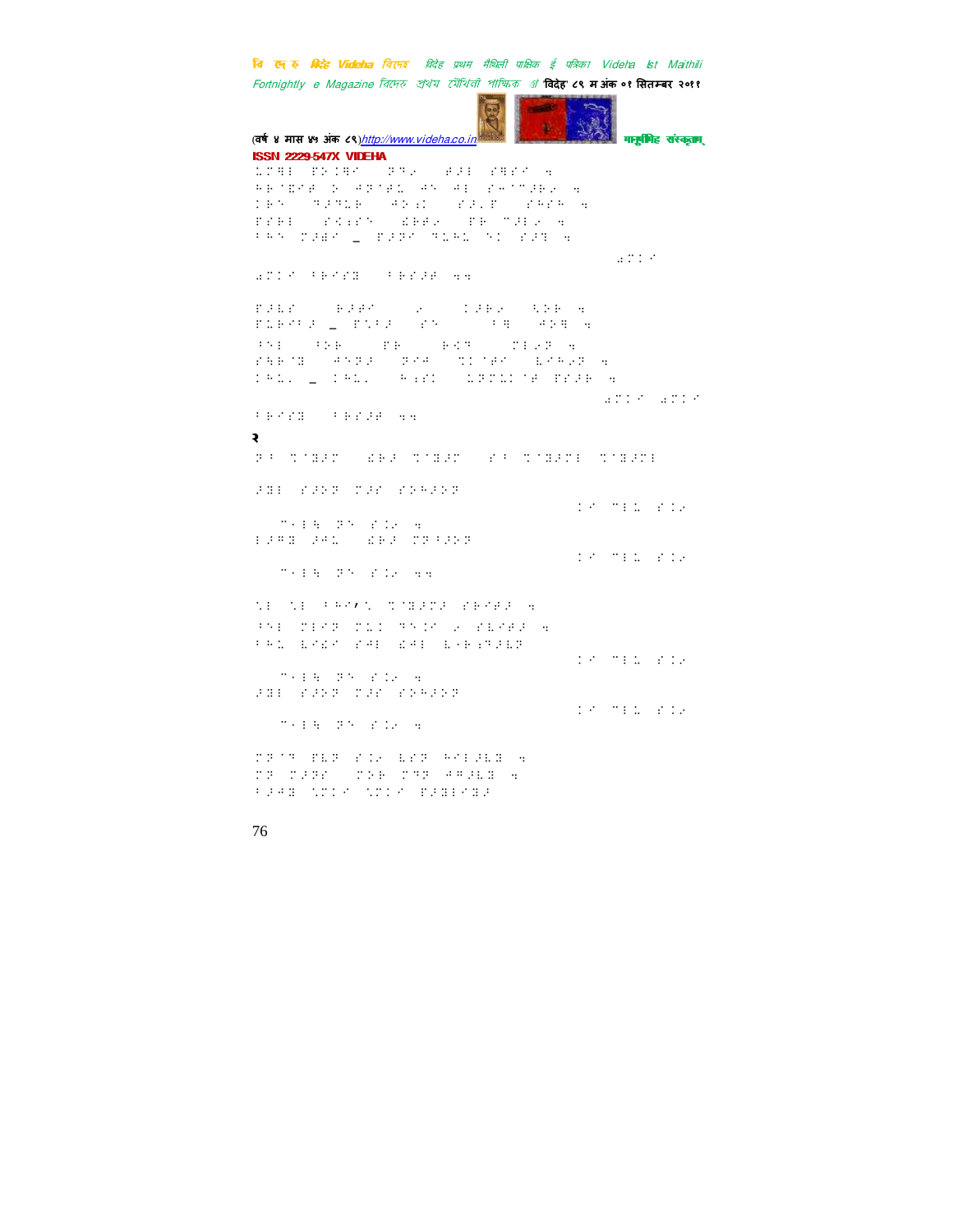२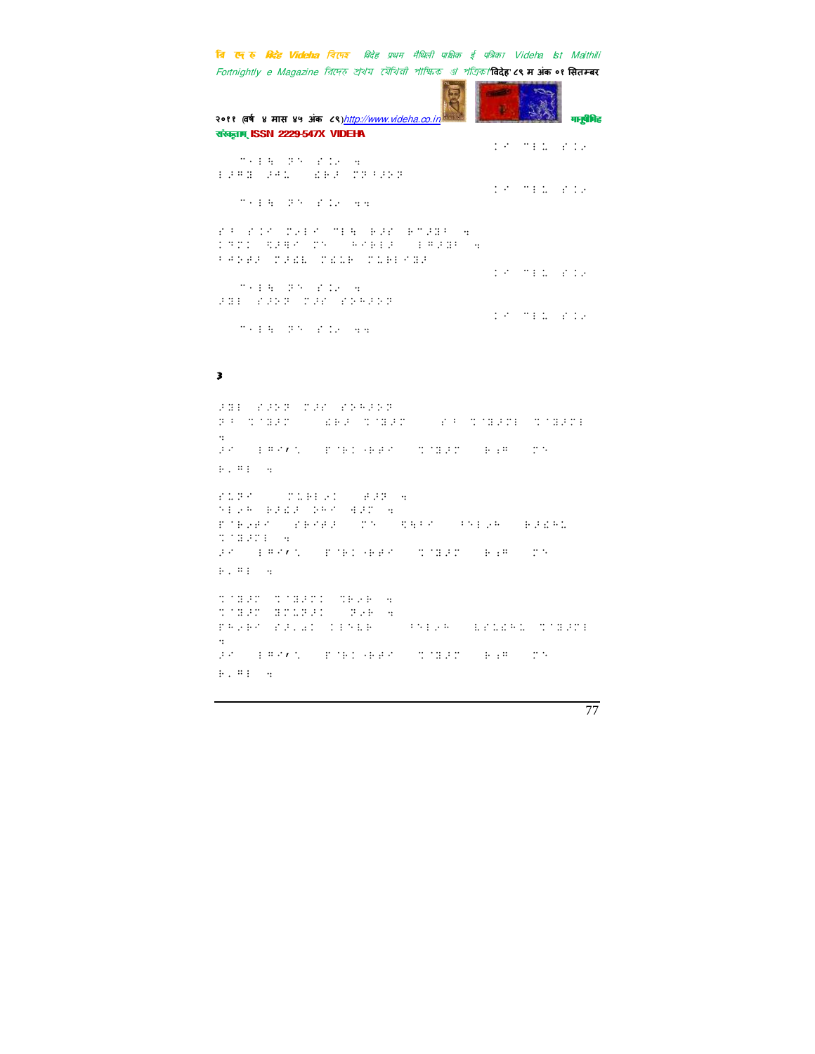3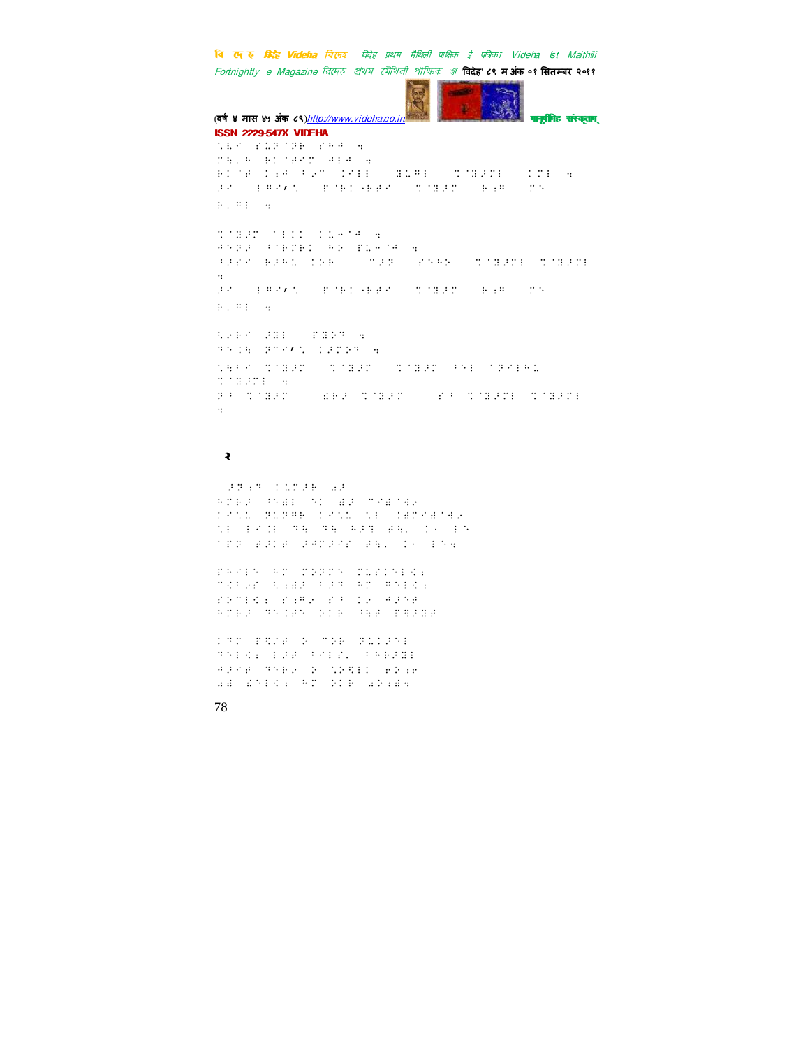२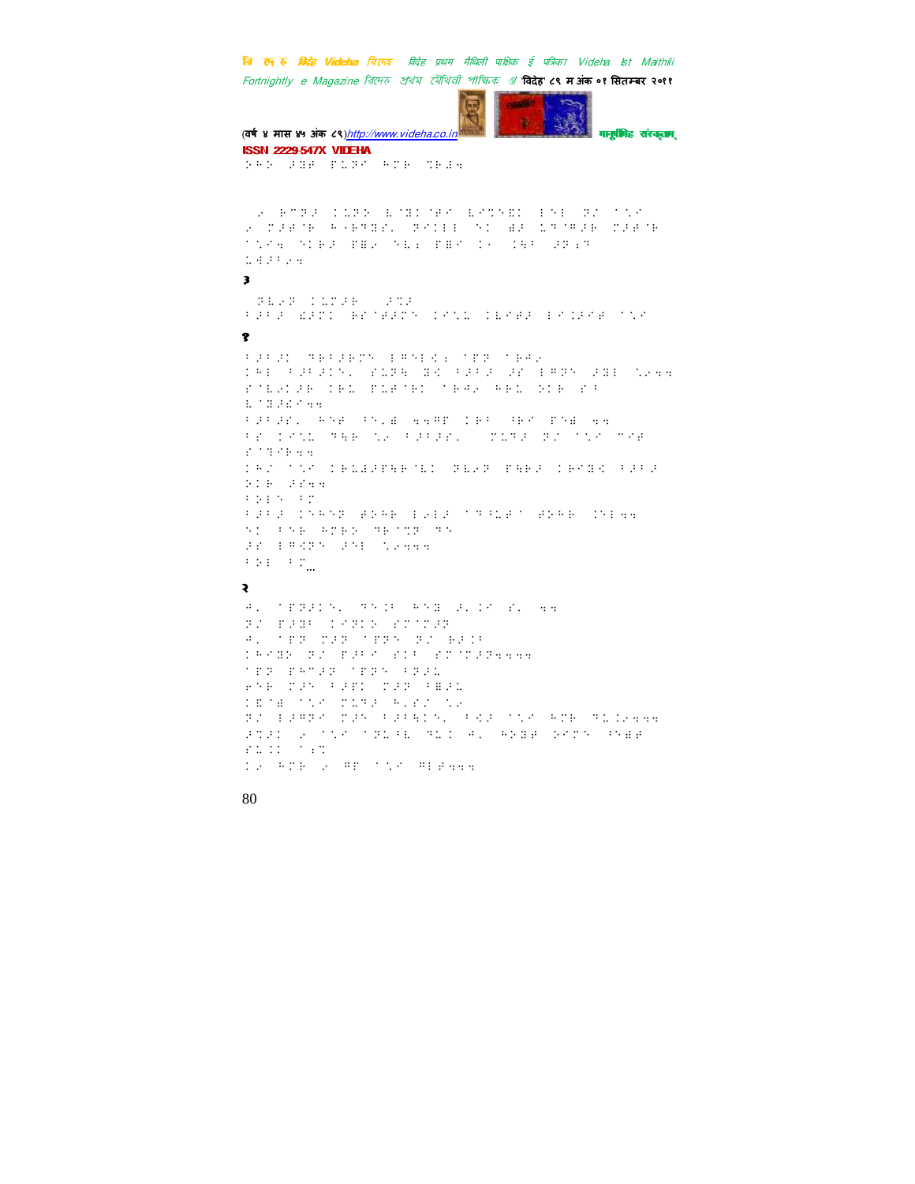३

१

२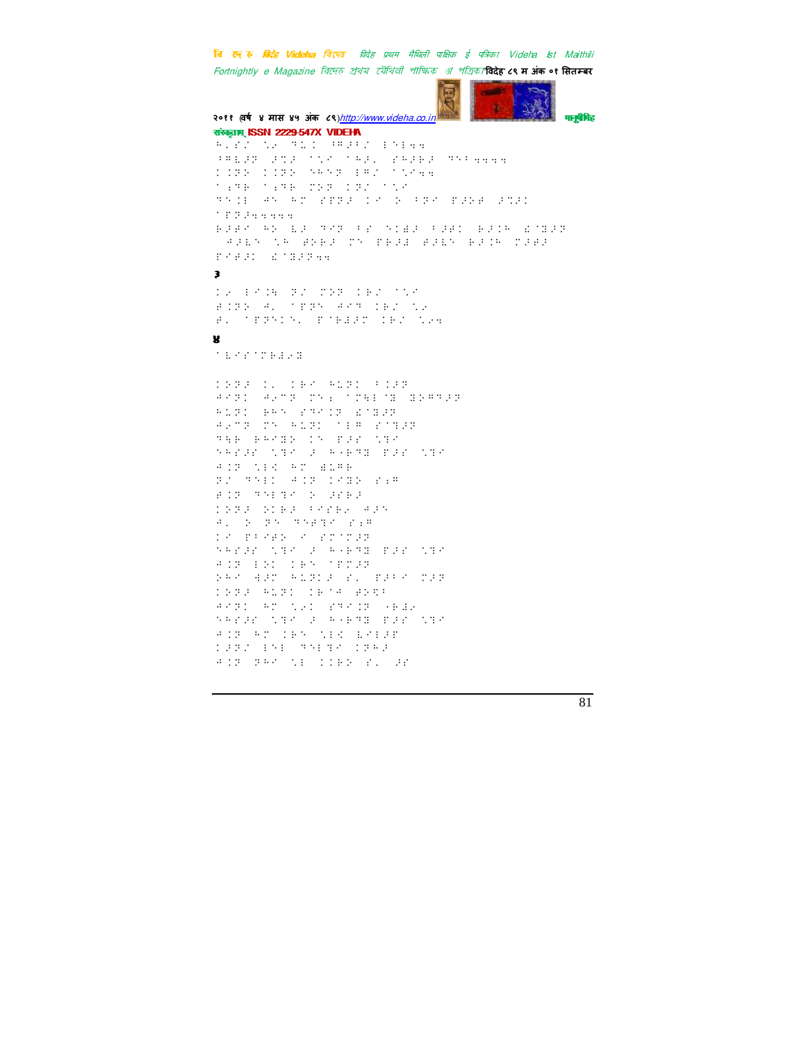३

४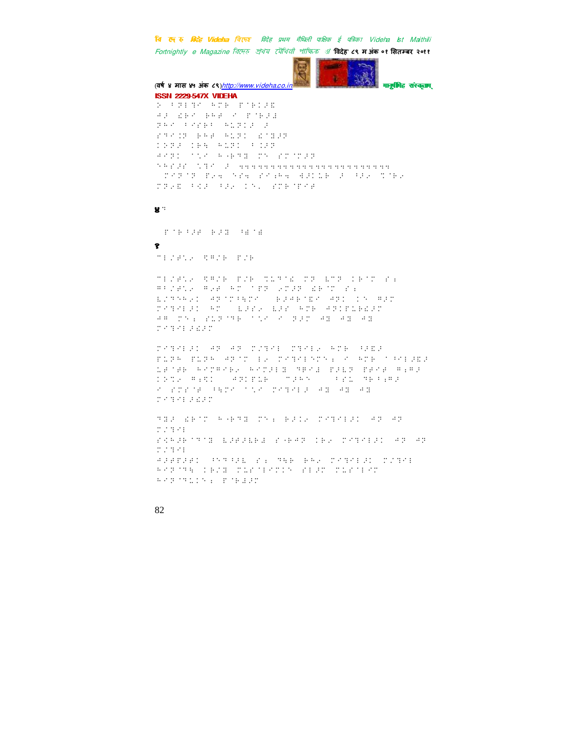ISSN 2229-547X VIDEHA

५

१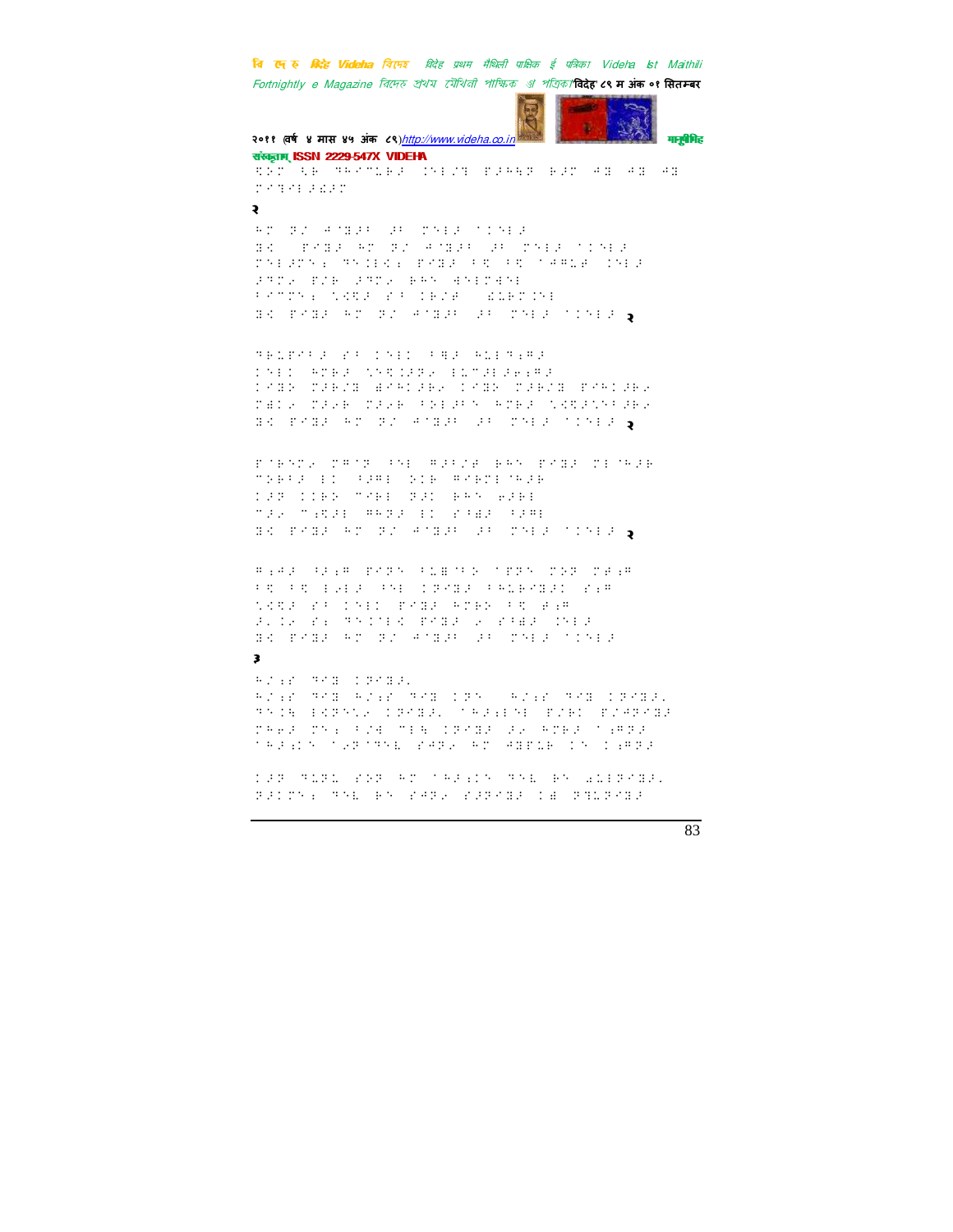२

३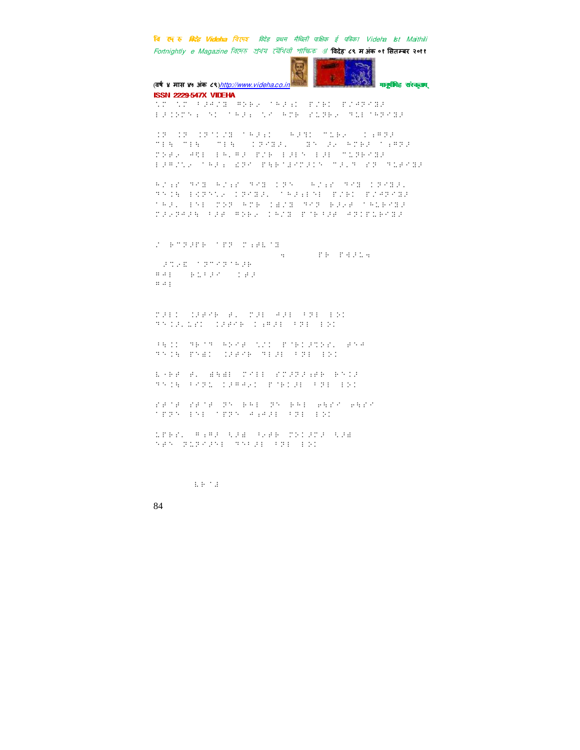ISSN 2229-547X VIDEHA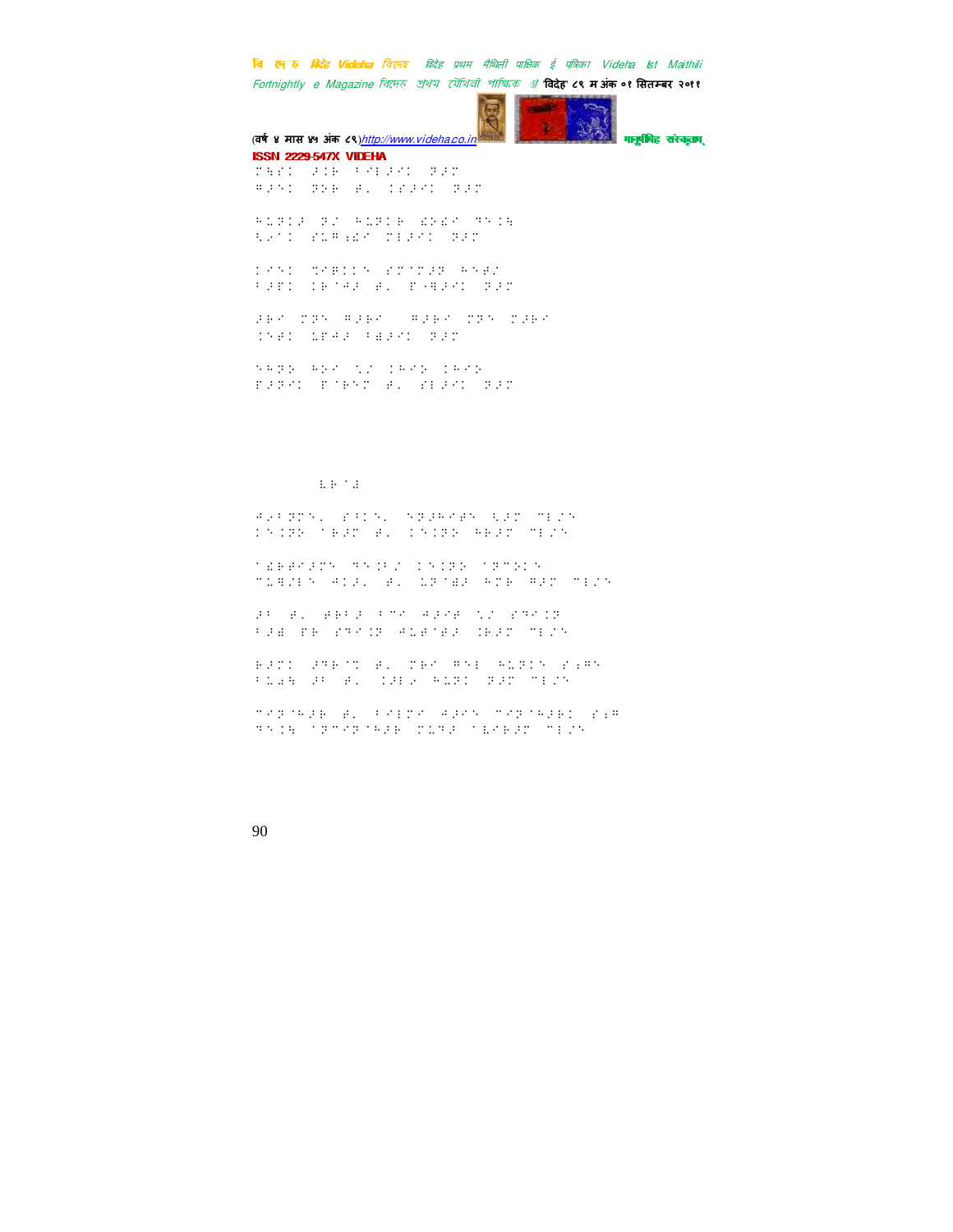ISSN 2229-547X VIDEHA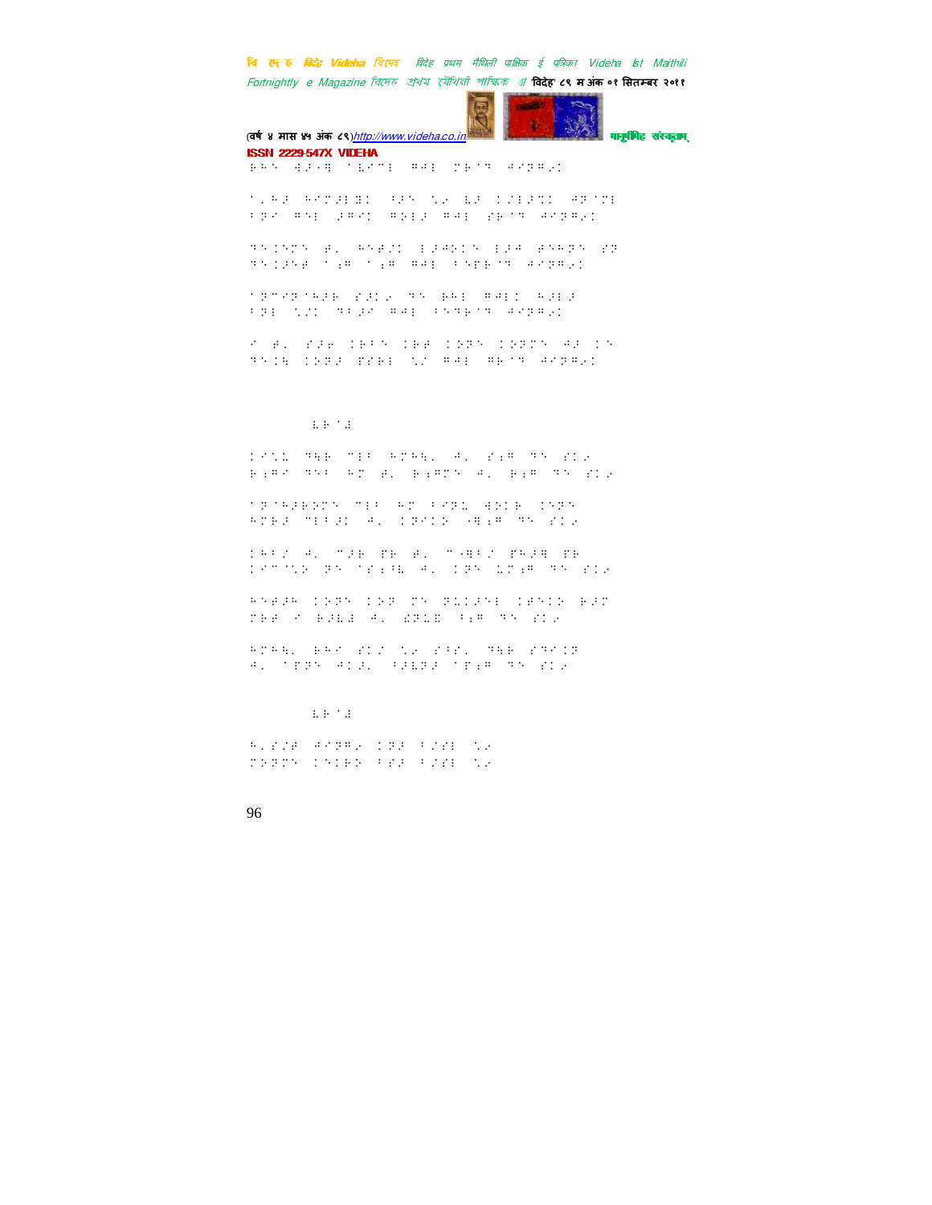(वर्ष ४ मास ४५ अंक ८९)http://www.videha.co.in मानुषीमिह संस्कृताम्

ISSN 2229-547X VIDEHA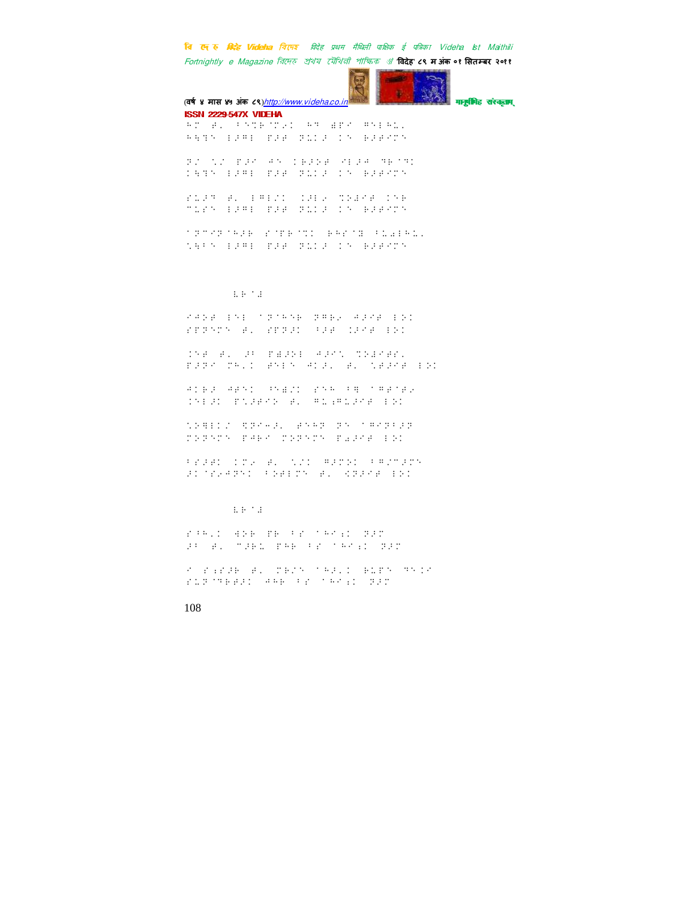ISSN 2229-547X VIDEHA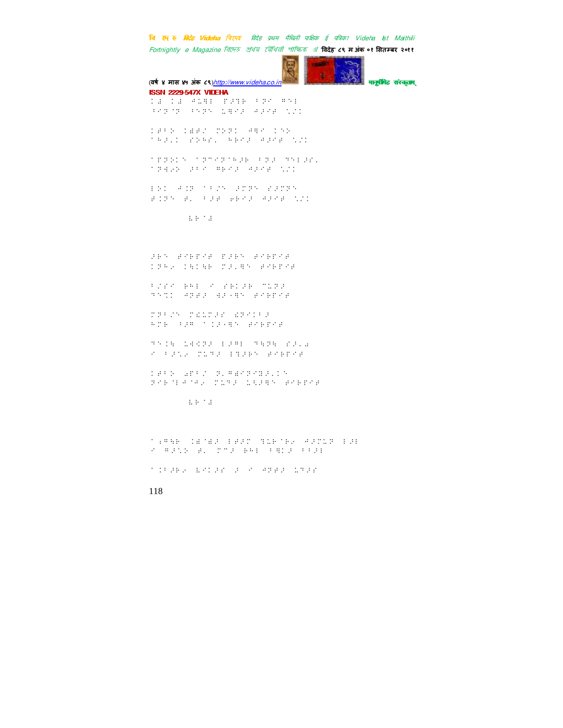ISSN 2229-547X VIDEHA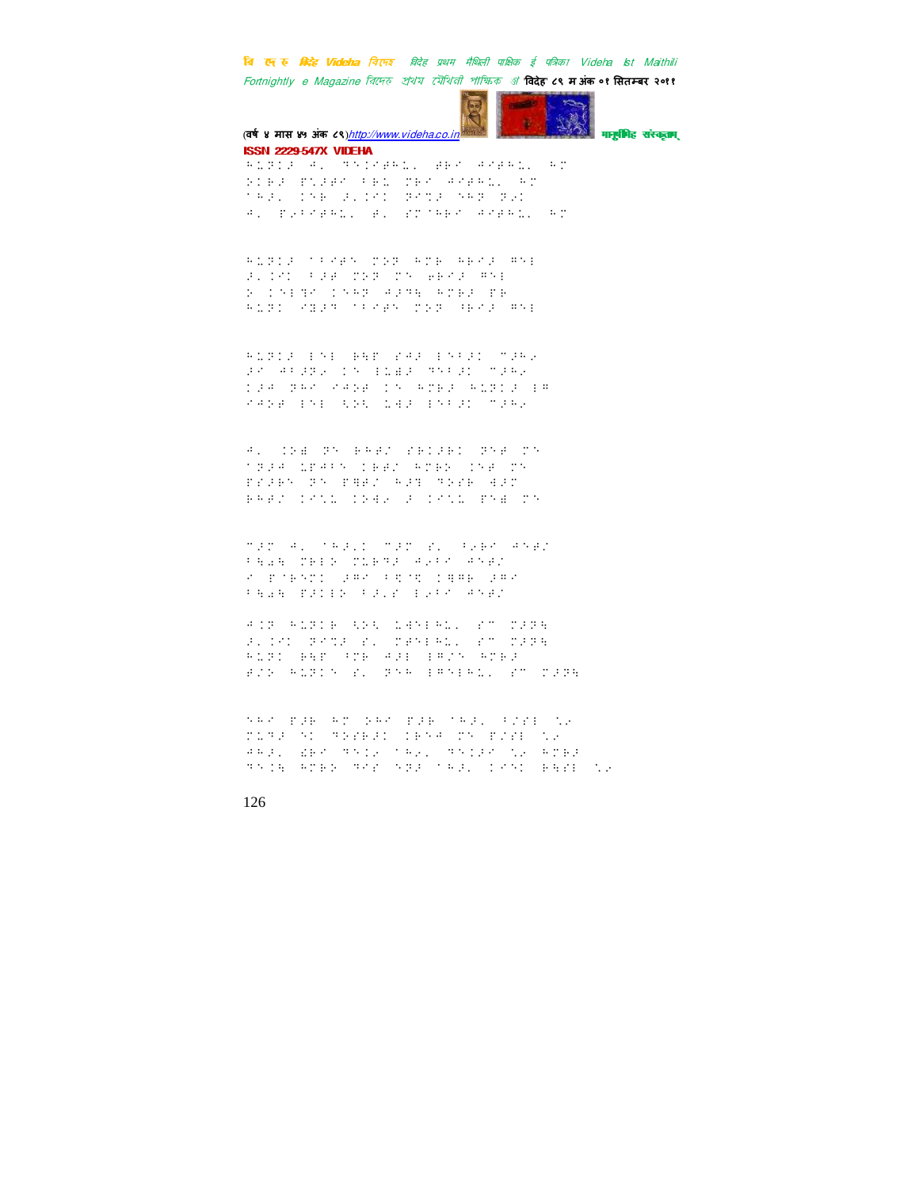ISSN 2229-547X VIDEHA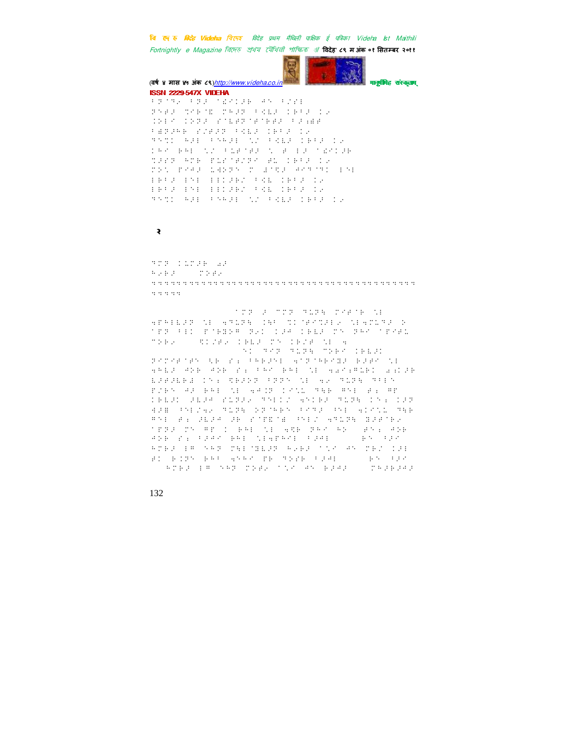२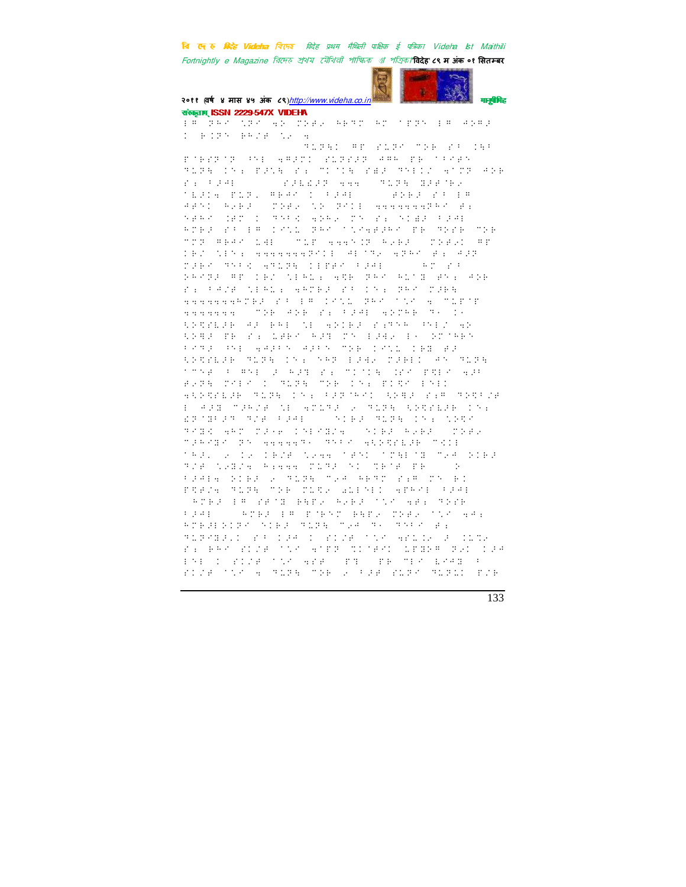संस्कृताम् ISSN 2229-547X VIDEHA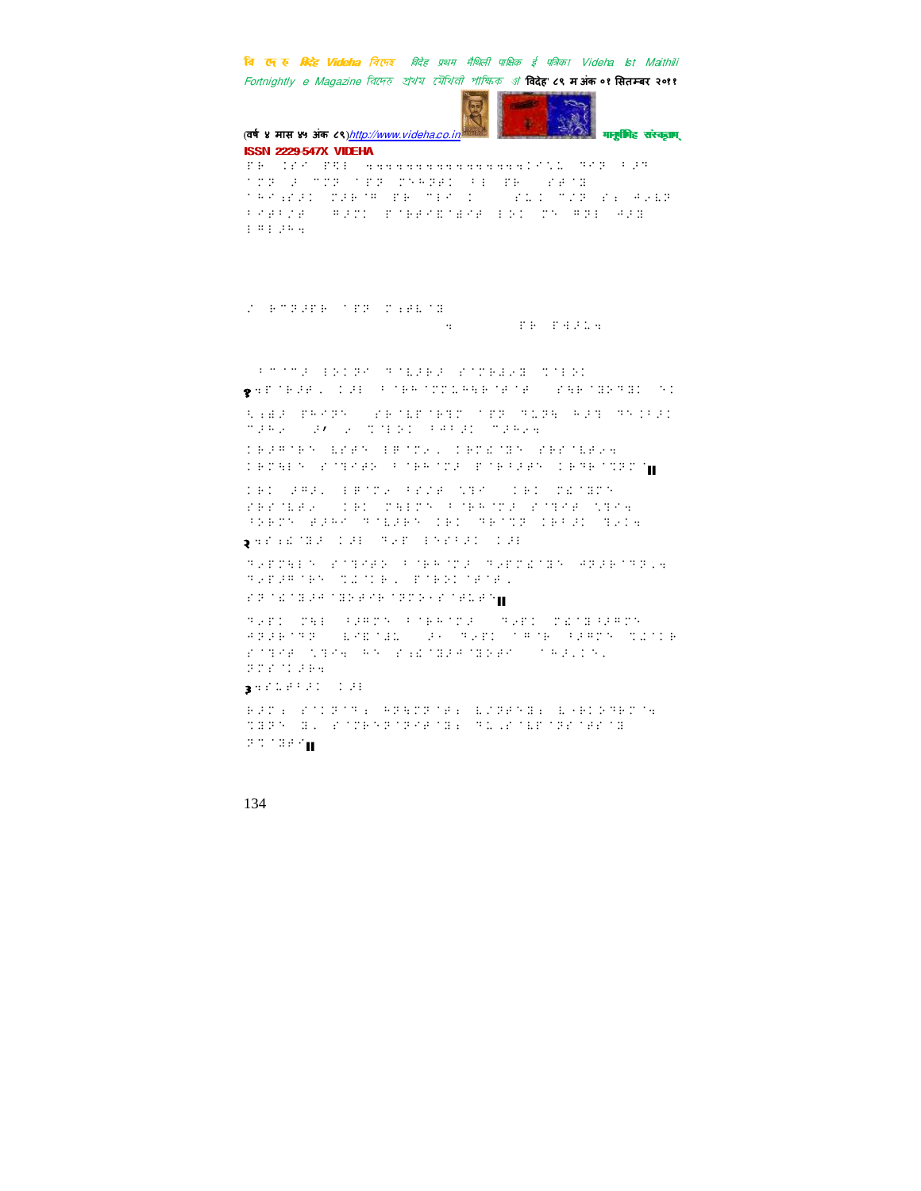ISSN 2229-547X VIDEHA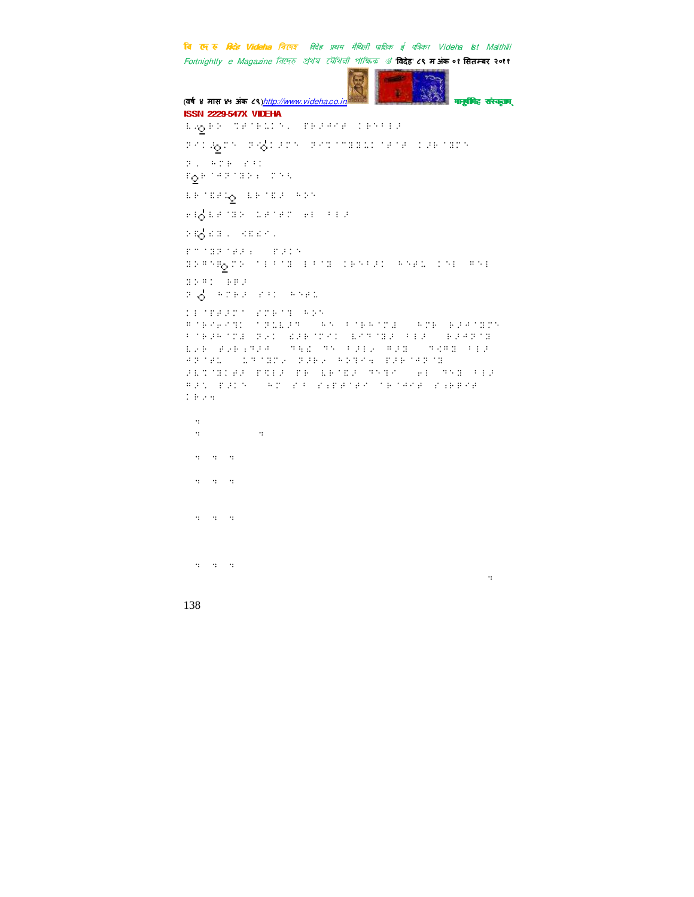ISSN 2229-547X VIDEHA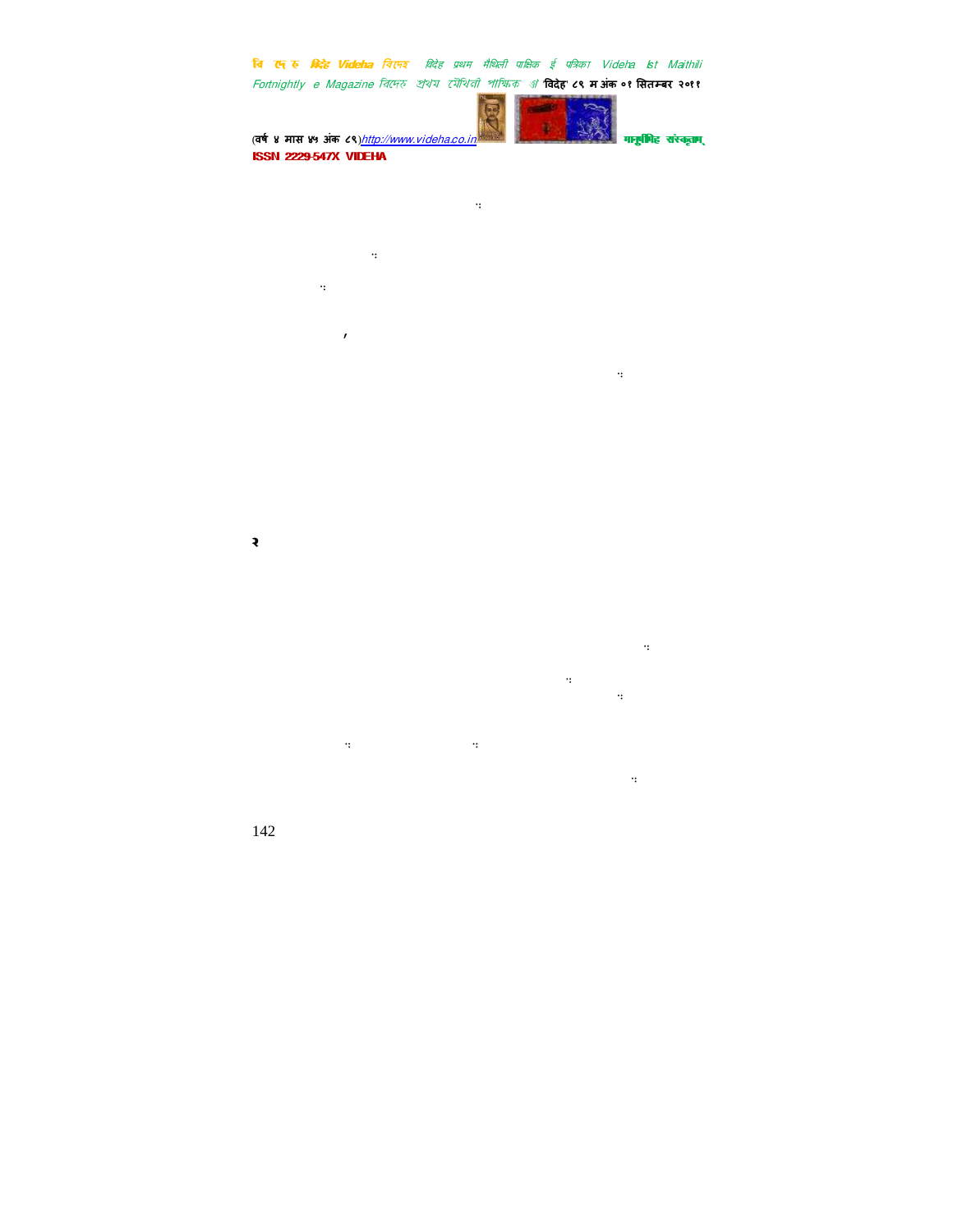ः

ः

ः

,

ः

२

ः

ः

ः

ः ः

ः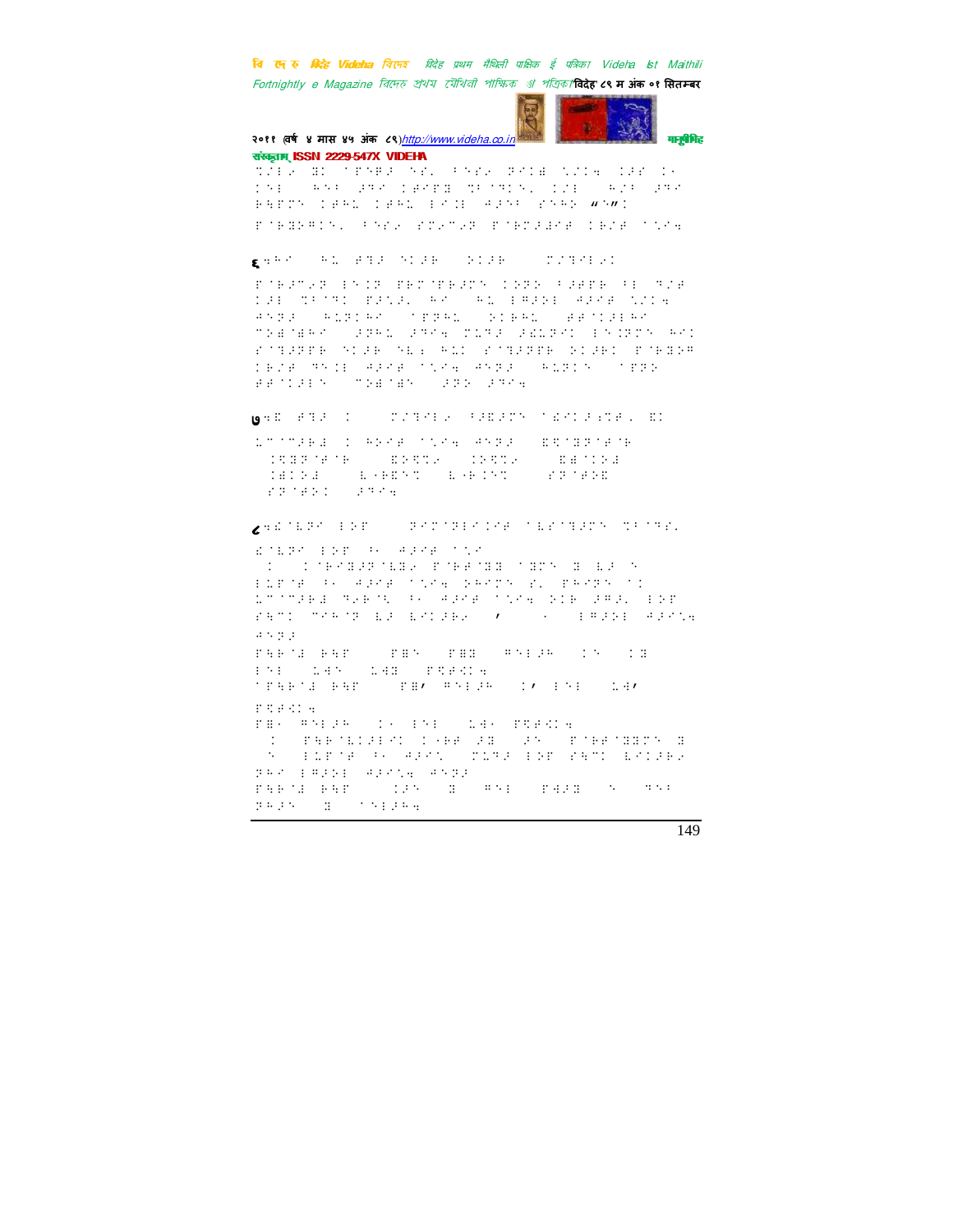संस्कृताम् ISSN 2229-547X VIDEHA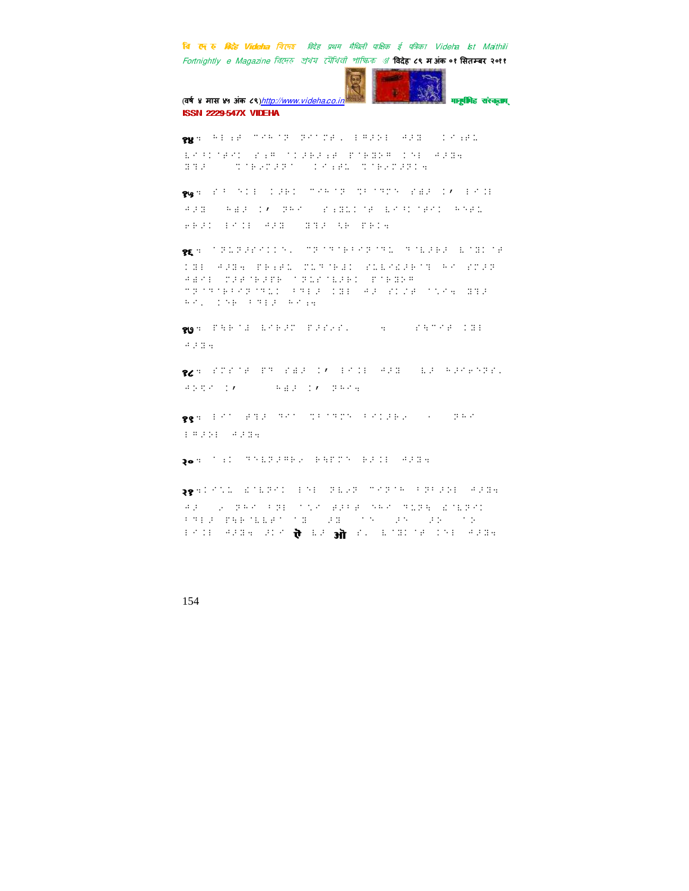१४ःएहन सन्दर्भ-सोतमे संयुक्ति, कसकौन, निरपेक्षता, अतिरेक आदि

१५ःवास्तविक घटनाक्रमक स्थानपर स्थापित-पुनर्निर्माण

१६ःअन्य

१७ःसाहित्यिक

१८ःप्रतीक

१९ःइति

२०ःउपसंहार

२१ःआन्तरिक भाषा, ऐ आ ओ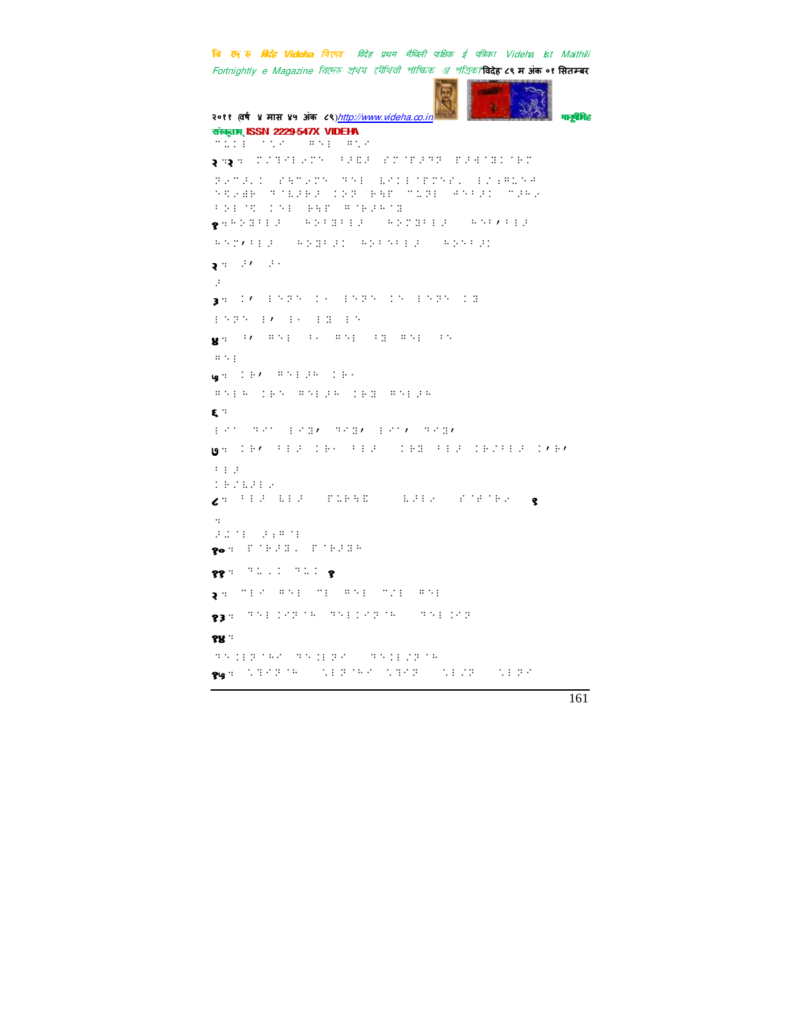२ म२ :

१ :

२ :

३ :

४ :

५ :

६ :

७ :

८ : १

१० :

११ : १

२ :

१३ :

१४ :

१५ :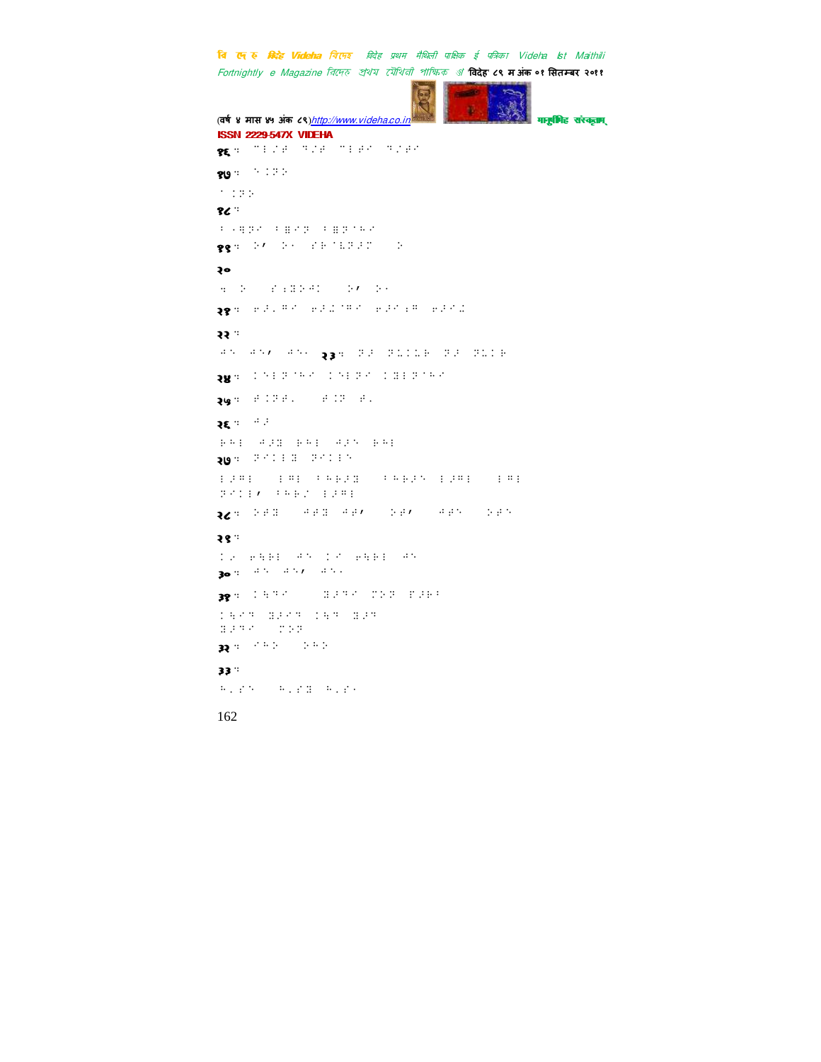१६: ⠉⠇⠚⠞ ⠙⠚⠞ ⠉⠇⠞⠊ ⠙⠚⠞⠊

१७: ⠑⠅⠏⠕

⠁⠅⠏⠕

१८:

⠃⠂⠛⠝⠊ ⠃⠿⠊⠝ ⠃⠿⠝⠁⠓⠊

१९: ⠕⠄ ⠕⠂ ⠎⠗⠁⠇⠝⠜⠍ ⠕

२०

⠒ ⠕ ⠎⠆⠯⠕⠚⠅ ⠕⠄ ⠕⠂

२१: ⠢⠜⠂⠛⠊ ⠢⠜⠩⠁⠛⠊ ⠢⠜⠊⠆⠛ ⠢⠜⠊⠩

२२:

⠚⠑ ⠚⠑⠄ ⠚⠑⠂ २३: ⠝⠜ ⠝⠇⠅⠇⠗ ⠝⠜ ⠝⠇⠅⠗

२४: ⠅⠑⠇⠝⠁⠓⠊ ⠅⠑⠇⠝⠊ ⠅⠿⠇⠝⠁⠓⠊

२५: ⠞⠅⠝⠞⠂ ⠞⠅⠝ ⠞⠂

२६: ⠚⠜

⠗⠓⠇ ⠚⠜⠿ ⠗⠓⠇ ⠚⠜⠑ ⠗⠓⠇

२७: ⠝⠊⠅⠇⠿ ⠝⠊⠅⠇⠑

⠇⠜⠛⠇ ⠇⠛⠇ ⠃⠓⠗⠜⠿ ⠃⠓⠗⠜⠑ ⠇⠜⠛⠇ ⠇⠛⠇ ⠝⠊⠅⠇⠄ ⠃⠓⠗⠚ ⠇⠜⠛⠇

२८: ⠕⠞⠿ ⠚⠞⠿ ⠚⠞⠄ ⠕⠞⠄ ⠚⠞⠑ ⠕⠞⠑

२९:

⠅⠔ ⠢⠻⠗⠇ ⠚⠑ ⠅⠊ ⠢⠻⠗⠇ ⠚⠑

३०: ⠚⠑ ⠚⠑⠄ ⠚⠑⠂

३१: ⠅⠻⠙⠊ ⠿⠜⠙⠊ ⠍⠕⠝ ⠏⠜⠗⠃

⠅⠻⠊⠙ ⠿⠜⠊⠙ ⠅⠻⠙ ⠿⠜⠙ ⠿⠜⠙⠊ ⠍⠕⠝

३२: ⠊⠓⠕ ⠕⠓⠕

३३:

⠓⠂⠎⠑ ⠓⠂⠎⠿ ⠓⠂⠎⠂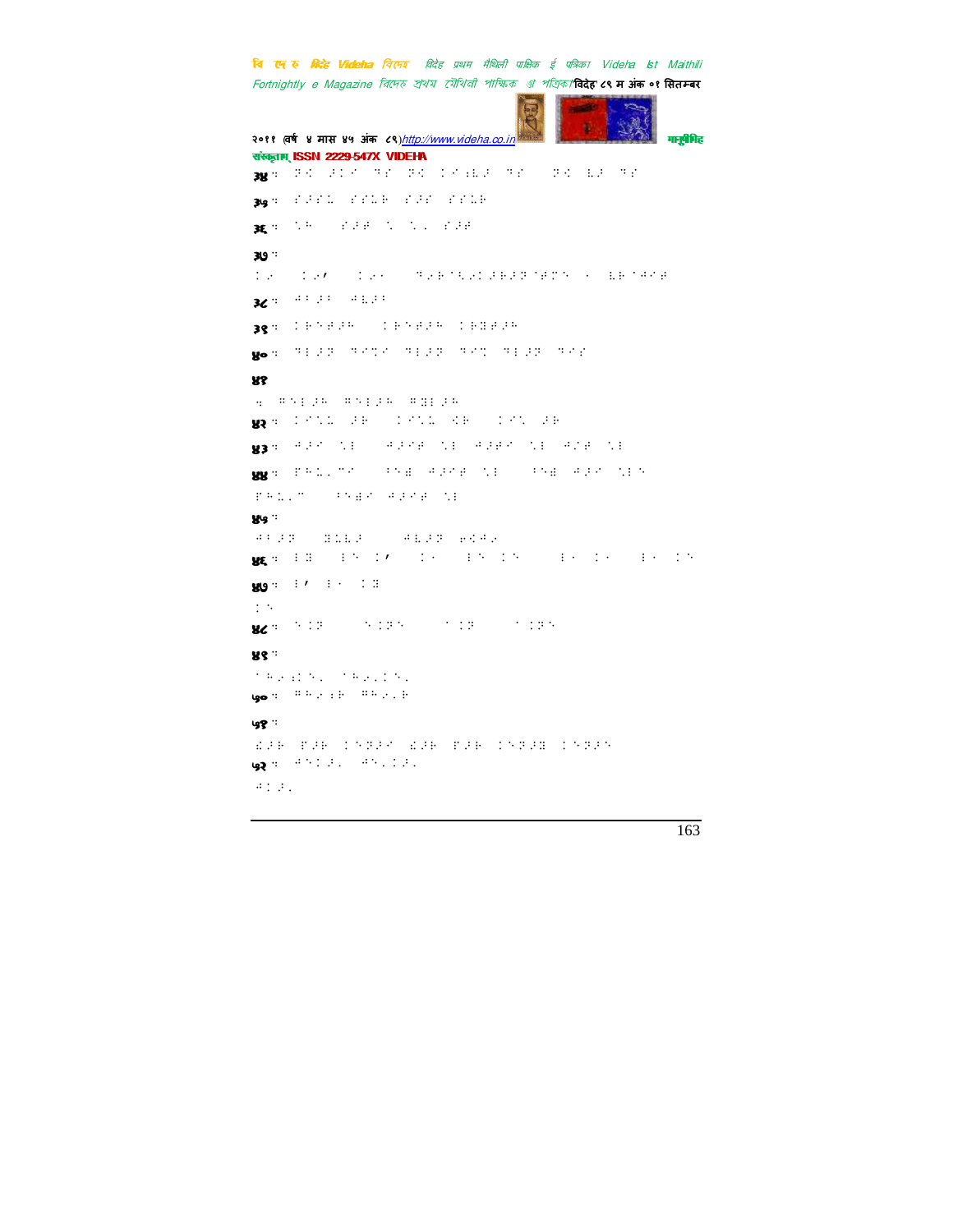३४ :

३५ :

३६ :

३७ :

३८ :

३९ :

४० :

४१

४२ :

४३ :

४४ :

४५ :

४६ :

४७ :

४८ :

४९ :

५० :

५१ :

५२ :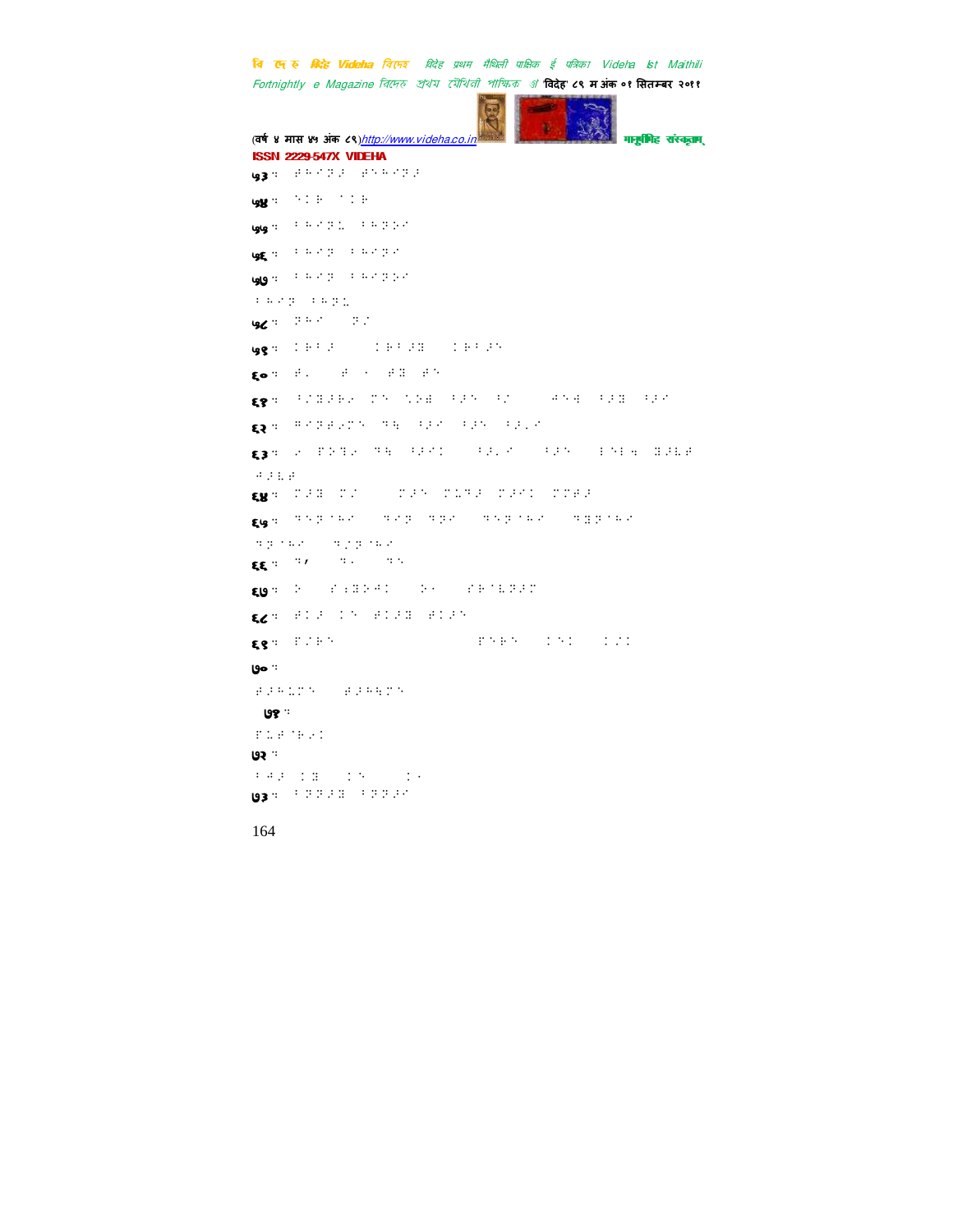५३ ः

५४ ः

५५ ः

५६ ः

५७ ः

५८ ः

५९ ः

६० ः

६१ ः

६२ ः

६३ ः

६४ ः

६५ ः

६६ ः

६७ ः

६८ ः

६९ ः

७० ः

७१ ः

७२ ः

७३ ः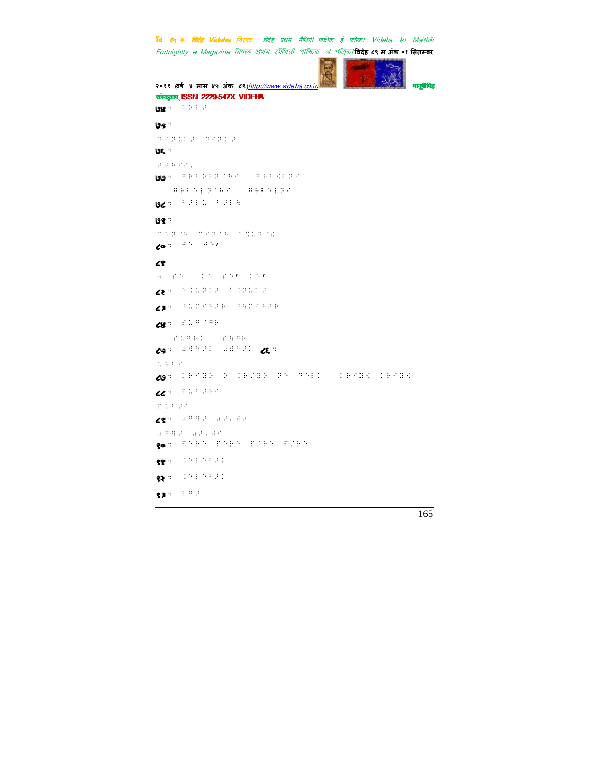७४ :

७५ :

७६ :

७७ :

७८ :

७९ :

८० :

८१

८२ :

८३ :

८४ :

८५ :  ८६ :

८७ :

८८ :

८९ :

९० :

९१ :

९२ :

९३ :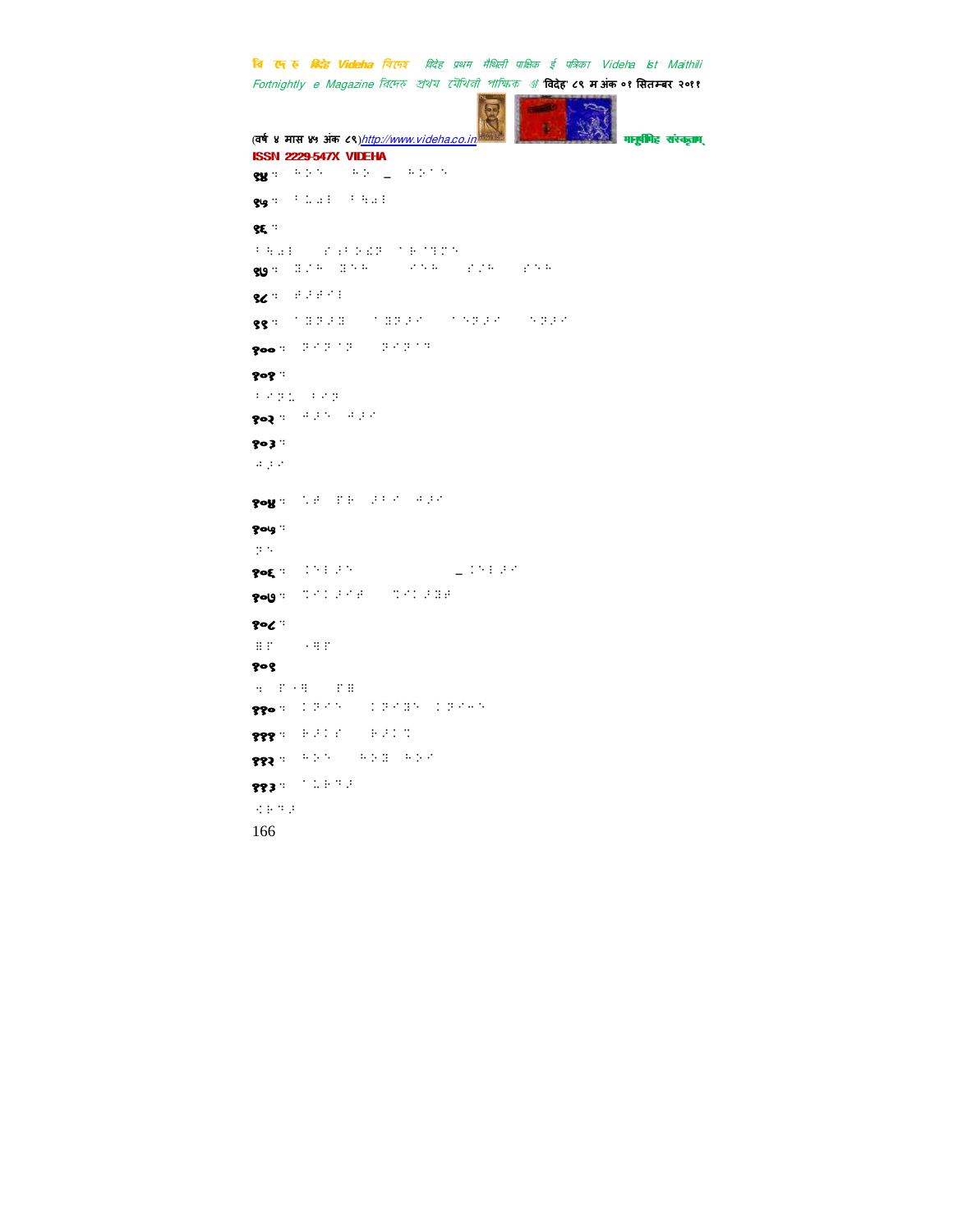ISSN 2229-547X VIDEHA

९४ः ⠓⠕⠝ ⠓⠕ – ⠓⠕⠊⠝

९५ः ⠃⠥⠰⠇ ⠃⠳⠰⠇

९६ः

⠃⠳⠰⠇ ⠎⠖⠃⠕⠫⠏ ⠊⠗⠊⠏⠍⠝

९७ः ⠝⠌⠓ ⠝⠝⠓ ⠎⠝⠓ ⠎⠌⠓ ⠎⠝⠓

९८ः ⠟⠗⠟⠎⠇

९९ः ⠊⠝⠏⠗⠝ ⠊⠝⠏⠗⠎ ⠊⠝⠏⠗⠎ ⠝⠏⠗⠎

१००ः ⠏⠎⠏⠊⠏ ⠏⠎⠏⠊⠹

१०१ः

⠃⠎⠏⠥ ⠃⠎⠏

१०२ः ⠚⠗⠝ ⠚⠗⠎

१०३ः

⠚⠗⠎

१०४ः ⠣⠟ ⠏⠗ ⠗⠃⠎ ⠚⠗⠎

१०५ः

⠏⠝

१०६ः ⠅⠝⠇⠗⠝ – ⠅⠝⠇⠗⠎

१०७ः ⠹⠎⠅⠗⠎⠟ ⠹⠎⠅⠗⠝⠟

१०८ः

⠿⠏ ⠐⠻⠏

१०९

⠪ ⠏⠐⠻ ⠏⠿

११०ः ⠅⠏⠎⠝ ⠅⠏⠎⠝⠝ ⠅⠏⠎⠤⠝

१११ः ⠗⠗⠅⠎ ⠗⠗⠅⠹

११२ः ⠓⠕⠝ ⠓⠕⠝ ⠓⠕⠎

११३ः ⠊⠥⠗⠹⠗

⠩⠗⠹⠗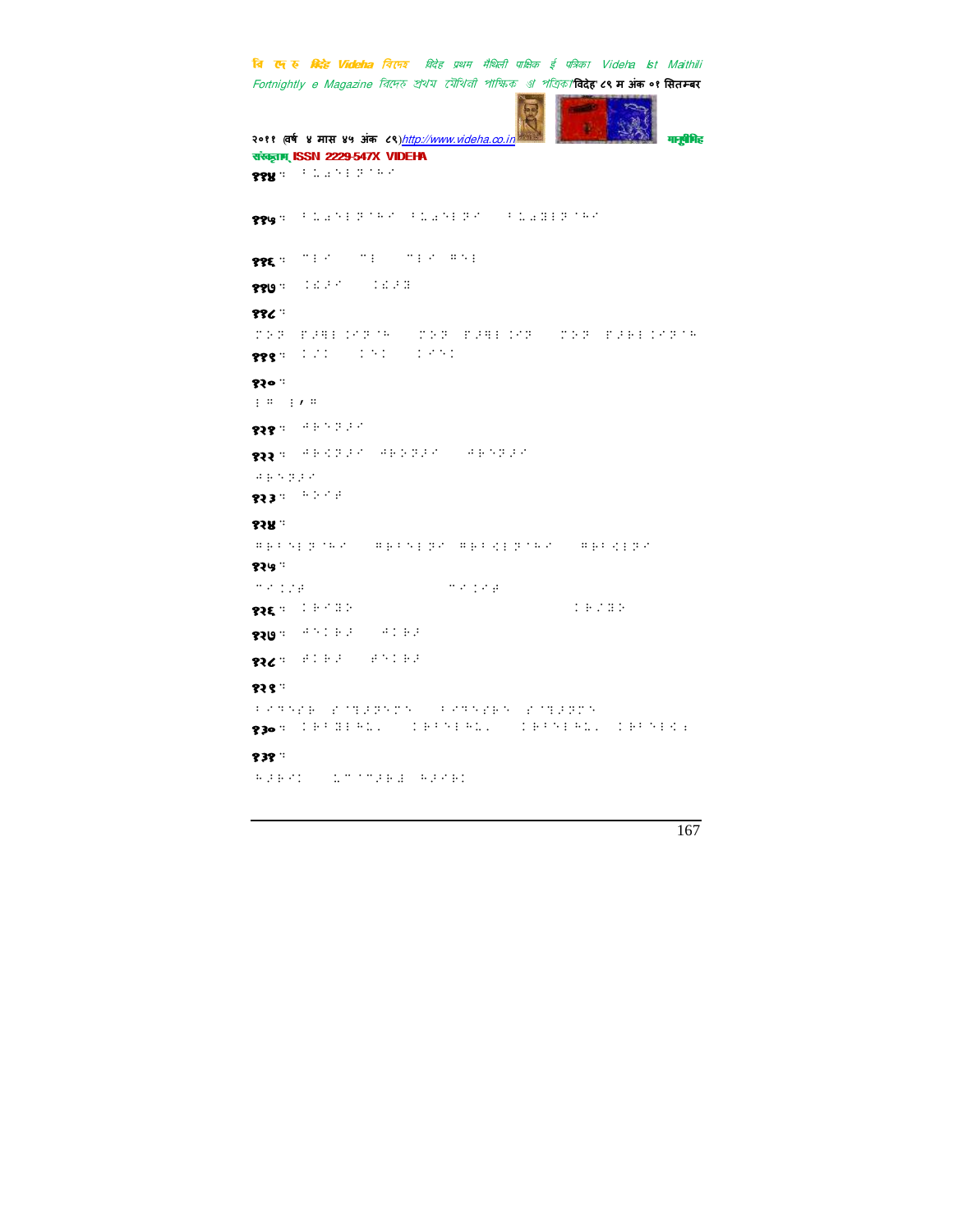११४ :

११५ :

११६ :

११७ :

११८ :

११९ :

१२० :

१२१ :

१२२ :

१२३ :

१२४ :

१२५ :

१२६ :

१२७ :

१२८ :

१२९ :

१३० :

१३१ :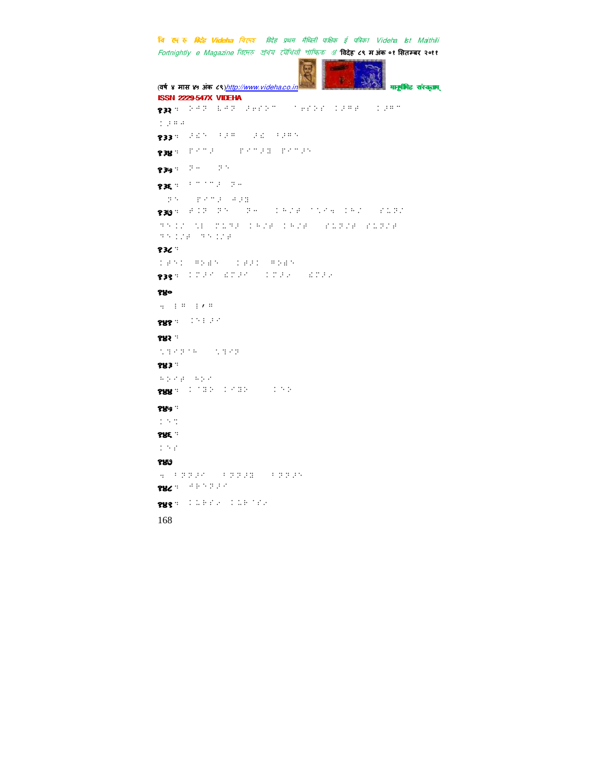१३२ :

१३३ :

१३४ :

१३५ :

१३६ :

१३७ :

१३८ :

१३९ :

१४०

१४१ :

१४२ :

१४३ :

१४४ :

१४५ :

१४६ :

१४७

१४८ :

१४९ :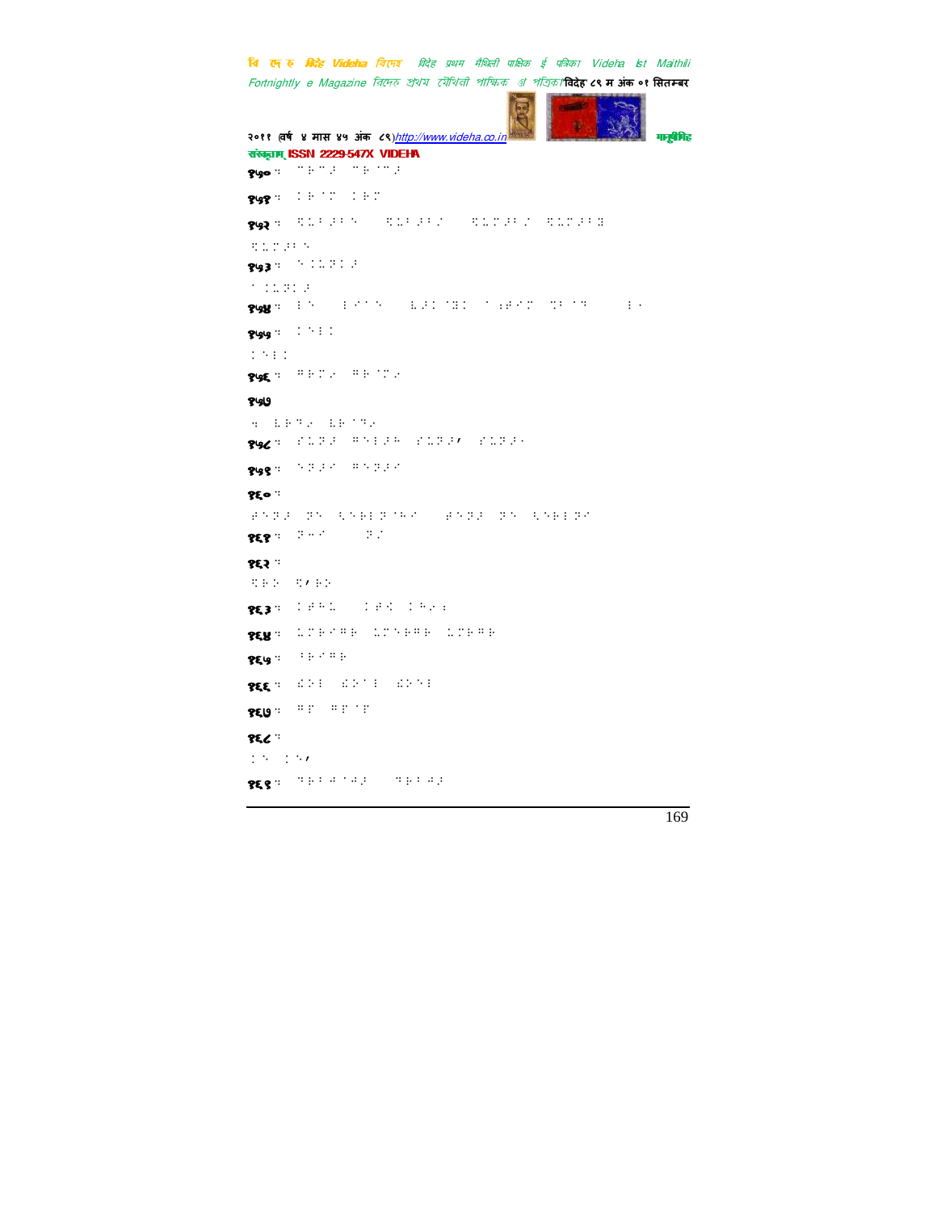१५०ः

१५१ः

१५२ः

१५३ः

१५४ः

१५५ः

१५६ः

१५७

१५८ः

१५९ः

१६०ः

१६१ः

१६२ः

१६३ः

१६४ः

१६५ः

१६६ः

१६७ः

१६८ः

१६९ः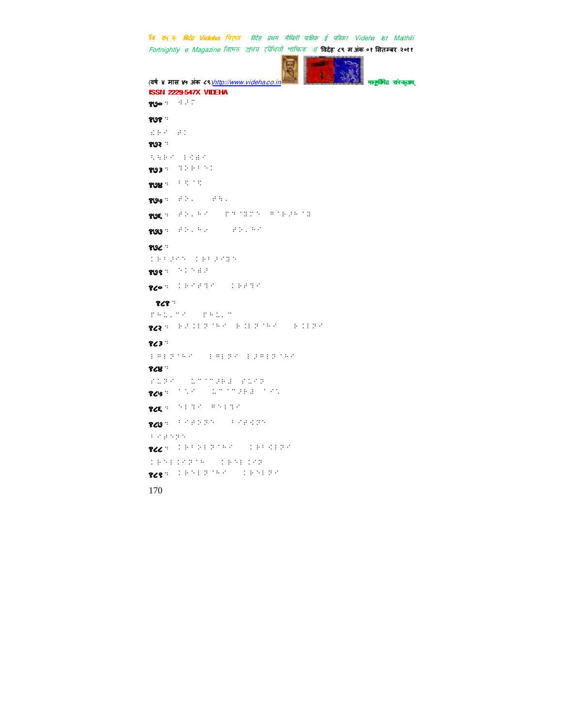ISSN 2229-547X VIDEHA

१७०:

१७१:

१७२:

१७३:

१७४:

१७५:

१७६:

१७७:

१७८:

१७९:

१८०:

१८१:

१८२:

१८३:

१८४:

१८५:

१८६:

१८७:

१८८:

१८९: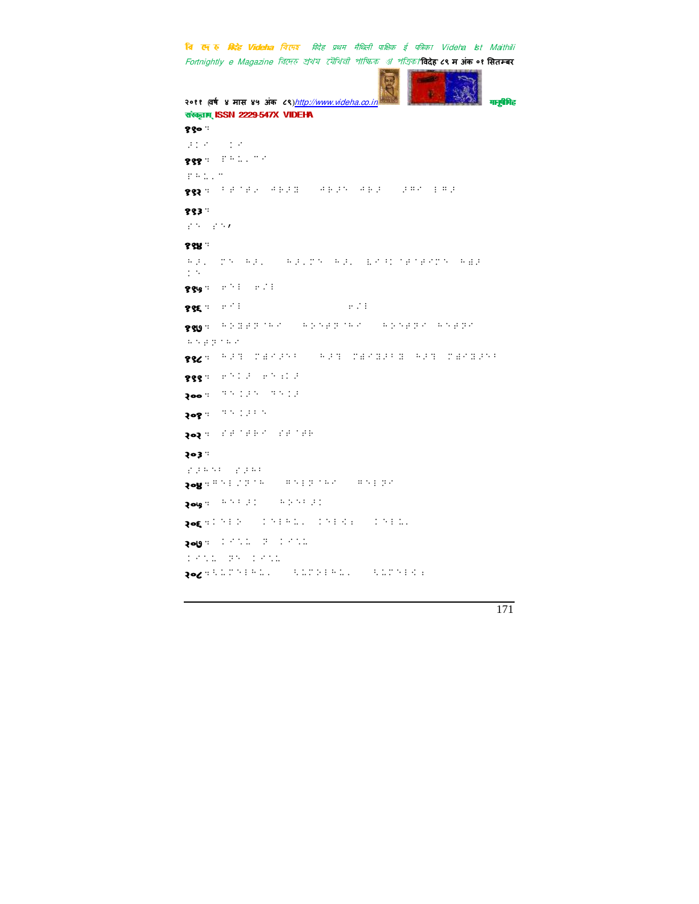१९० ः

१९१ ः

१९२ ः

१९३ ः

१९४ ः

१९५ ः

१९६ ः

१९७ ः

१९८ ः

१९९ ः

२०० ः

२०१ ः

२०२ ः

२०३ ः

२०४ ः

२०५ ः

२०६ ः

२०७ ः

२०८ ः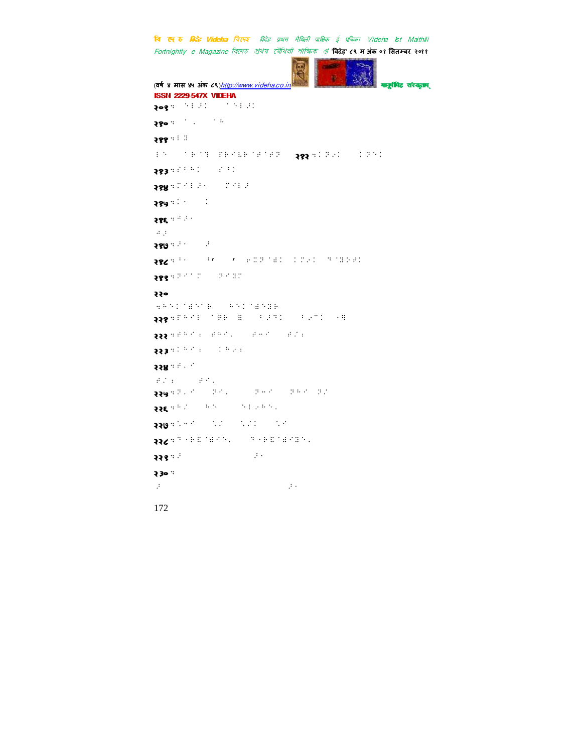२०९

२१०

२११

२१२

२१३

२१४

२१५

२१६

२१७

२१८

२१९

२२०

२२१

२२२

२२३

२२४

२२५

२२६

२२७

२२८

२२९

२३०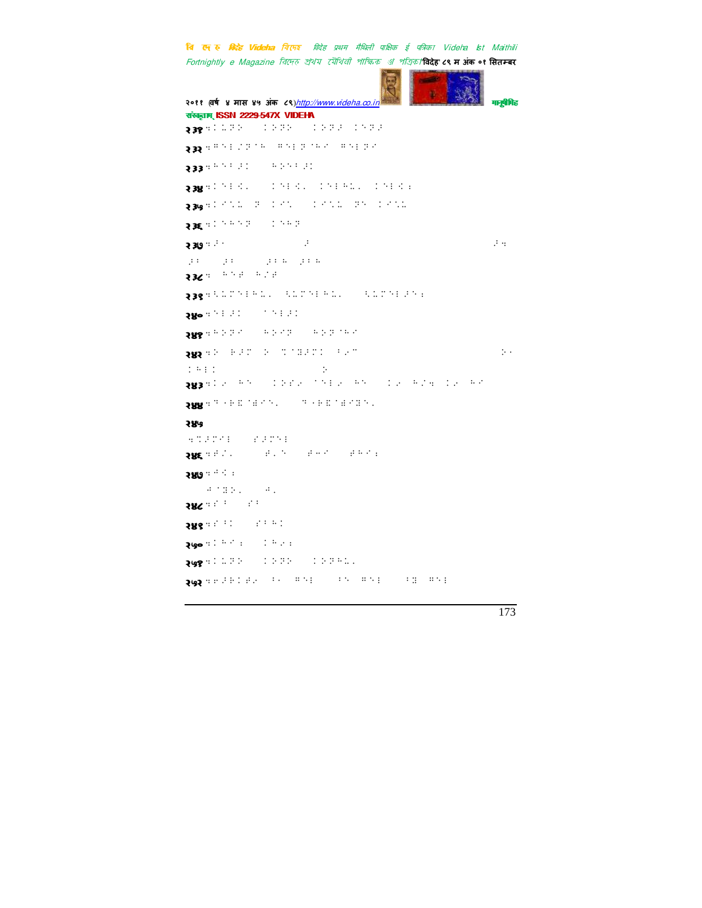२३१

२३२

२३३

२३४

२३५

२३६

२३७

२३८

२३९

२४०

२४१

२४२

२४३

२४४

२४५

२४६

२४७

२४८

२४९

२५०

२५१

२५२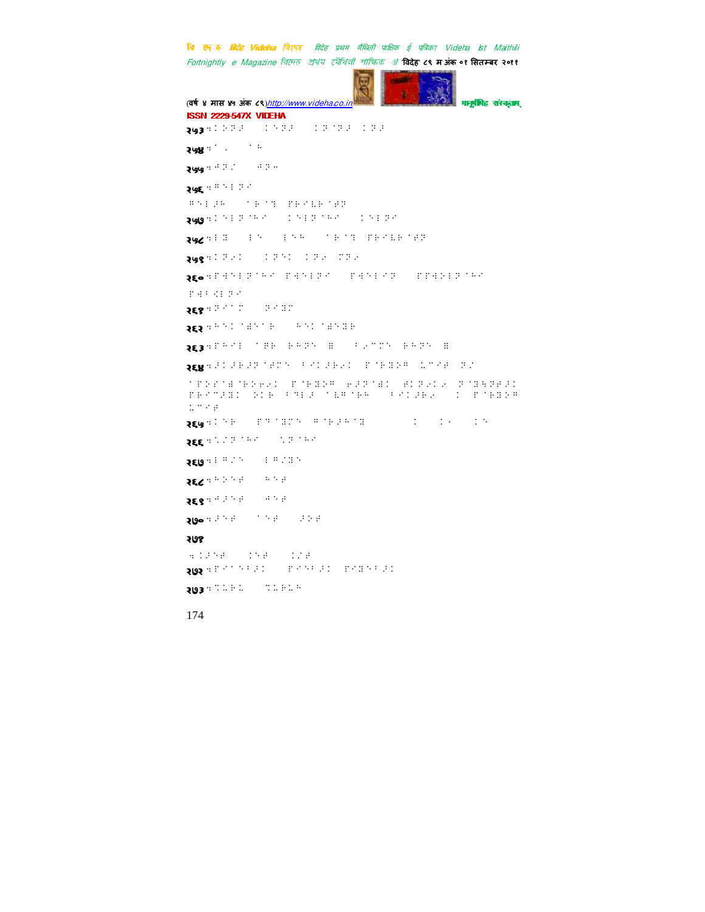ISSN 2229-547X VIDEHA

२५३

२५४

२५५

२५६

२५७

२५८

२५९

२६०

२६१

२६२

२६३

२६४

२६५

२६६

२६७

२६८

२६९

२७०

२७१

२७२

२७३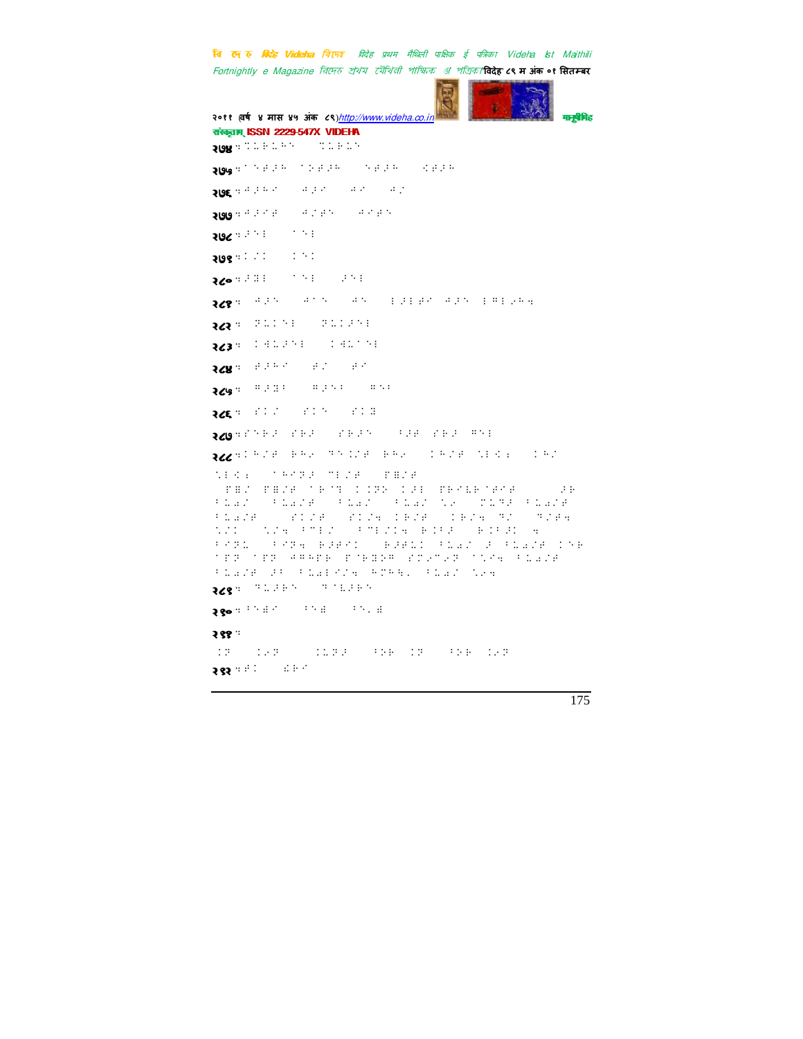२७४ ५

२७५ ५

२७६ ५

२७७ ५

२७८ ५

२७९ ५

२८० ५

२८१ ५

२८२ ५

२८३ ५

२८४ ५

२८५ ५

२८६ ५

२८७ ५

२८८ ५

२८९ ५

२९० ५

२९१ ५

२९२ ५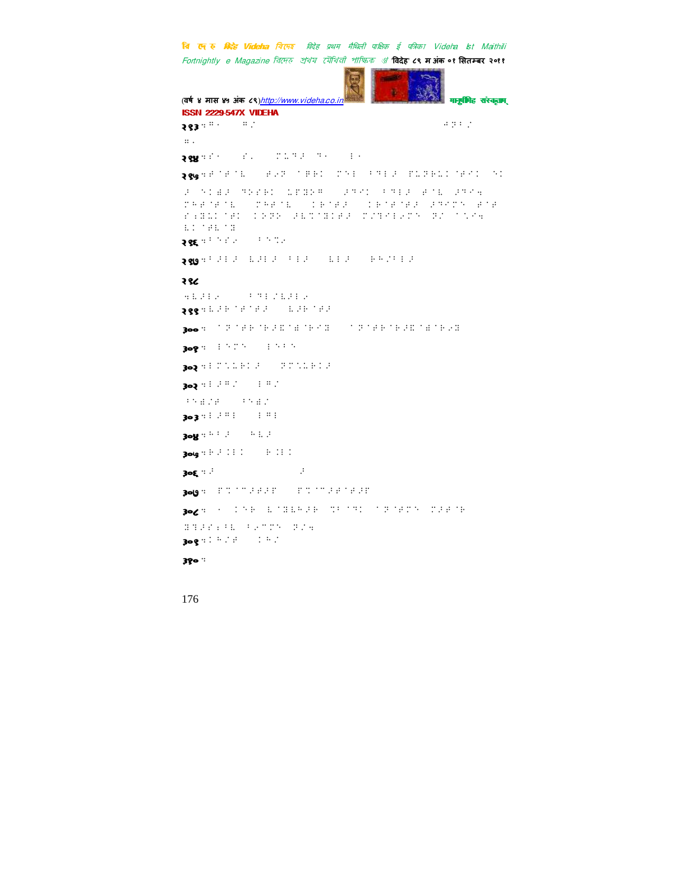२९३

२९४

२९५

२९६

२९७

२९८

२९९

३००

३०१

३०२

३०३

३०३

३०४

३०५

३०६

३०७

३०८

३०९

३१०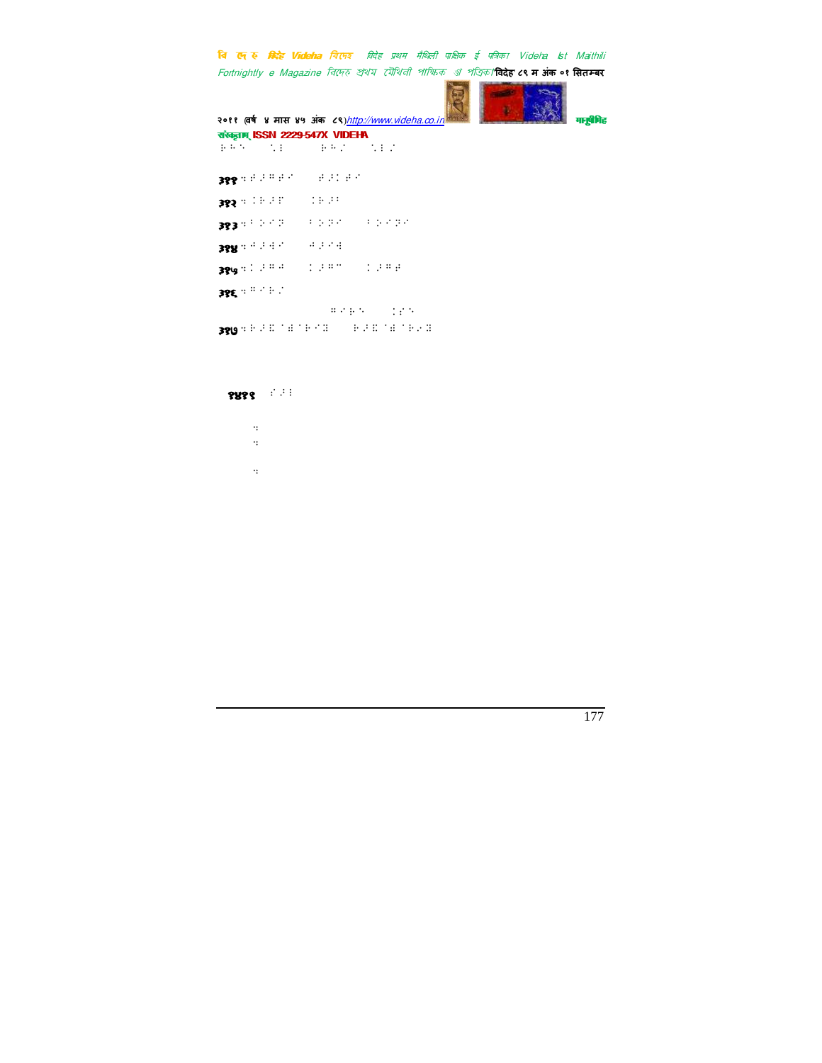३११

३१२

३१३

३१४

३१५

३१६

३१७

१४११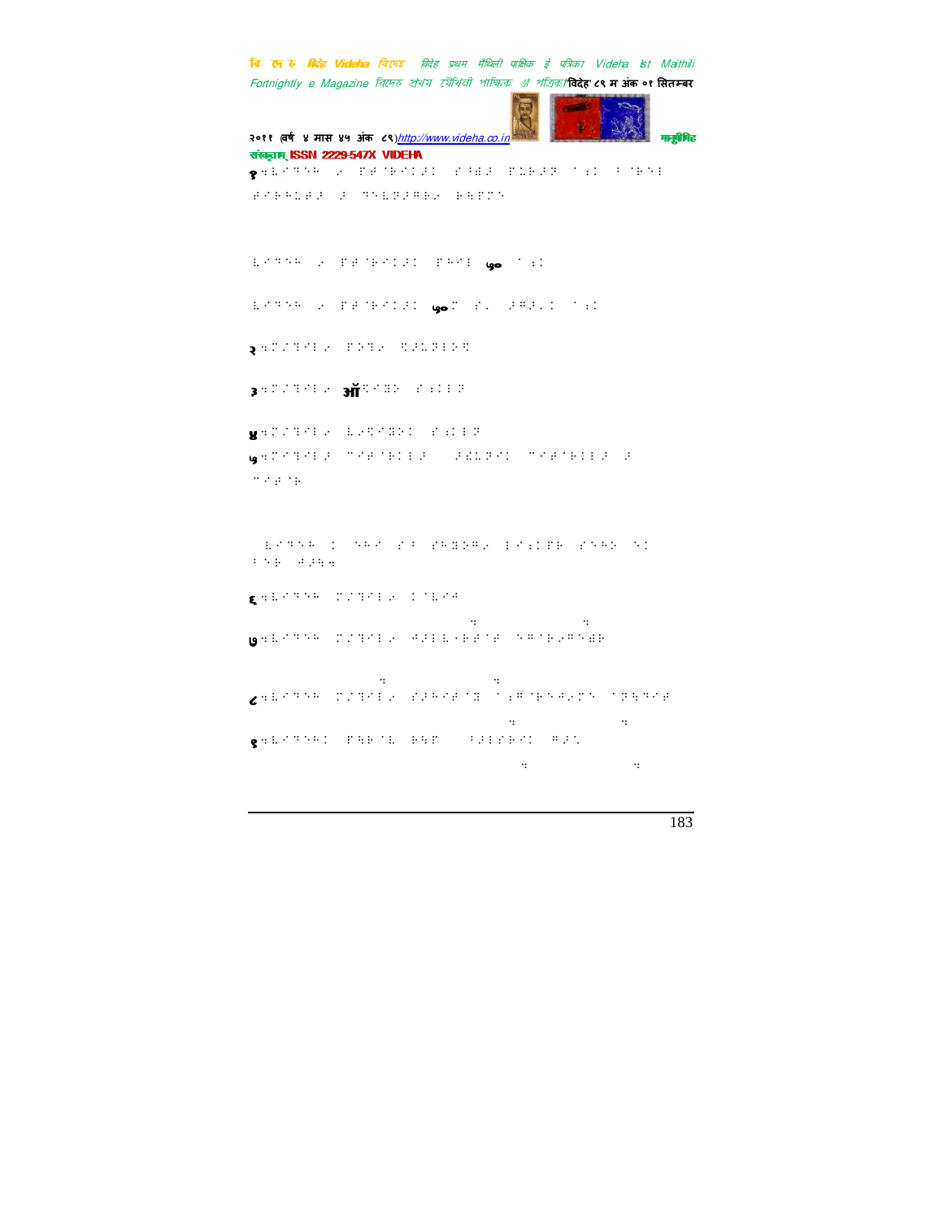१ ...

२ ...

३ ...ऑ...

४ ...

५ ...

६ ...

७ ...

८ ...

९ ...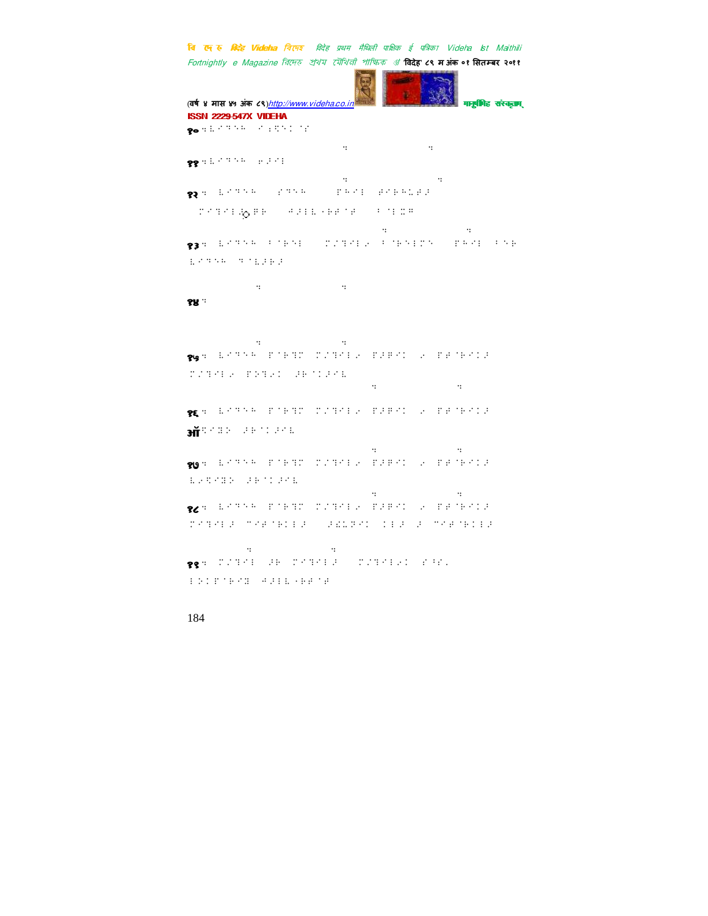१० ः

११ ः

१२ ः

१३ ः

१४ ः

१५ ः

१६ ः

ऑ

१७ ः

१८ ः

१९ ः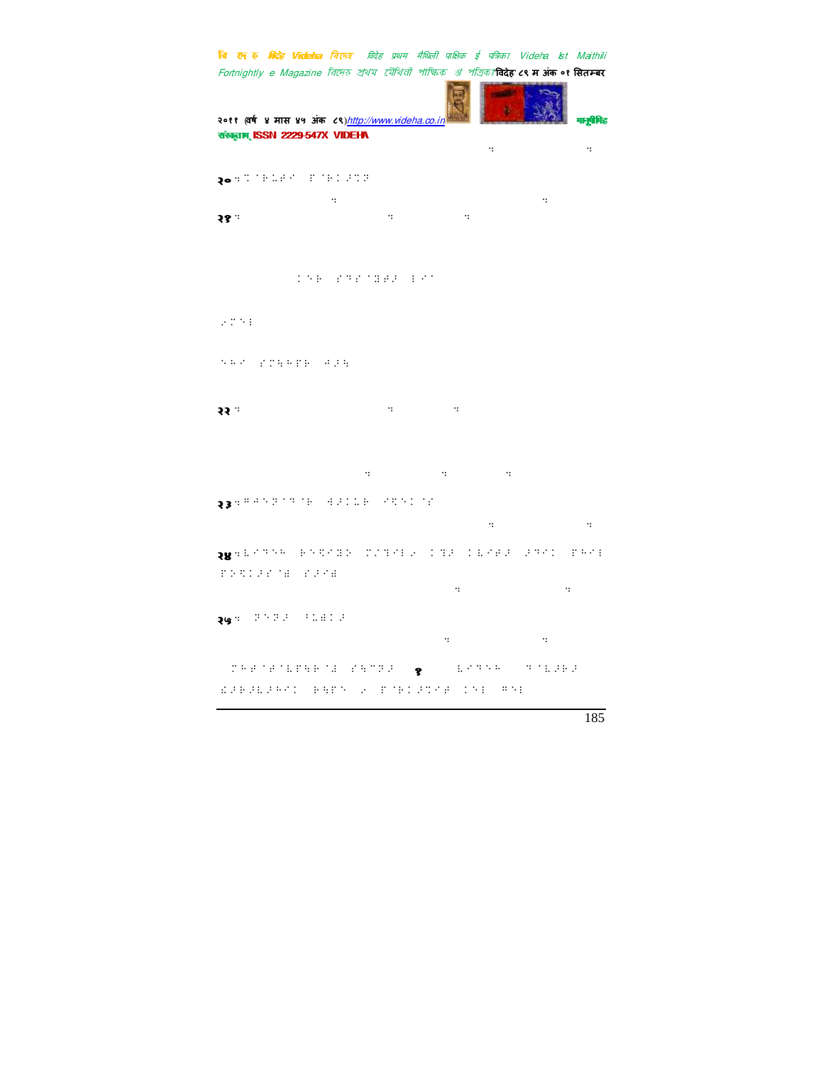२०

२१

२२

२३

२४

२५

१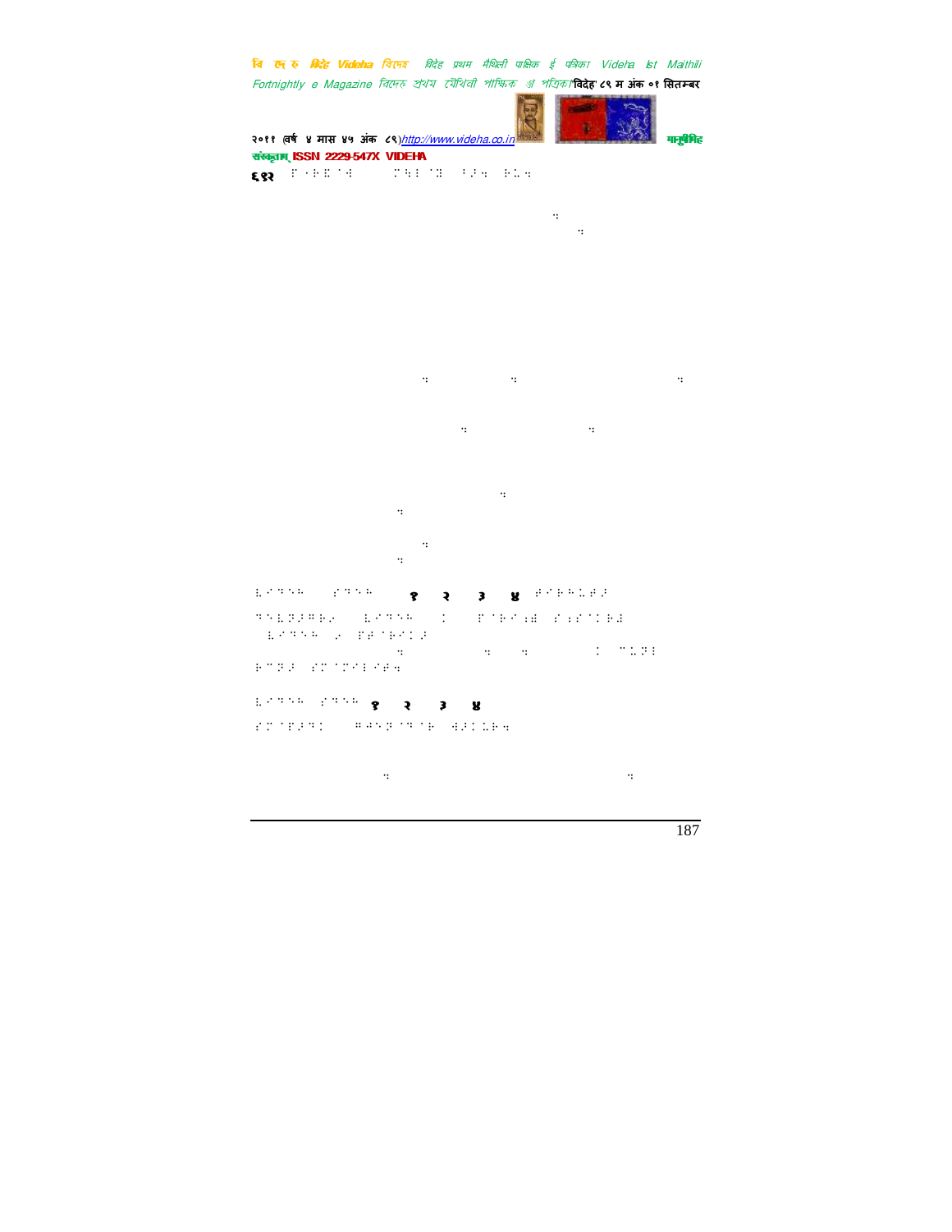६९२

१ २ ३ ४

१ २ ३ ४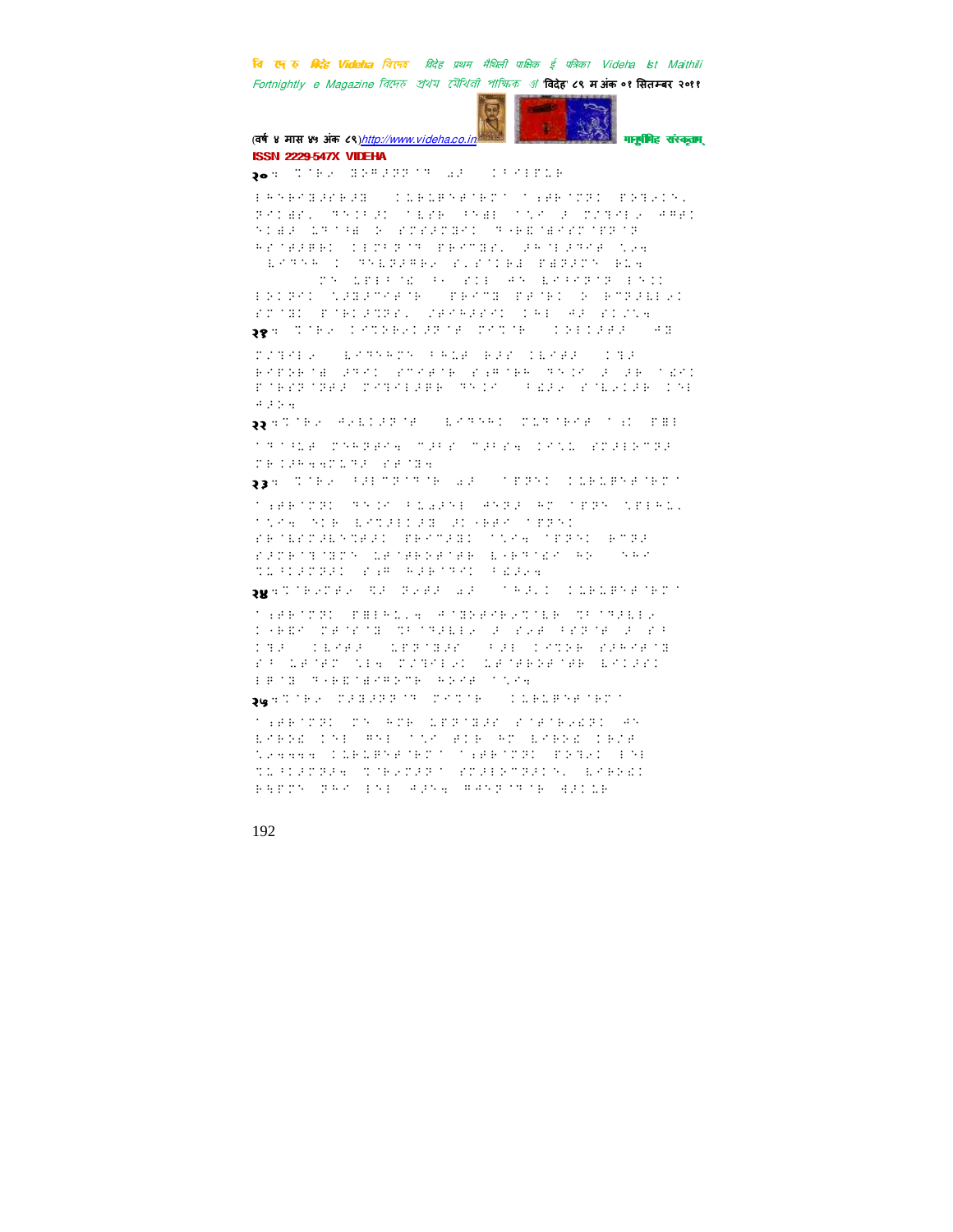ISSN 2229-547X VIDEHA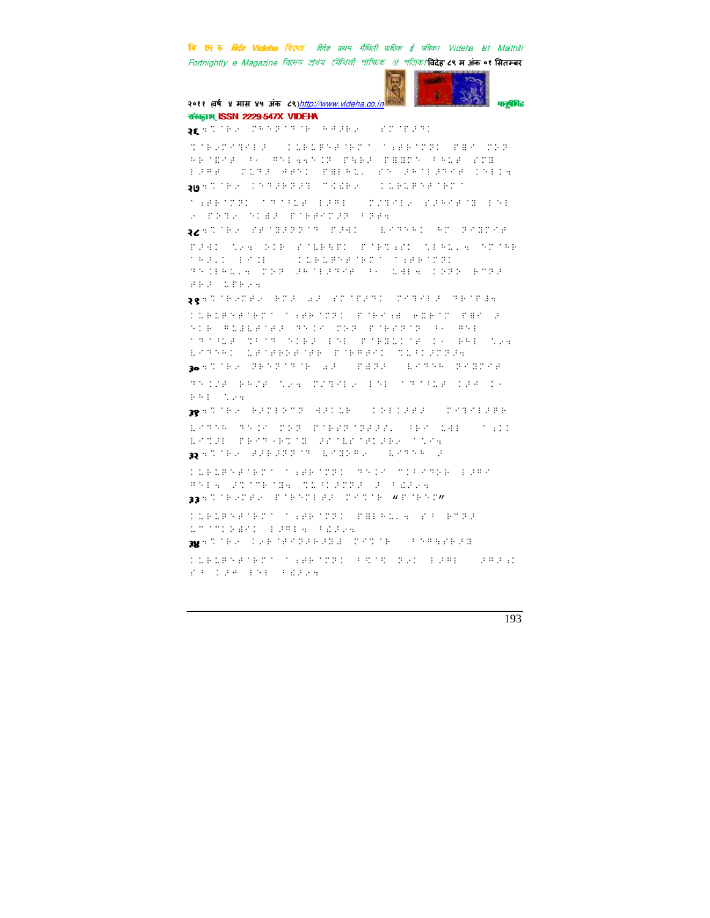२६

२७

२८

२९

३०

३१

३२

३३

३४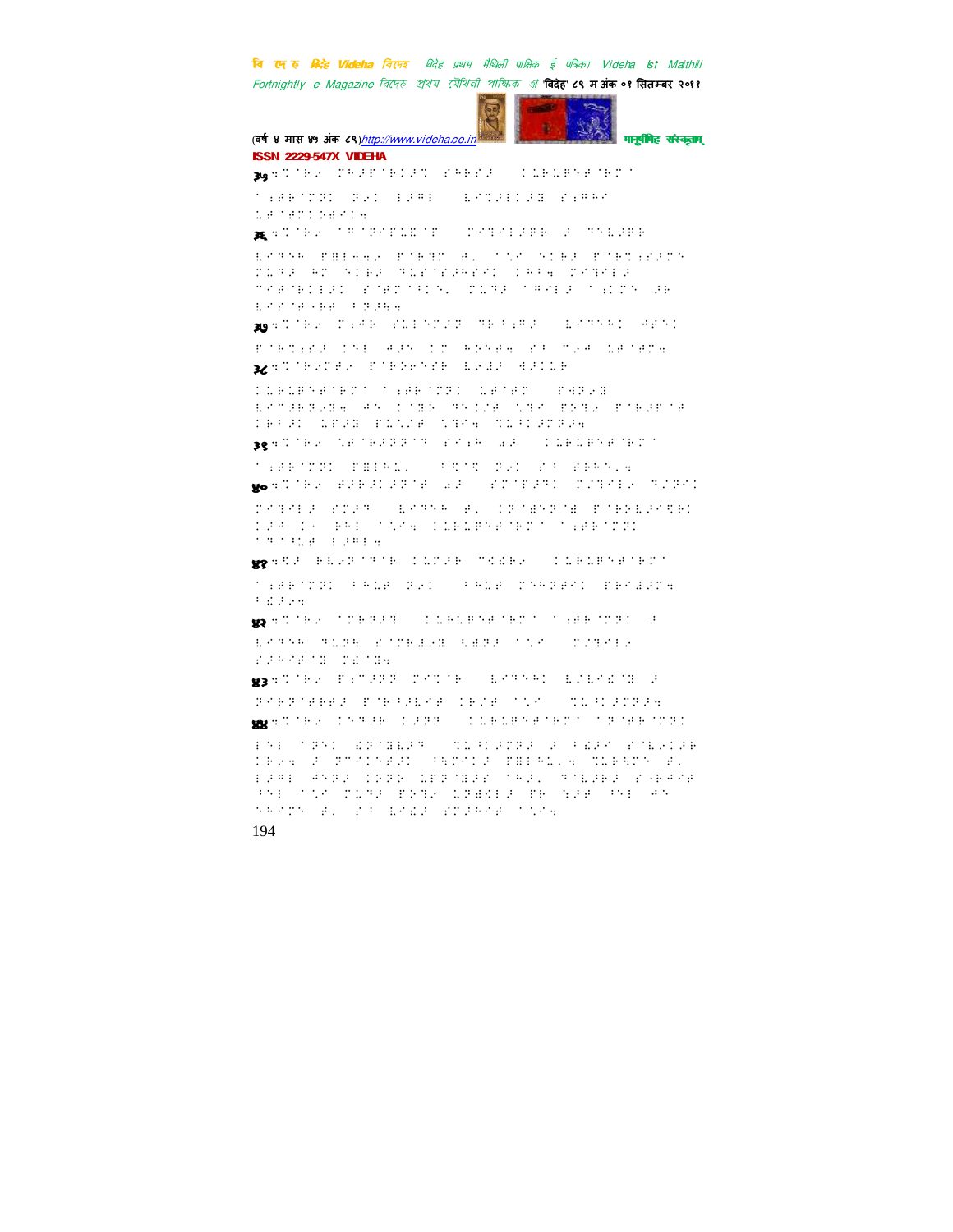ISSN 2229-547X VIDEHA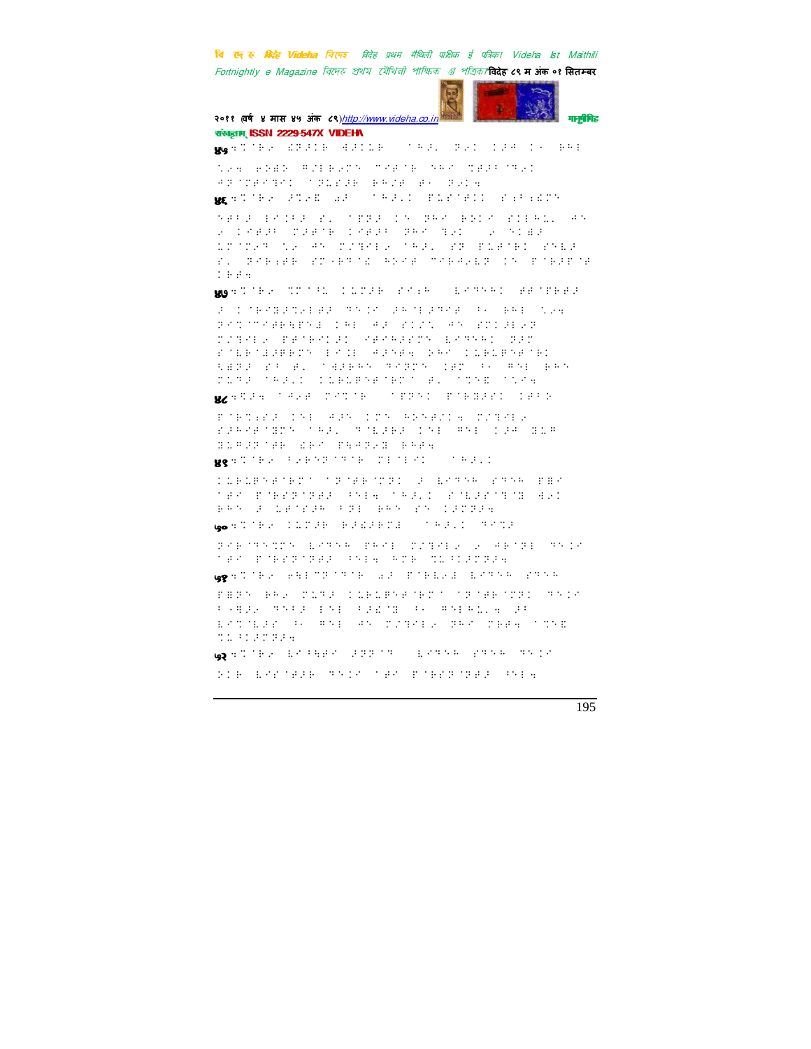वि दे ह विदेह Videha বিদেহ विदेह प्रथम मैथिली पाक्षिक ई पत्रिका Videha Ist Maithili Fortnightly e Magazine বিদেহ প্রথম মৈথিলী পাক্ষিক ই পত্রিকা विदेह' ८९ म अंक ०१ सितम्बर २०११ (वर्ष ४ मास ४५ अंक ८९) http://www.videha.co.in मानुषीमिह संस्कृताम् ISSN 2229-547X VIDEHA